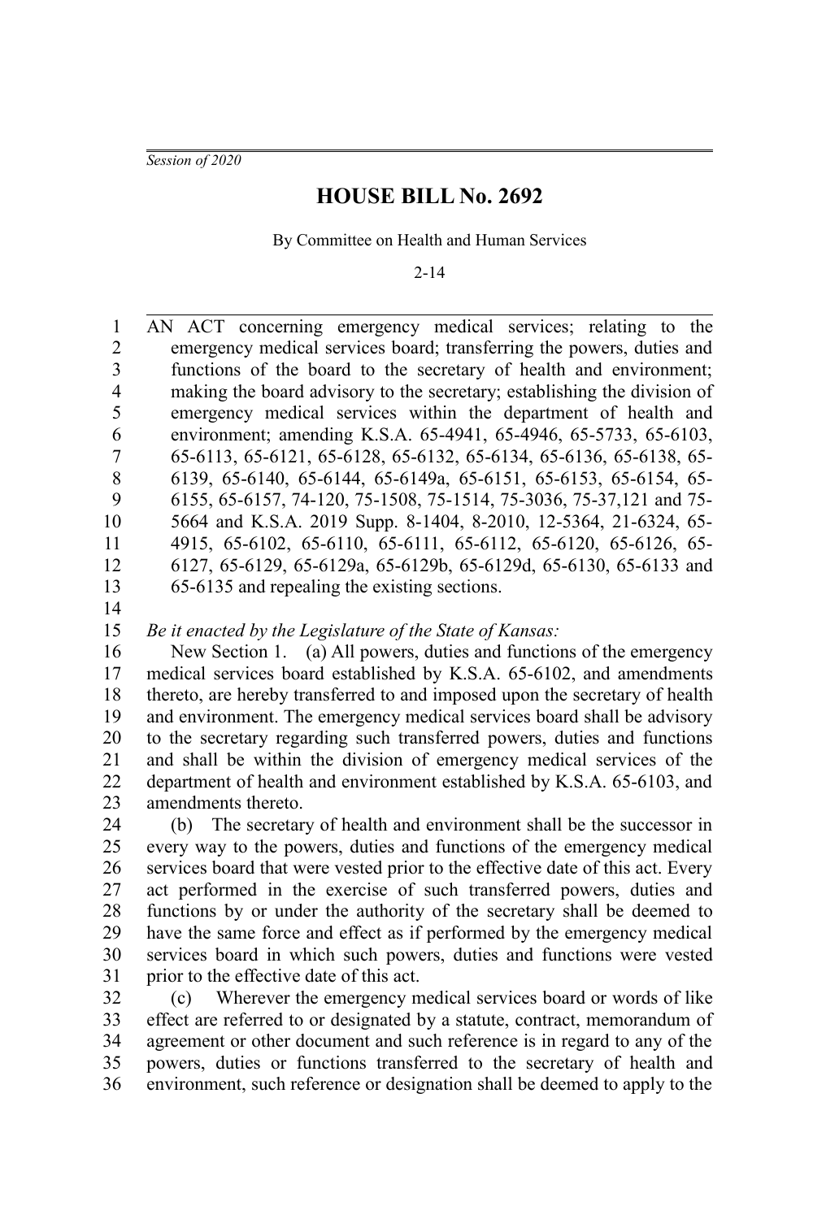*Session of 2020*

# HOUSE BILL No. 2692

By Committee on Health and Human Services

2-14

AN ACT concerning emergency medical services; relating to the emergency medical services board; transferring the powers, duties and functions of the board to the secretary of health and environment; making the board advisory to the secretary; establishing the division of emergency medical services within the department of health and environment; amending K.S.A. 65-4941, 65-4946, 65-5733, 65-6103, 65-6113, 65-6121, 65-6128, 65-6132, 65-6134, 65-6136, 65-6138, 65-6139, 65-6140, 65-6144, 65-6149a, 65-6151, 65-6153, 65-6154, 65-6155, 65-6157, 74-120, 75-1508, 75-1514, 75-3036, 75-37,121 and 75-5664 and K.S.A. 2019 Supp. 8-1404, 8-2010, 12-5364, 21-6324, 65-4915, 65-6102, 65-6110, 65-6111, 65-6112, 65-6120, 65-6126, 65-6127, 65-6129, 65-6129a, 65-6129b, 65-6129d, 65-6130, 65-6133 and 65-6135 and repealing the existing sections.

*Be it enacted by the Legislature of the State of Kansas:*

New Section 1. (a) All powers, duties and functions of the emergency medical services board established by K.S.A. 65-6102, and amendments thereto, are hereby transferred to and imposed upon the secretary of health and environment. The emergency medical services board shall be advisory to the secretary regarding such transferred powers, duties and functions and shall be within the division of emergency medical services of the department of health and environment established by K.S.A. 65-6103, and amendments thereto.

(b) The secretary of health and environment shall be the successor in every way to the powers, duties and functions of the emergency medical services board that were vested prior to the effective date of this act. Every act performed in the exercise of such transferred powers, duties and functions by or under the authority of the secretary shall be deemed to have the same force and effect as if performed by the emergency medical services board in which such powers, duties and functions were vested prior to the effective date of this act.

(c) Wherever the emergency medical services board or words of like effect are referred to or designated by a statute, contract, memorandum of agreement or other document and such reference is in regard to any of the powers, duties or functions transferred to the secretary of health and environment, such reference or designation shall be deemed to apply to the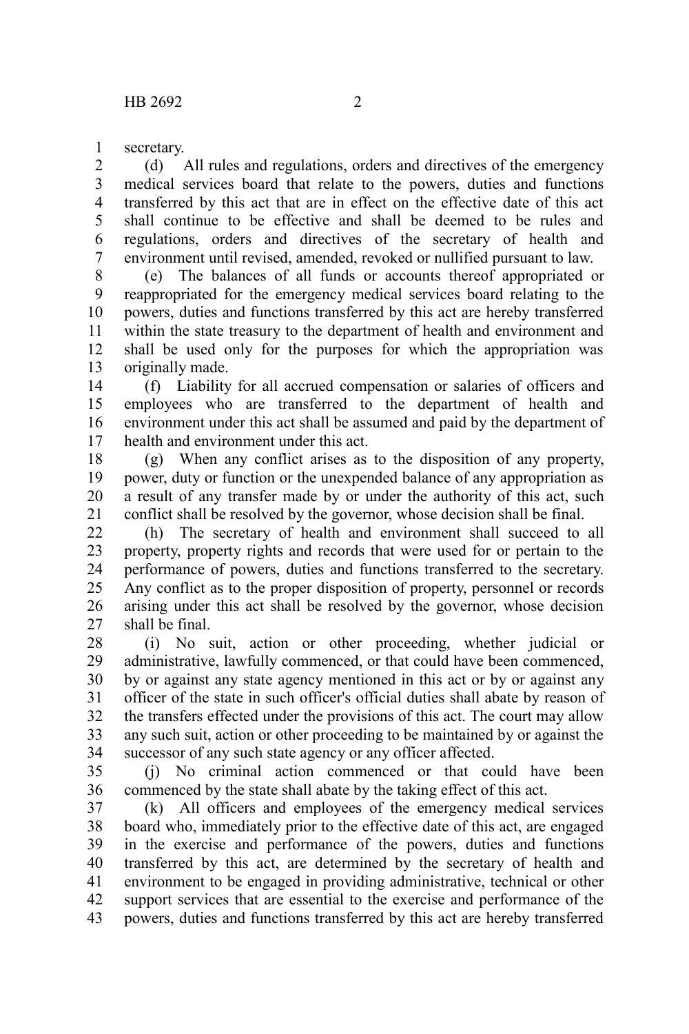secretary.

(d) All rules and regulations, orders and directives of the emergency medical services board that relate to the powers, duties and functions transferred by this act that are in effect on the effective date of this act shall continue to be effective and shall be deemed to be rules and regulations, orders and directives of the secretary of health and environment until revised, amended, revoked or nullified pursuant to law.

(e) The balances of all funds or accounts thereof appropriated or reappropriated for the emergency medical services board relating to the powers, duties and functions transferred by this act are hereby transferred within the state treasury to the department of health and environment and shall be used only for the purposes for which the appropriation was originally made.

(f) Liability for all accrued compensation or salaries of officers and employees who are transferred to the department of health and environment under this act shall be assumed and paid by the department of health and environment under this act.

(g) When any conflict arises as to the disposition of any property, power, duty or function or the unexpended balance of any appropriation as a result of any transfer made by or under the authority of this act, such conflict shall be resolved by the governor, whose decision shall be final.

(h) The secretary of health and environment shall succeed to all property, property rights and records that were used for or pertain to the performance of powers, duties and functions transferred to the secretary. Any conflict as to the proper disposition of property, personnel or records arising under this act shall be resolved by the governor, whose decision shall be final.

(i) No suit, action or other proceeding, whether judicial or administrative, lawfully commenced, or that could have been commenced, by or against any state agency mentioned in this act or by or against any officer of the state in such officer's official duties shall abate by reason of the transfers effected under the provisions of this act. The court may allow any such suit, action or other proceeding to be maintained by or against the successor of any such state agency or any officer affected.

(j) No criminal action commenced or that could have been commenced by the state shall abate by the taking effect of this act.

(k) All officers and employees of the emergency medical services board who, immediately prior to the effective date of this act, are engaged in the exercise and performance of the powers, duties and functions transferred by this act, are determined by the secretary of health and environment to be engaged in providing administrative, technical or other support services that are essential to the exercise and performance of the powers, duties and functions transferred by this act are hereby transferred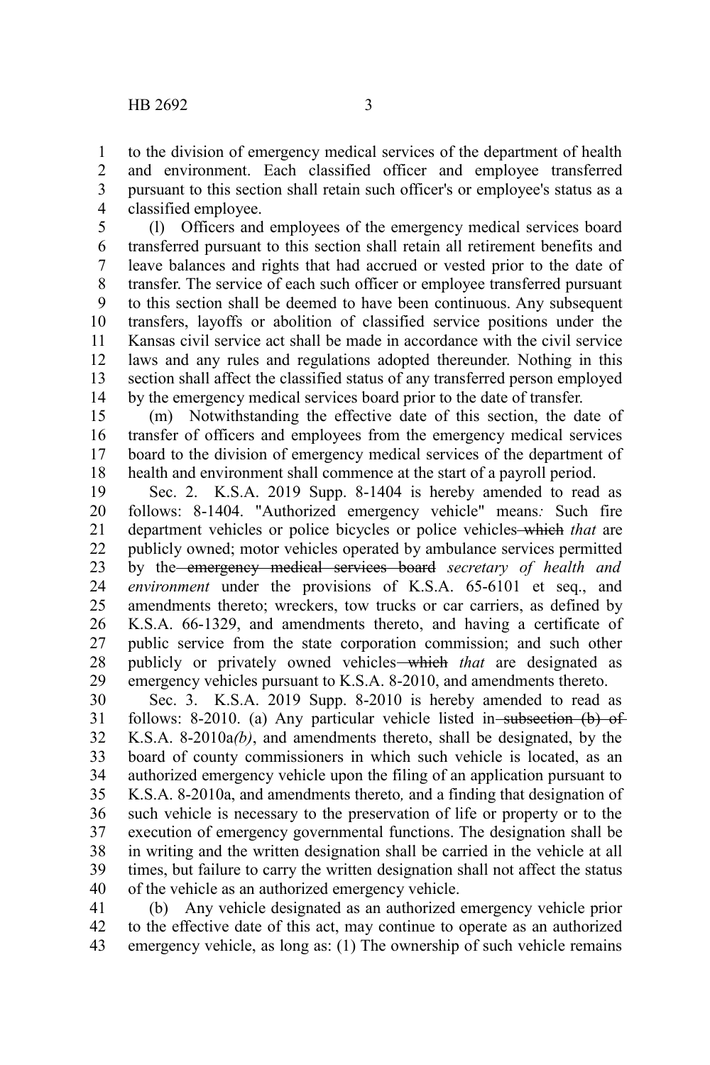to the division of emergency medical services of the department of health and environment. Each classified officer and employee transferred pursuant to this section shall retain such officer's or employee's status as a classified employee.

(l) Officers and employees of the emergency medical services board transferred pursuant to this section shall retain all retirement benefits and leave balances and rights that had accrued or vested prior to the date of transfer. The service of each such officer or employee transferred pursuant to this section shall be deemed to have been continuous. Any subsequent transfers, layoffs or abolition of classified service positions under the Kansas civil service act shall be made in accordance with the civil service laws and any rules and regulations adopted thereunder. Nothing in this section shall affect the classified status of any transferred person employed by the emergency medical services board prior to the date of transfer.

(m) Notwithstanding the effective date of this section, the date of transfer of officers and employees from the emergency medical services board to the division of emergency medical services of the department of health and environment shall commence at the start of a payroll period.

Sec. 2. K.S.A. 2019 Supp. 8-1404 is hereby amended to read as follows: 8-1404. "Authorized emergency vehicle" means*:* Such fire department vehicles or police bicycles or police vehicles ~~which~~ *that* are publicly owned; motor vehicles operated by ambulance services permitted by the ~~emergency medical services board~~ *secretary of health and environment* under the provisions of K.S.A. 65-6101 et seq., and amendments thereto; wreckers, tow trucks or car carriers, as defined by K.S.A. 66-1329, and amendments thereto, and having a certificate of public service from the state corporation commission; and such other publicly or privately owned vehicles ~~which~~ *that* are designated as emergency vehicles pursuant to K.S.A. 8-2010, and amendments thereto.

Sec. 3. K.S.A. 2019 Supp. 8-2010 is hereby amended to read as follows: 8-2010. (a) Any particular vehicle listed in ~~subsection (b) of~~ K.S.A. 8-2010a*(b)*, and amendments thereto, shall be designated, by the board of county commissioners in which such vehicle is located, as an authorized emergency vehicle upon the filing of an application pursuant to K.S.A. 8-2010a, and amendments thereto*,* and a finding that designation of such vehicle is necessary to the preservation of life or property or to the execution of emergency governmental functions. The designation shall be in writing and the written designation shall be carried in the vehicle at all times, but failure to carry the written designation shall not affect the status of the vehicle as an authorized emergency vehicle.

(b) Any vehicle designated as an authorized emergency vehicle prior to the effective date of this act, may continue to operate as an authorized emergency vehicle, as long as: (1) The ownership of such vehicle remains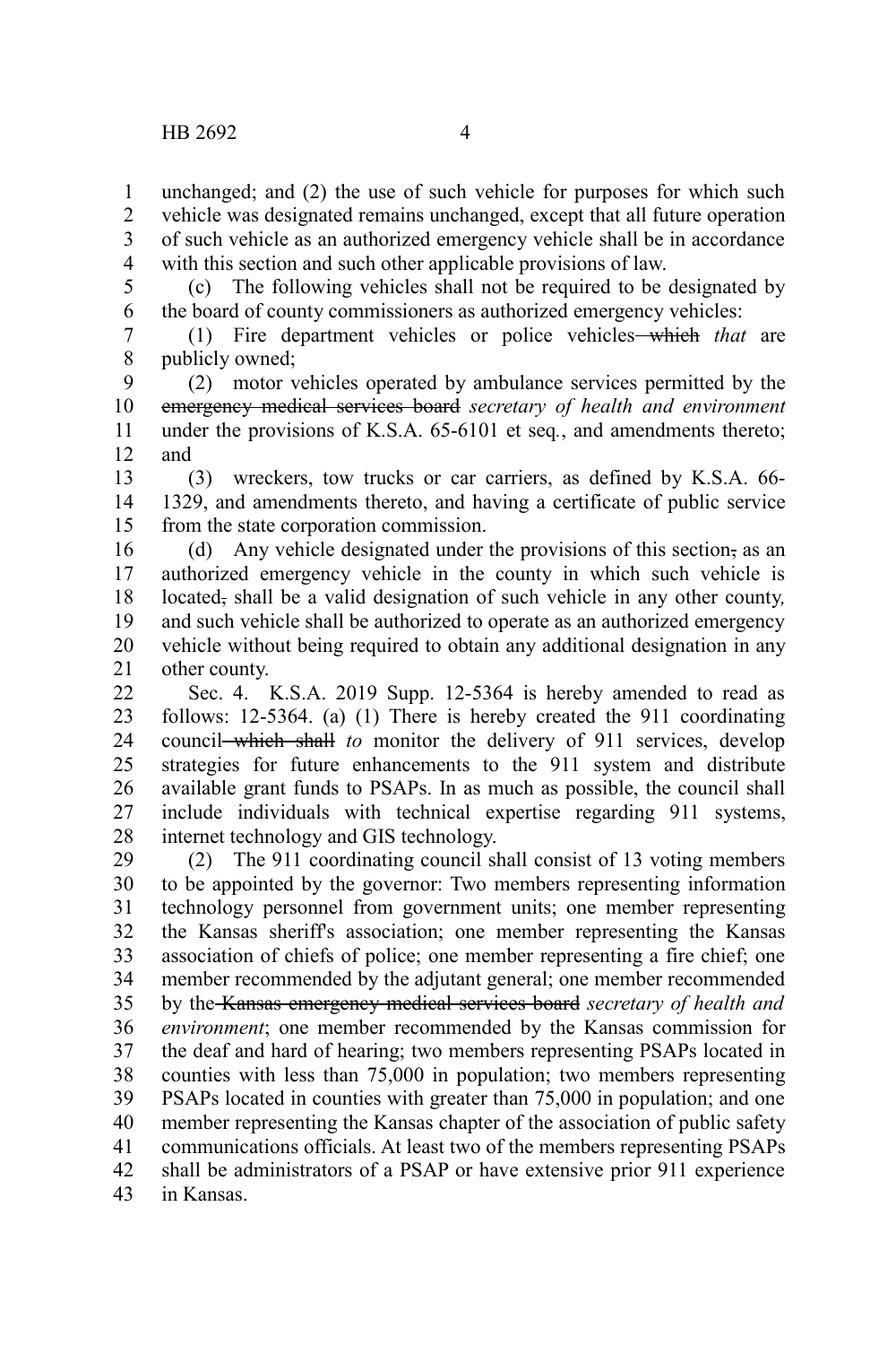unchanged; and (2) the use of such vehicle for purposes for which such vehicle was designated remains unchanged, except that all future operation of such vehicle as an authorized emergency vehicle shall be in accordance with this section and such other applicable provisions of law.

(c) The following vehicles shall not be required to be designated by the board of county commissioners as authorized emergency vehicles:

(1) Fire department vehicles or police vehicles ~~which~~ *that* are publicly owned;

(2) motor vehicles operated by ambulance services permitted by the ~~emergency medical services board~~ *secretary of health and environment* under the provisions of K.S.A. 65-6101 et seq., and amendments thereto; and

(3) wreckers, tow trucks or car carriers, as defined by K.S.A. 66-1329, and amendments thereto, and having a certificate of public service from the state corporation commission.

(d) Any vehicle designated under the provisions of this section~~,~~ as an authorized emergency vehicle in the county in which such vehicle is located~~,~~ shall be a valid designation of such vehicle in any other county*,* and such vehicle shall be authorized to operate as an authorized emergency vehicle without being required to obtain any additional designation in any other county.

Sec. 4. K.S.A. 2019 Supp. 12-5364 is hereby amended to read as follows: 12-5364. (a) (1) There is hereby created the 911 coordinating council ~~which shall~~ *to* monitor the delivery of 911 services, develop strategies for future enhancements to the 911 system and distribute available grant funds to PSAPs. In as much as possible, the council shall include individuals with technical expertise regarding 911 systems, internet technology and GIS technology.

(2) The 911 coordinating council shall consist of 13 voting members to be appointed by the governor: Two members representing information technology personnel from government units; one member representing the Kansas sheriff's association; one member representing the Kansas association of chiefs of police; one member representing a fire chief; one member recommended by the adjutant general; one member recommended by the ~~Kansas emergency medical services board~~ *secretary of health and environment*; one member recommended by the Kansas commission for the deaf and hard of hearing; two members representing PSAPs located in counties with less than 75,000 in population; two members representing PSAPs located in counties with greater than 75,000 in population; and one member representing the Kansas chapter of the association of public safety communications officials. At least two of the members representing PSAPs shall be administrators of a PSAP or have extensive prior 911 experience in Kansas.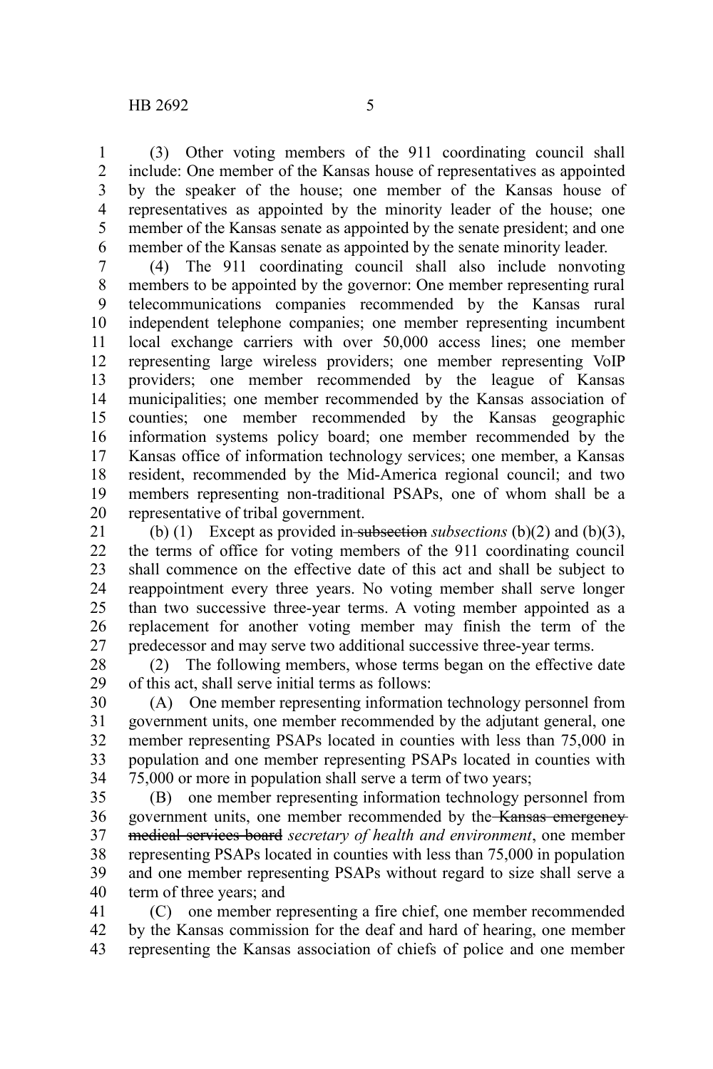(3) Other voting members of the 911 coordinating council shall include: One member of the Kansas house of representatives as appointed by the speaker of the house; one member of the Kansas house of representatives as appointed by the minority leader of the house; one member of the Kansas senate as appointed by the senate president; and one member of the Kansas senate as appointed by the senate minority leader.

(4) The 911 coordinating council shall also include nonvoting members to be appointed by the governor: One member representing rural telecommunications companies recommended by the Kansas rural independent telephone companies; one member representing incumbent local exchange carriers with over 50,000 access lines; one member representing large wireless providers; one member representing VoIP providers; one member recommended by the league of Kansas municipalities; one member recommended by the Kansas association of counties; one member recommended by the Kansas geographic information systems policy board; one member recommended by the Kansas office of information technology services; one member, a Kansas resident, recommended by the Mid-America regional council; and two members representing non-traditional PSAPs, one of whom shall be a representative of tribal government.

(b) (1) Except as provided in ~~subsection~~ *subsections* (b)(2) and (b)(3), the terms of office for voting members of the 911 coordinating council shall commence on the effective date of this act and shall be subject to reappointment every three years. No voting member shall serve longer than two successive three-year terms. A voting member appointed as a replacement for another voting member may finish the term of the predecessor and may serve two additional successive three-year terms.

(2) The following members, whose terms began on the effective date of this act, shall serve initial terms as follows:

(A) One member representing information technology personnel from government units, one member recommended by the adjutant general, one member representing PSAPs located in counties with less than 75,000 in population and one member representing PSAPs located in counties with 75,000 or more in population shall serve a term of two years;

(B) one member representing information technology personnel from government units, one member recommended by the ~~Kansas emergency medical services board~~ *secretary of health and environment*, one member representing PSAPs located in counties with less than 75,000 in population and one member representing PSAPs without regard to size shall serve a term of three years; and

(C) one member representing a fire chief, one member recommended by the Kansas commission for the deaf and hard of hearing, one member representing the Kansas association of chiefs of police and one member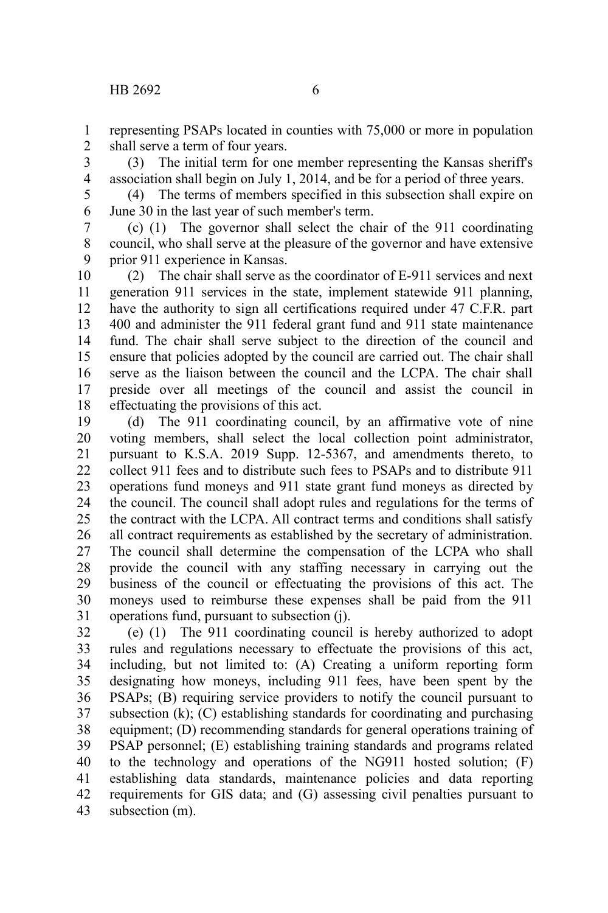representing PSAPs located in counties with 75,000 or more in population shall serve a term of four years.

(3) The initial term for one member representing the Kansas sheriff's association shall begin on July 1, 2014, and be for a period of three years.

(4) The terms of members specified in this subsection shall expire on June 30 in the last year of such member's term.

(c) (1) The governor shall select the chair of the 911 coordinating council, who shall serve at the pleasure of the governor and have extensive prior 911 experience in Kansas.

(2) The chair shall serve as the coordinator of E-911 services and next generation 911 services in the state, implement statewide 911 planning, have the authority to sign all certifications required under 47 C.F.R. part 400 and administer the 911 federal grant fund and 911 state maintenance fund. The chair shall serve subject to the direction of the council and ensure that policies adopted by the council are carried out. The chair shall serve as the liaison between the council and the LCPA. The chair shall preside over all meetings of the council and assist the council in effectuating the provisions of this act.

(d) The 911 coordinating council, by an affirmative vote of nine voting members, shall select the local collection point administrator, pursuant to K.S.A. 2019 Supp. 12-5367, and amendments thereto, to collect 911 fees and to distribute such fees to PSAPs and to distribute 911 operations fund moneys and 911 state grant fund moneys as directed by the council. The council shall adopt rules and regulations for the terms of the contract with the LCPA. All contract terms and conditions shall satisfy all contract requirements as established by the secretary of administration. The council shall determine the compensation of the LCPA who shall provide the council with any staffing necessary in carrying out the business of the council or effectuating the provisions of this act. The moneys used to reimburse these expenses shall be paid from the 911 operations fund, pursuant to subsection (j).

(e) (1) The 911 coordinating council is hereby authorized to adopt rules and regulations necessary to effectuate the provisions of this act, including, but not limited to: (A) Creating a uniform reporting form designating how moneys, including 911 fees, have been spent by the PSAPs; (B) requiring service providers to notify the council pursuant to subsection (k); (C) establishing standards for coordinating and purchasing equipment; (D) recommending standards for general operations training of PSAP personnel; (E) establishing training standards and programs related to the technology and operations of the NG911 hosted solution; (F) establishing data standards, maintenance policies and data reporting requirements for GIS data; and (G) assessing civil penalties pursuant to subsection (m).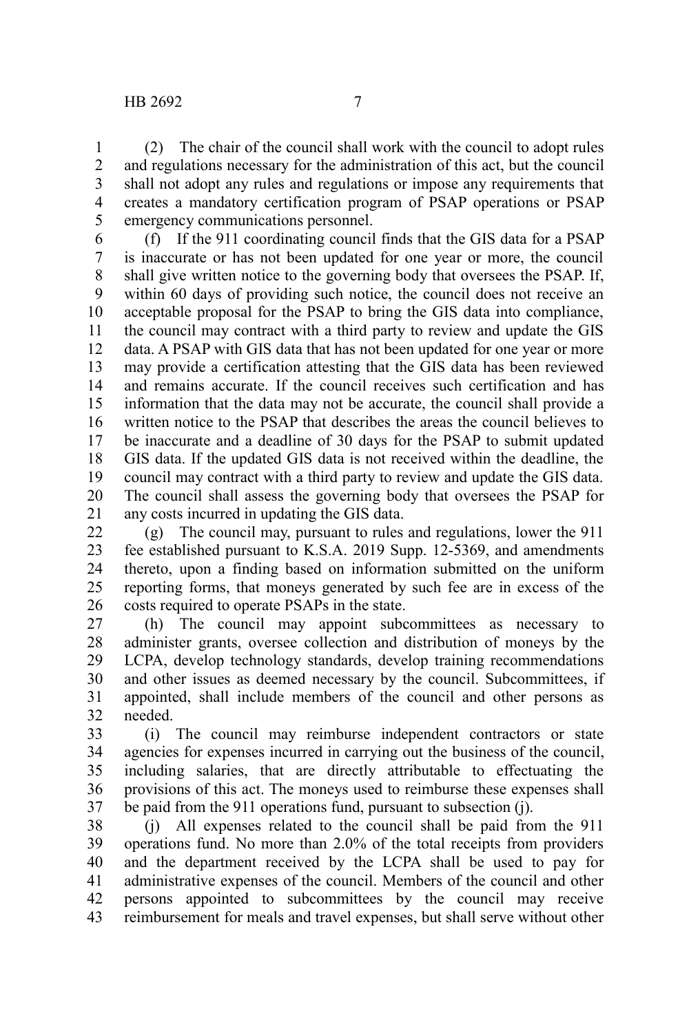(2) The chair of the council shall work with the council to adopt rules and regulations necessary for the administration of this act, but the council shall not adopt any rules and regulations or impose any requirements that creates a mandatory certification program of PSAP operations or PSAP emergency communications personnel.

(f) If the 911 coordinating council finds that the GIS data for a PSAP is inaccurate or has not been updated for one year or more, the council shall give written notice to the governing body that oversees the PSAP. If, within 60 days of providing such notice, the council does not receive an acceptable proposal for the PSAP to bring the GIS data into compliance, the council may contract with a third party to review and update the GIS data. A PSAP with GIS data that has not been updated for one year or more may provide a certification attesting that the GIS data has been reviewed and remains accurate. If the council receives such certification and has information that the data may not be accurate, the council shall provide a written notice to the PSAP that describes the areas the council believes to be inaccurate and a deadline of 30 days for the PSAP to submit updated GIS data. If the updated GIS data is not received within the deadline, the council may contract with a third party to review and update the GIS data. The council shall assess the governing body that oversees the PSAP for any costs incurred in updating the GIS data.

(g) The council may, pursuant to rules and regulations, lower the 911 fee established pursuant to K.S.A. 2019 Supp. 12-5369, and amendments thereto, upon a finding based on information submitted on the uniform reporting forms, that moneys generated by such fee are in excess of the costs required to operate PSAPs in the state.

(h) The council may appoint subcommittees as necessary to administer grants, oversee collection and distribution of moneys by the LCPA, develop technology standards, develop training recommendations and other issues as deemed necessary by the council. Subcommittees, if appointed, shall include members of the council and other persons as needed.

(i) The council may reimburse independent contractors or state agencies for expenses incurred in carrying out the business of the council, including salaries, that are directly attributable to effectuating the provisions of this act. The moneys used to reimburse these expenses shall be paid from the 911 operations fund, pursuant to subsection (j).

(j) All expenses related to the council shall be paid from the 911 operations fund. No more than 2.0% of the total receipts from providers and the department received by the LCPA shall be used to pay for administrative expenses of the council. Members of the council and other persons appointed to subcommittees by the council may receive reimbursement for meals and travel expenses, but shall serve without other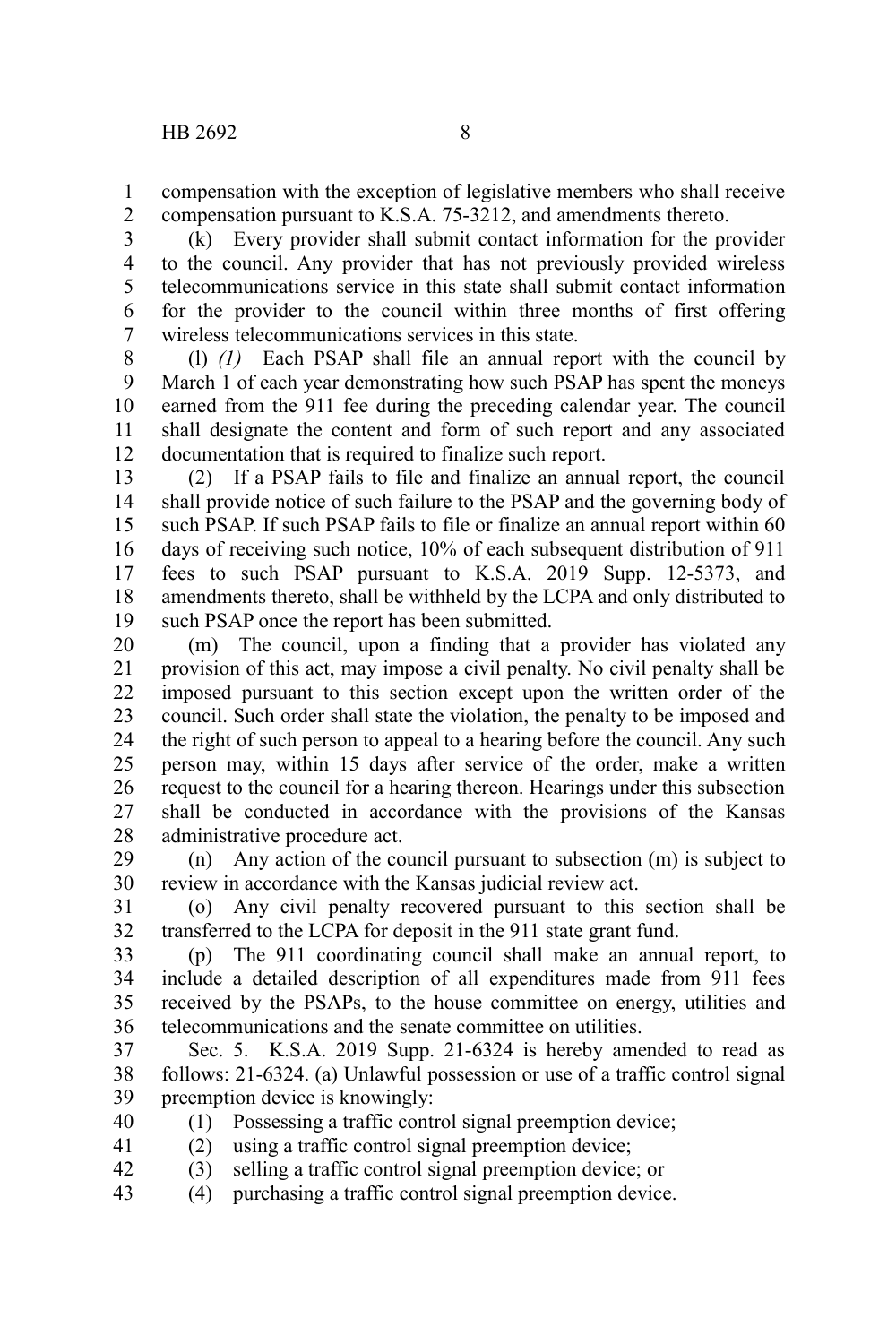compensation with the exception of legislative members who shall receive compensation pursuant to K.S.A. 75-3212, and amendments thereto.

(k) Every provider shall submit contact information for the provider to the council. Any provider that has not previously provided wireless telecommunications service in this state shall submit contact information for the provider to the council within three months of first offering wireless telecommunications services in this state.

(l) *(1)* Each PSAP shall file an annual report with the council by March 1 of each year demonstrating how such PSAP has spent the moneys earned from the 911 fee during the preceding calendar year. The council shall designate the content and form of such report and any associated documentation that is required to finalize such report.

(2) If a PSAP fails to file and finalize an annual report, the council shall provide notice of such failure to the PSAP and the governing body of such PSAP. If such PSAP fails to file or finalize an annual report within 60 days of receiving such notice, 10% of each subsequent distribution of 911 fees to such PSAP pursuant to K.S.A. 2019 Supp. 12-5373, and amendments thereto, shall be withheld by the LCPA and only distributed to such PSAP once the report has been submitted.

(m) The council, upon a finding that a provider has violated any provision of this act, may impose a civil penalty. No civil penalty shall be imposed pursuant to this section except upon the written order of the council. Such order shall state the violation, the penalty to be imposed and the right of such person to appeal to a hearing before the council. Any such person may, within 15 days after service of the order, make a written request to the council for a hearing thereon. Hearings under this subsection shall be conducted in accordance with the provisions of the Kansas administrative procedure act.

(n) Any action of the council pursuant to subsection (m) is subject to review in accordance with the Kansas judicial review act.

(o) Any civil penalty recovered pursuant to this section shall be transferred to the LCPA for deposit in the 911 state grant fund.

(p) The 911 coordinating council shall make an annual report, to include a detailed description of all expenditures made from 911 fees received by the PSAPs, to the house committee on energy, utilities and telecommunications and the senate committee on utilities.

Sec. 5. K.S.A. 2019 Supp. 21-6324 is hereby amended to read as follows: 21-6324. (a) Unlawful possession or use of a traffic control signal preemption device is knowingly:

(1) Possessing a traffic control signal preemption device;

(2) using a traffic control signal preemption device;

(3) selling a traffic control signal preemption device; or

(4) purchasing a traffic control signal preemption device.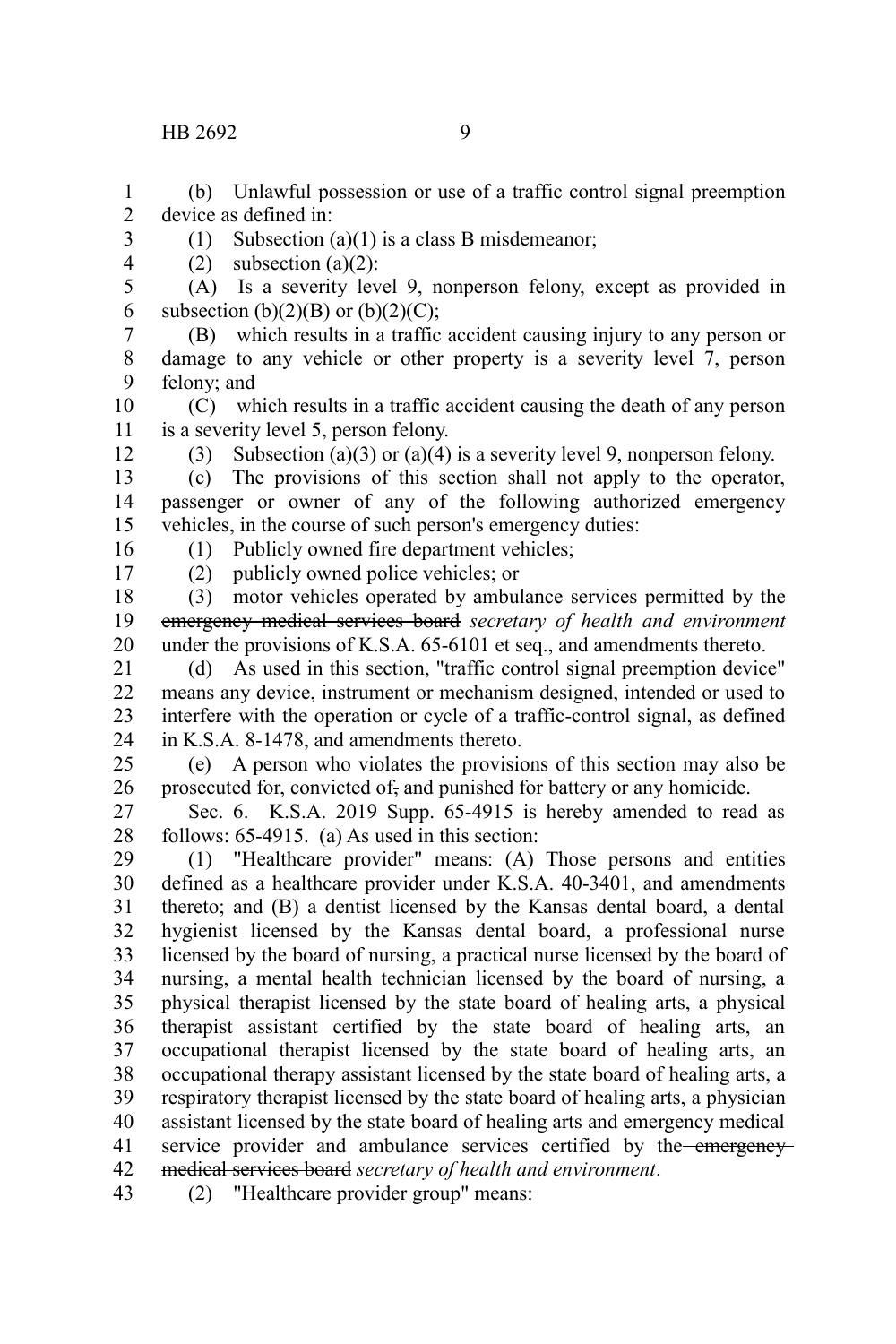(b) Unlawful possession or use of a traffic control signal preemption device as defined in:

(1) Subsection (a)(1) is a class B misdemeanor;

(2) subsection (a)(2):

(A) Is a severity level 9, nonperson felony, except as provided in subsection (b)(2)(B) or (b)(2)(C);

(B) which results in a traffic accident causing injury to any person or damage to any vehicle or other property is a severity level 7, person felony; and

(C) which results in a traffic accident causing the death of any person is a severity level 5, person felony.

(3) Subsection (a)(3) or (a)(4) is a severity level 9, nonperson felony.

(c) The provisions of this section shall not apply to the operator, passenger or owner of any of the following authorized emergency vehicles, in the course of such person's emergency duties:

(1) Publicly owned fire department vehicles;

(2) publicly owned police vehicles; or

(3) motor vehicles operated by ambulance services permitted by the ~~emergency medical services board~~ *secretary of health and environment* under the provisions of K.S.A. 65-6101 et seq., and amendments thereto.

(d) As used in this section, "traffic control signal preemption device" means any device, instrument or mechanism designed, intended or used to interfere with the operation or cycle of a traffic-control signal, as defined in K.S.A. 8-1478, and amendments thereto.

(e) A person who violates the provisions of this section may also be prosecuted for, convicted of~~,~~ and punished for battery or any homicide.

Sec. 6. K.S.A. 2019 Supp. 65-4915 is hereby amended to read as follows: 65-4915. (a) As used in this section:

(1) "Healthcare provider" means: (A) Those persons and entities defined as a healthcare provider under K.S.A. 40-3401, and amendments thereto; and (B) a dentist licensed by the Kansas dental board, a dental hygienist licensed by the Kansas dental board, a professional nurse licensed by the board of nursing, a practical nurse licensed by the board of nursing, a mental health technician licensed by the board of nursing, a physical therapist licensed by the state board of healing arts, a physical therapist assistant certified by the state board of healing arts, an occupational therapist licensed by the state board of healing arts, an occupational therapy assistant licensed by the state board of healing arts, a respiratory therapist licensed by the state board of healing arts, a physician assistant licensed by the state board of healing arts and emergency medical service provider and ambulance services certified by the ~~emergency medical services board~~ *secretary of health and environment*.

(2) "Healthcare provider group" means: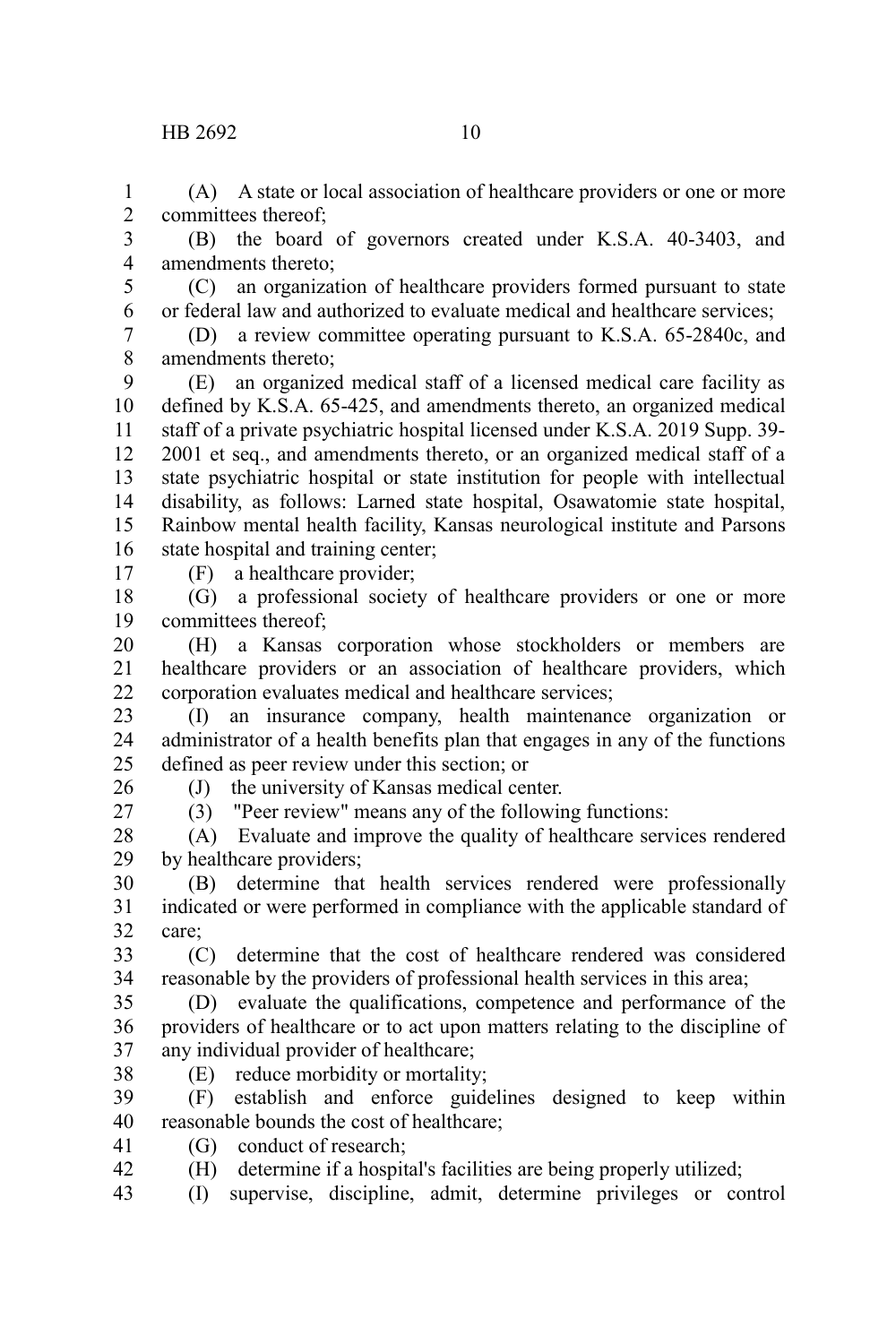(A) A state or local association of healthcare providers or one or more committees thereof;

(B) the board of governors created under K.S.A. 40-3403, and amendments thereto;

(C) an organization of healthcare providers formed pursuant to state or federal law and authorized to evaluate medical and healthcare services;

(D) a review committee operating pursuant to K.S.A. 65-2840c, and amendments thereto;

(E) an organized medical staff of a licensed medical care facility as defined by K.S.A. 65-425, and amendments thereto, an organized medical staff of a private psychiatric hospital licensed under K.S.A. 2019 Supp. 39-2001 et seq., and amendments thereto, or an organized medical staff of a state psychiatric hospital or state institution for people with intellectual disability, as follows: Larned state hospital, Osawatomie state hospital, Rainbow mental health facility, Kansas neurological institute and Parsons state hospital and training center;

(F) a healthcare provider;

(G) a professional society of healthcare providers or one or more committees thereof;

(H) a Kansas corporation whose stockholders or members are healthcare providers or an association of healthcare providers, which corporation evaluates medical and healthcare services;

(I) an insurance company, health maintenance organization or administrator of a health benefits plan that engages in any of the functions defined as peer review under this section; or

(J) the university of Kansas medical center.

(3) "Peer review" means any of the following functions:

(A) Evaluate and improve the quality of healthcare services rendered by healthcare providers;

(B) determine that health services rendered were professionally indicated or were performed in compliance with the applicable standard of care;

(C) determine that the cost of healthcare rendered was considered reasonable by the providers of professional health services in this area;

(D) evaluate the qualifications, competence and performance of the providers of healthcare or to act upon matters relating to the discipline of any individual provider of healthcare;

(E) reduce morbidity or mortality;

(F) establish and enforce guidelines designed to keep within reasonable bounds the cost of healthcare;

(G) conduct of research;

(H) determine if a hospital's facilities are being properly utilized;

(I) supervise, discipline, admit, determine privileges or control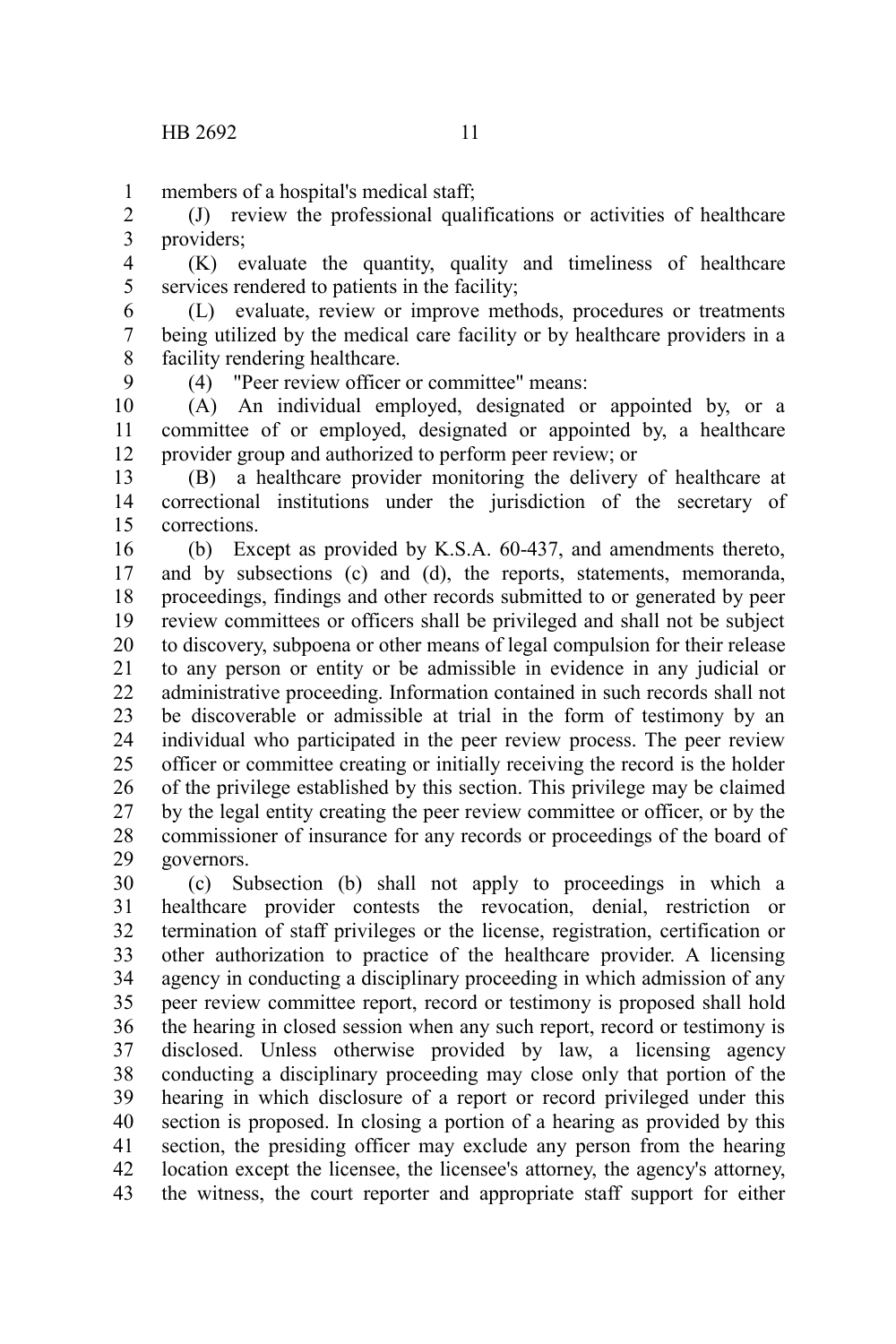members of a hospital's medical staff;

(J) review the professional qualifications or activities of healthcare providers;

(K) evaluate the quantity, quality and timeliness of healthcare services rendered to patients in the facility;

(L) evaluate, review or improve methods, procedures or treatments being utilized by the medical care facility or by healthcare providers in a facility rendering healthcare.

(4) "Peer review officer or committee" means:

(A) An individual employed, designated or appointed by, or a committee of or employed, designated or appointed by, a healthcare provider group and authorized to perform peer review; or

(B) a healthcare provider monitoring the delivery of healthcare at correctional institutions under the jurisdiction of the secretary of corrections.

(b) Except as provided by K.S.A. 60-437, and amendments thereto, and by subsections (c) and (d), the reports, statements, memoranda, proceedings, findings and other records submitted to or generated by peer review committees or officers shall be privileged and shall not be subject to discovery, subpoena or other means of legal compulsion for their release to any person or entity or be admissible in evidence in any judicial or administrative proceeding. Information contained in such records shall not be discoverable or admissible at trial in the form of testimony by an individual who participated in the peer review process. The peer review officer or committee creating or initially receiving the record is the holder of the privilege established by this section. This privilege may be claimed by the legal entity creating the peer review committee or officer, or by the commissioner of insurance for any records or proceedings of the board of governors.

(c) Subsection (b) shall not apply to proceedings in which a healthcare provider contests the revocation, denial, restriction or termination of staff privileges or the license, registration, certification or other authorization to practice of the healthcare provider. A licensing agency in conducting a disciplinary proceeding in which admission of any peer review committee report, record or testimony is proposed shall hold the hearing in closed session when any such report, record or testimony is disclosed. Unless otherwise provided by law, a licensing agency conducting a disciplinary proceeding may close only that portion of the hearing in which disclosure of a report or record privileged under this section is proposed. In closing a portion of a hearing as provided by this section, the presiding officer may exclude any person from the hearing location except the licensee, the licensee's attorney, the agency's attorney, the witness, the court reporter and appropriate staff support for either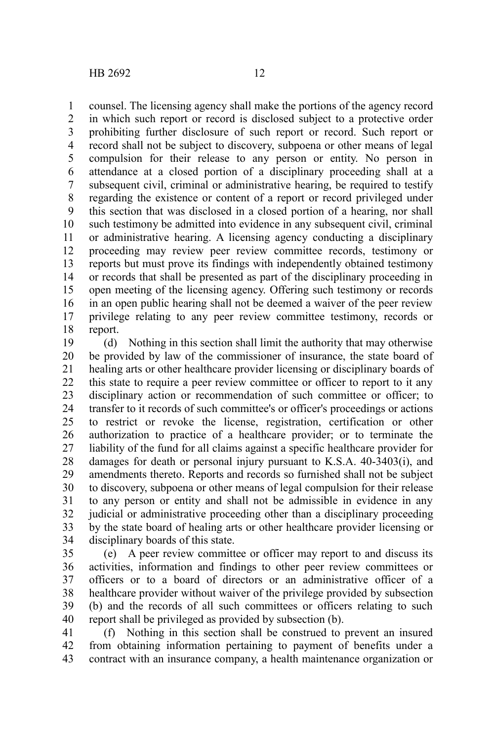counsel. The licensing agency shall make the portions of the agency record in which such report or record is disclosed subject to a protective order prohibiting further disclosure of such report or record. Such report or record shall not be subject to discovery, subpoena or other means of legal compulsion for their release to any person or entity. No person in attendance at a closed portion of a disciplinary proceeding shall at a subsequent civil, criminal or administrative hearing, be required to testify regarding the existence or content of a report or record privileged under this section that was disclosed in a closed portion of a hearing, nor shall such testimony be admitted into evidence in any subsequent civil, criminal or administrative hearing. A licensing agency conducting a disciplinary proceeding may review peer review committee records, testimony or reports but must prove its findings with independently obtained testimony or records that shall be presented as part of the disciplinary proceeding in open meeting of the licensing agency. Offering such testimony or records in an open public hearing shall not be deemed a waiver of the peer review privilege relating to any peer review committee testimony, records or report.

(d) Nothing in this section shall limit the authority that may otherwise be provided by law of the commissioner of insurance, the state board of healing arts or other healthcare provider licensing or disciplinary boards of this state to require a peer review committee or officer to report to it any disciplinary action or recommendation of such committee or officer; to transfer to it records of such committee's or officer's proceedings or actions to restrict or revoke the license, registration, certification or other authorization to practice of a healthcare provider; or to terminate the liability of the fund for all claims against a specific healthcare provider for damages for death or personal injury pursuant to K.S.A. 40-3403(i), and amendments thereto. Reports and records so furnished shall not be subject to discovery, subpoena or other means of legal compulsion for their release to any person or entity and shall not be admissible in evidence in any judicial or administrative proceeding other than a disciplinary proceeding by the state board of healing arts or other healthcare provider licensing or disciplinary boards of this state.

(e) A peer review committee or officer may report to and discuss its activities, information and findings to other peer review committees or officers or to a board of directors or an administrative officer of a healthcare provider without waiver of the privilege provided by subsection (b) and the records of all such committees or officers relating to such report shall be privileged as provided by subsection (b).

(f) Nothing in this section shall be construed to prevent an insured from obtaining information pertaining to payment of benefits under a contract with an insurance company, a health maintenance organization or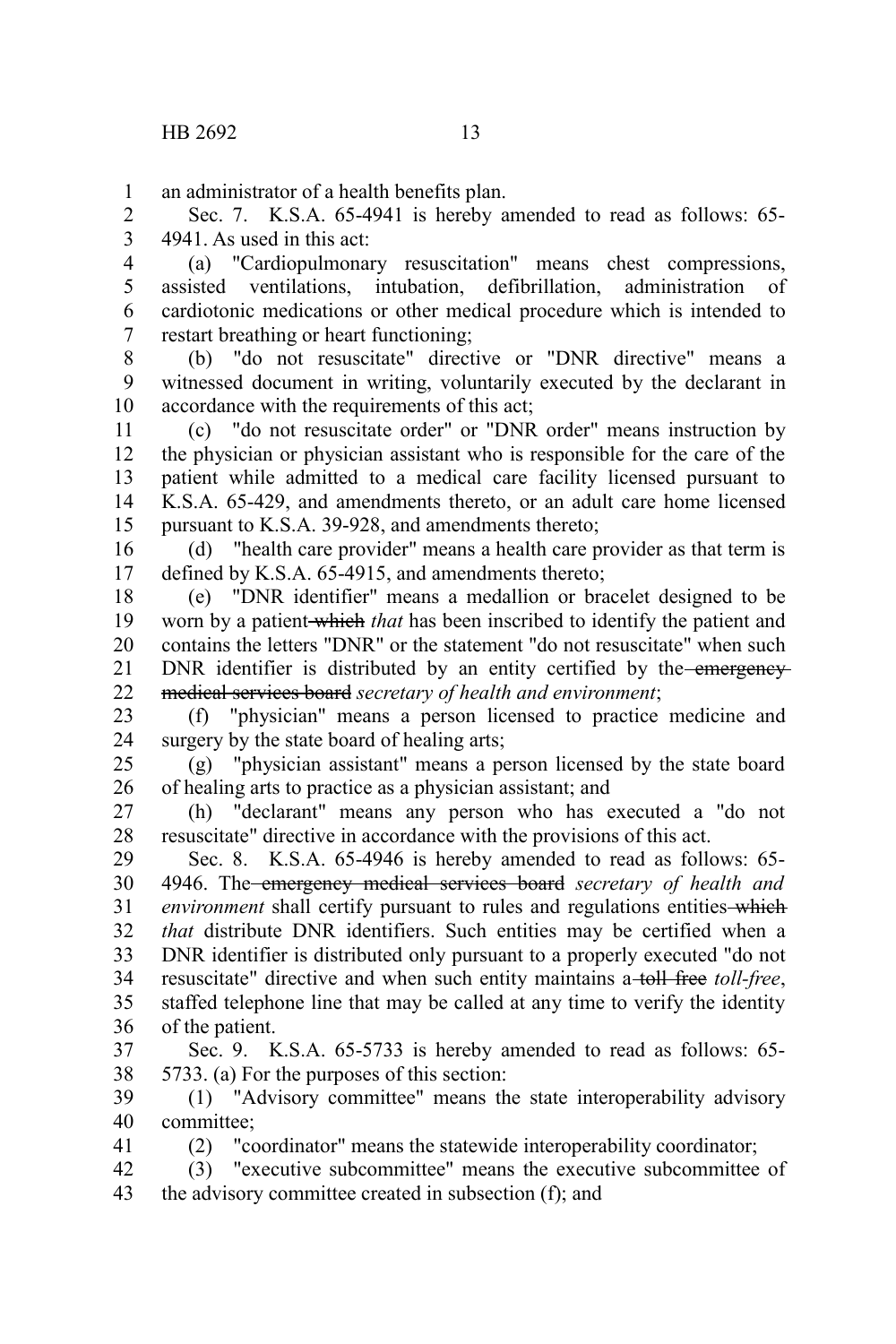an administrator of a health benefits plan.

Sec. 7. K.S.A. 65-4941 is hereby amended to read as follows: 65-4941. As used in this act:

(a) "Cardiopulmonary resuscitation" means chest compressions, assisted ventilations, intubation, defibrillation, administration of cardiotonic medications or other medical procedure which is intended to restart breathing or heart functioning;

(b) "do not resuscitate" directive or "DNR directive" means a witnessed document in writing, voluntarily executed by the declarant in accordance with the requirements of this act;

(c) "do not resuscitate order" or "DNR order" means instruction by the physician or physician assistant who is responsible for the care of the patient while admitted to a medical care facility licensed pursuant to K.S.A. 65-429, and amendments thereto, or an adult care home licensed pursuant to K.S.A. 39-928, and amendments thereto;

(d) "health care provider" means a health care provider as that term is defined by K.S.A. 65-4915, and amendments thereto;

(e) "DNR identifier" means a medallion or bracelet designed to be worn by a patient ~~which~~ *that* has been inscribed to identify the patient and contains the letters "DNR" or the statement "do not resuscitate" when such DNR identifier is distributed by an entity certified by the ~~emergency medical services board~~ *secretary of health and environment*;

(f) "physician" means a person licensed to practice medicine and surgery by the state board of healing arts;

(g) "physician assistant" means a person licensed by the state board of healing arts to practice as a physician assistant; and

(h) "declarant" means any person who has executed a "do not resuscitate" directive in accordance with the provisions of this act.

Sec. 8. K.S.A. 65-4946 is hereby amended to read as follows: 65-4946. The ~~emergency medical services board~~ *secretary of health and environment* shall certify pursuant to rules and regulations entities ~~which~~ *that* distribute DNR identifiers. Such entities may be certified when a DNR identifier is distributed only pursuant to a properly executed "do not resuscitate" directive and when such entity maintains a ~~toll free~~ *toll-free*, staffed telephone line that may be called at any time to verify the identity of the patient.

Sec. 9. K.S.A. 65-5733 is hereby amended to read as follows: 65-5733. (a) For the purposes of this section:

(1) "Advisory committee" means the state interoperability advisory committee;

(2) "coordinator" means the statewide interoperability coordinator;

(3) "executive subcommittee" means the executive subcommittee of the advisory committee created in subsection (f); and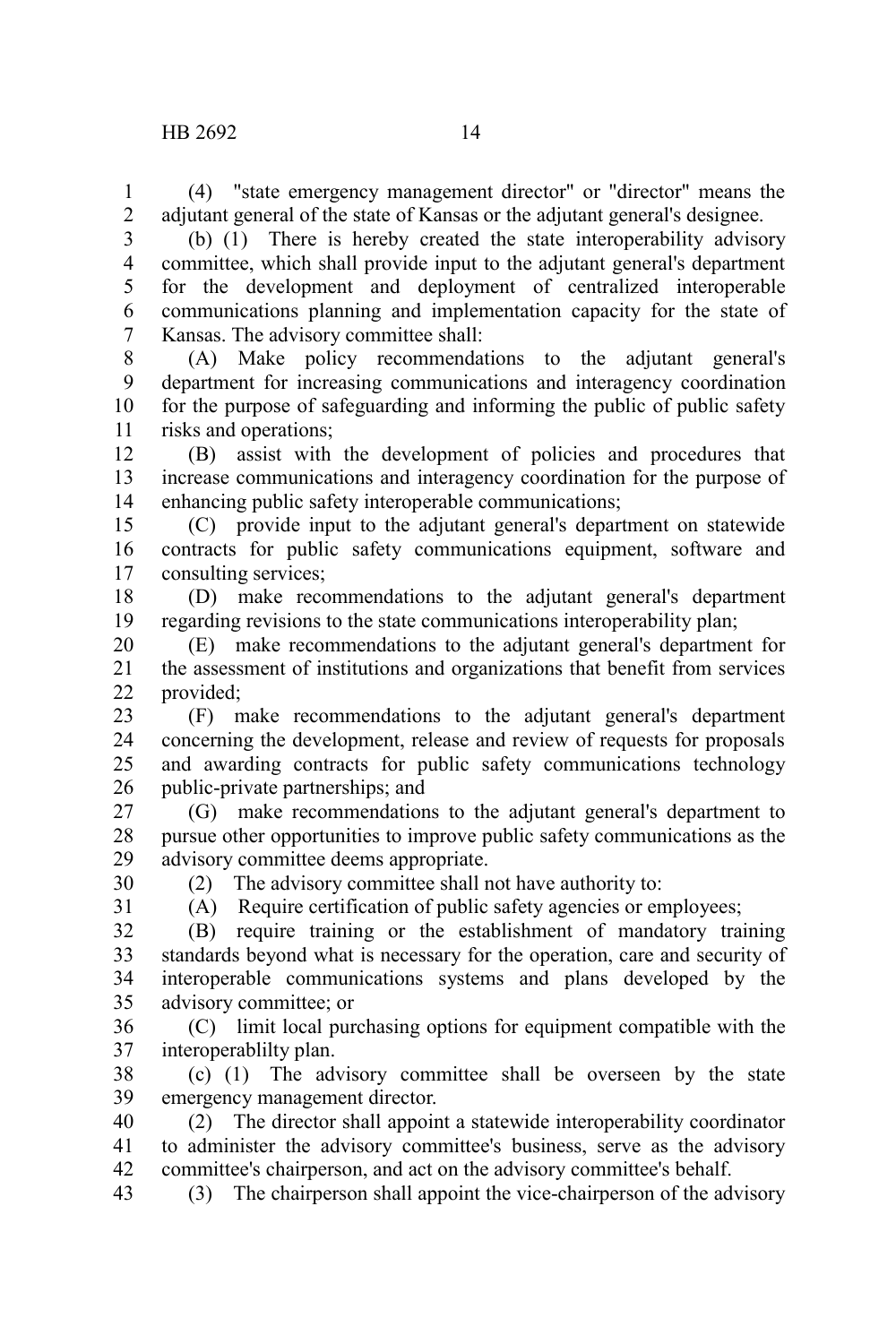(4) "state emergency management director" or "director" means the adjutant general of the state of Kansas or the adjutant general's designee.

(b) (1) There is hereby created the state interoperability advisory committee, which shall provide input to the adjutant general's department for the development and deployment of centralized interoperable communications planning and implementation capacity for the state of Kansas. The advisory committee shall:

(A) Make policy recommendations to the adjutant general's department for increasing communications and interagency coordination for the purpose of safeguarding and informing the public of public safety risks and operations;

(B) assist with the development of policies and procedures that increase communications and interagency coordination for the purpose of enhancing public safety interoperable communications;

(C) provide input to the adjutant general's department on statewide contracts for public safety communications equipment, software and consulting services;

(D) make recommendations to the adjutant general's department regarding revisions to the state communications interoperability plan;

(E) make recommendations to the adjutant general's department for the assessment of institutions and organizations that benefit from services provided;

(F) make recommendations to the adjutant general's department concerning the development, release and review of requests for proposals and awarding contracts for public safety communications technology public-private partnerships; and

(G) make recommendations to the adjutant general's department to pursue other opportunities to improve public safety communications as the advisory committee deems appropriate.

(2) The advisory committee shall not have authority to:

(A) Require certification of public safety agencies or employees;

(B) require training or the establishment of mandatory training standards beyond what is necessary for the operation, care and security of interoperable communications systems and plans developed by the advisory committee; or

(C) limit local purchasing options for equipment compatible with the interoperablilty plan.

(c) (1) The advisory committee shall be overseen by the state emergency management director.

(2) The director shall appoint a statewide interoperability coordinator to administer the advisory committee's business, serve as the advisory committee's chairperson, and act on the advisory committee's behalf.

(3) The chairperson shall appoint the vice-chairperson of the advisory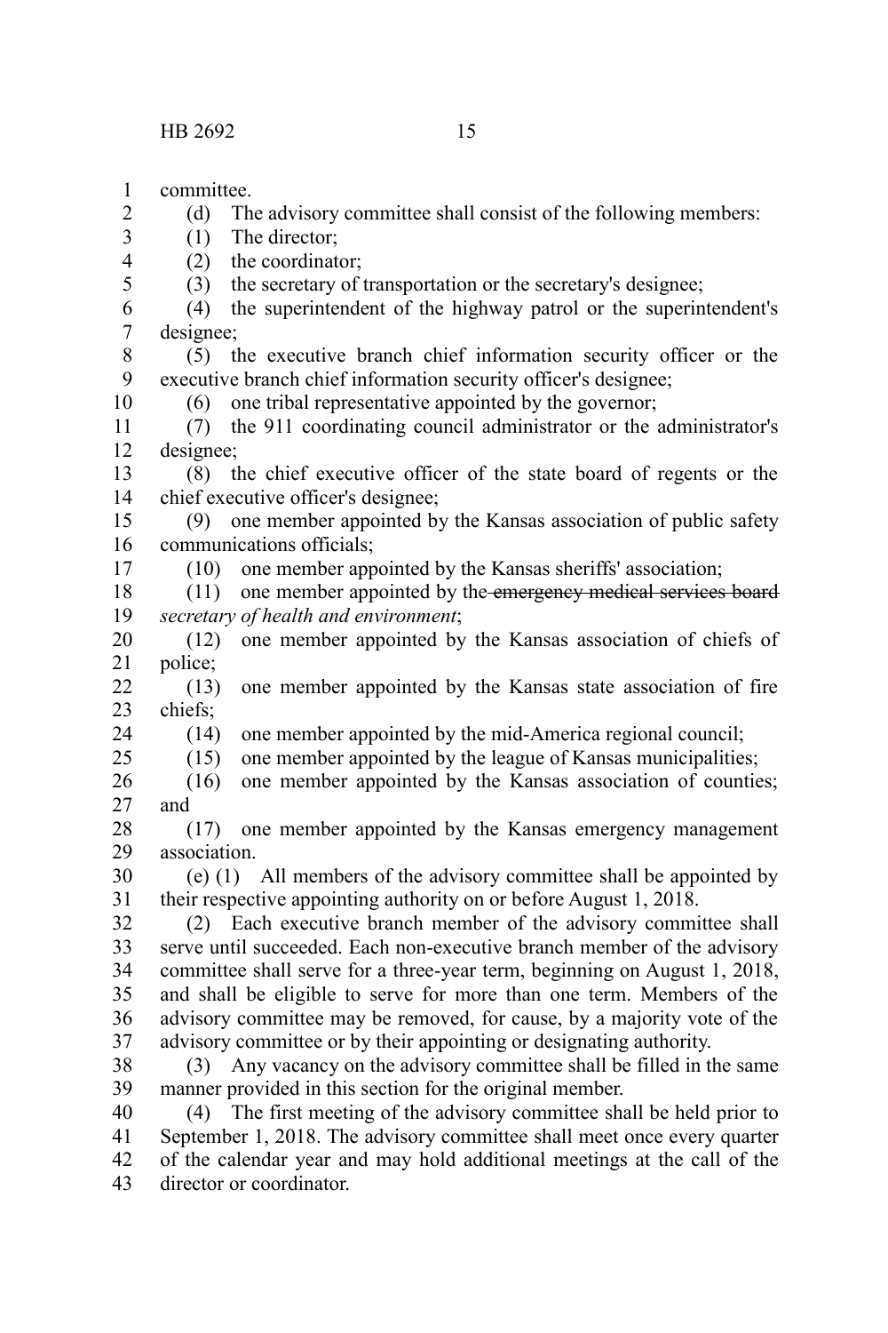committee.

(d) The advisory committee shall consist of the following members:

(1) The director;

(2) the coordinator;

(3) the secretary of transportation or the secretary's designee;

(4) the superintendent of the highway patrol or the superintendent's designee;

(5) the executive branch chief information security officer or the executive branch chief information security officer's designee;

(6) one tribal representative appointed by the governor;

(7) the 911 coordinating council administrator or the administrator's designee;

(8) the chief executive officer of the state board of regents or the chief executive officer's designee;

(9) one member appointed by the Kansas association of public safety communications officials;

(10) one member appointed by the Kansas sheriffs' association;

(11) one member appointed by the ~~emergency medical services board~~ *secretary of health and environment*;

(12) one member appointed by the Kansas association of chiefs of police;

(13) one member appointed by the Kansas state association of fire chiefs;

(14) one member appointed by the mid-America regional council;

(15) one member appointed by the league of Kansas municipalities;

(16) one member appointed by the Kansas association of counties; and

(17) one member appointed by the Kansas emergency management association.

(e) (1) All members of the advisory committee shall be appointed by their respective appointing authority on or before August 1, 2018.

(2) Each executive branch member of the advisory committee shall serve until succeeded. Each non-executive branch member of the advisory committee shall serve for a three-year term, beginning on August 1, 2018, and shall be eligible to serve for more than one term. Members of the advisory committee may be removed, for cause, by a majority vote of the advisory committee or by their appointing or designating authority.

(3) Any vacancy on the advisory committee shall be filled in the same manner provided in this section for the original member.

(4) The first meeting of the advisory committee shall be held prior to September 1, 2018. The advisory committee shall meet once every quarter of the calendar year and may hold additional meetings at the call of the director or coordinator.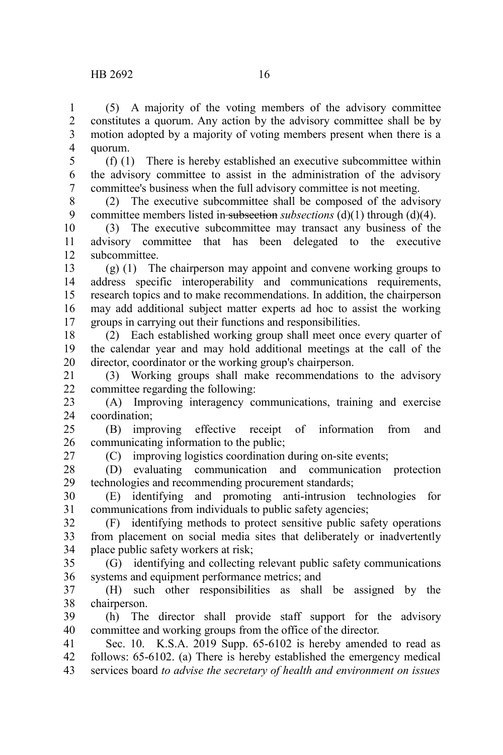(5) A majority of the voting members of the advisory committee constitutes a quorum. Any action by the advisory committee shall be by motion adopted by a majority of voting members present when there is a quorum.

(f) (1) There is hereby established an executive subcommittee within the advisory committee to assist in the administration of the advisory committee's business when the full advisory committee is not meeting.

(2) The executive subcommittee shall be composed of the advisory committee members listed in ~~subsection~~ *subsections* (d)(1) through (d)(4).

(3) The executive subcommittee may transact any business of the advisory committee that has been delegated to the executive subcommittee.

(g) (1) The chairperson may appoint and convene working groups to address specific interoperability and communications requirements, research topics and to make recommendations. In addition, the chairperson may add additional subject matter experts ad hoc to assist the working groups in carrying out their functions and responsibilities.

(2) Each established working group shall meet once every quarter of the calendar year and may hold additional meetings at the call of the director, coordinator or the working group's chairperson.

(3) Working groups shall make recommendations to the advisory committee regarding the following:

(A) Improving interagency communications, training and exercise coordination;

(B) improving effective receipt of information from and communicating information to the public;

(C) improving logistics coordination during on-site events;

(D) evaluating communication and communication protection technologies and recommending procurement standards;

(E) identifying and promoting anti-intrusion technologies for communications from individuals to public safety agencies;

(F) identifying methods to protect sensitive public safety operations from placement on social media sites that deliberately or inadvertently place public safety workers at risk;

(G) identifying and collecting relevant public safety communications systems and equipment performance metrics; and

(H) such other responsibilities as shall be assigned by the chairperson.

(h) The director shall provide staff support for the advisory committee and working groups from the office of the director.

Sec. 10. K.S.A. 2019 Supp. 65-6102 is hereby amended to read as follows: 65-6102. (a) There is hereby established the emergency medical services board *to advise the secretary of health and environment on issues*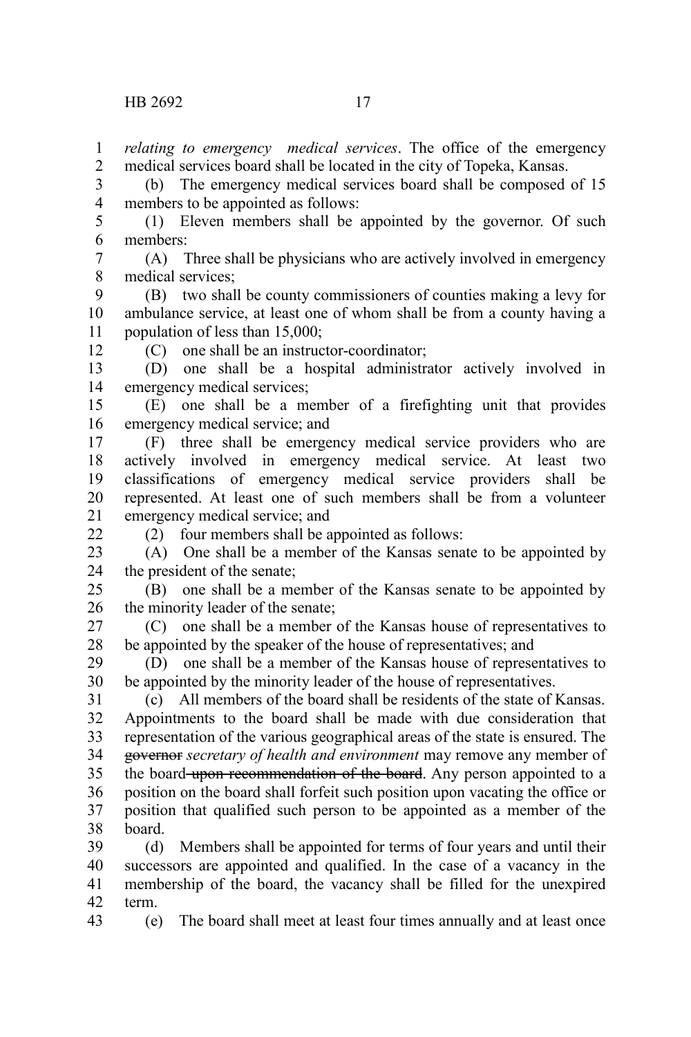*relating to emergency medical services*. The office of the emergency medical services board shall be located in the city of Topeka, Kansas.

(b) The emergency medical services board shall be composed of 15 members to be appointed as follows:

(1) Eleven members shall be appointed by the governor. Of such members:

(A) Three shall be physicians who are actively involved in emergency medical services;

(B) two shall be county commissioners of counties making a levy for ambulance service, at least one of whom shall be from a county having a population of less than 15,000;

(C) one shall be an instructor-coordinator;

(D) one shall be a hospital administrator actively involved in emergency medical services;

(E) one shall be a member of a firefighting unit that provides emergency medical service; and

(F) three shall be emergency medical service providers who are actively involved in emergency medical service. At least two classifications of emergency medical service providers shall be represented. At least one of such members shall be from a volunteer emergency medical service; and

(2) four members shall be appointed as follows:

(A) One shall be a member of the Kansas senate to be appointed by the president of the senate;

(B) one shall be a member of the Kansas senate to be appointed by the minority leader of the senate;

(C) one shall be a member of the Kansas house of representatives to be appointed by the speaker of the house of representatives; and

(D) one shall be a member of the Kansas house of representatives to be appointed by the minority leader of the house of representatives.

(c) All members of the board shall be residents of the state of Kansas. Appointments to the board shall be made with due consideration that representation of the various geographical areas of the state is ensured. The ~~governor~~ *secretary of health and environment* may remove any member of the board ~~upon recommendation of the board~~. Any person appointed to a position on the board shall forfeit such position upon vacating the office or position that qualified such person to be appointed as a member of the board.

(d) Members shall be appointed for terms of four years and until their successors are appointed and qualified. In the case of a vacancy in the membership of the board, the vacancy shall be filled for the unexpired term.

(e) The board shall meet at least four times annually and at least once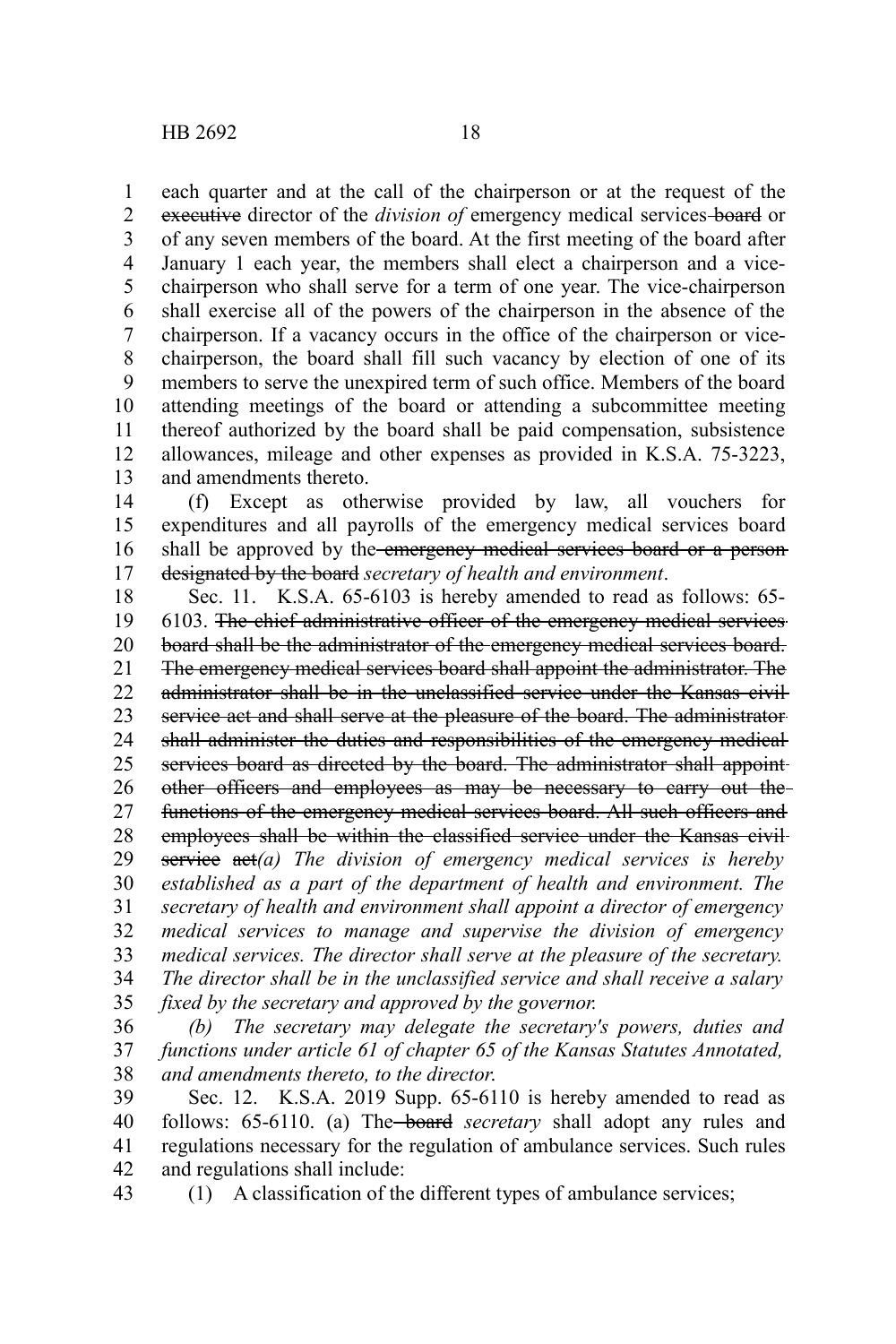each quarter and at the call of the chairperson or at the request of the ~~executive~~ director of the *division of* emergency medical services ~~board~~ or of any seven members of the board. At the first meeting of the board after January 1 each year, the members shall elect a chairperson and a vice-chairperson who shall serve for a term of one year. The vice-chairperson shall exercise all of the powers of the chairperson in the absence of the chairperson. If a vacancy occurs in the office of the chairperson or vice-chairperson, the board shall fill such vacancy by election of one of its members to serve the unexpired term of such office. Members of the board attending meetings of the board or attending a subcommittee meeting thereof authorized by the board shall be paid compensation, subsistence allowances, mileage and other expenses as provided in K.S.A. 75-3223, and amendments thereto.

(f) Except as otherwise provided by law, all vouchers for expenditures and all payrolls of the emergency medical services board shall be approved by the ~~emergency medical services board or a person designated by the board~~ *secretary of health and environment*.

Sec. 11. K.S.A. 65-6103 is hereby amended to read as follows: 65-6103. ~~The chief administrative officer of the emergency medical services board shall be the administrator of the emergency medical services board. The emergency medical services board shall appoint the administrator. The administrator shall be in the unclassified service under the Kansas civil service act and shall serve at the pleasure of the board. The administrator shall administer the duties and responsibilities of the emergency medical services board as directed by the board. The administrator shall appoint other officers and employees as may be necessary to carry out the functions of the emergency medical services board. All such officers and employees shall be within the classified service under the Kansas civil service act~~ *(a) The division of emergency medical services is hereby established as a part of the department of health and environment. The secretary of health and environment shall appoint a director of emergency medical services to manage and supervise the division of emergency medical services. The director shall serve at the pleasure of the secretary. The director shall be in the unclassified service and shall receive a salary fixed by the secretary and approved by the governor.*

*(b) The secretary may delegate the secretary's powers, duties and functions under article 61 of chapter 65 of the Kansas Statutes Annotated, and amendments thereto, to the director.*

Sec. 12. K.S.A. 2019 Supp. 65-6110 is hereby amended to read as follows: 65-6110. (a) The ~~board~~ *secretary* shall adopt any rules and regulations necessary for the regulation of ambulance services. Such rules and regulations shall include:

(1) A classification of the different types of ambulance services;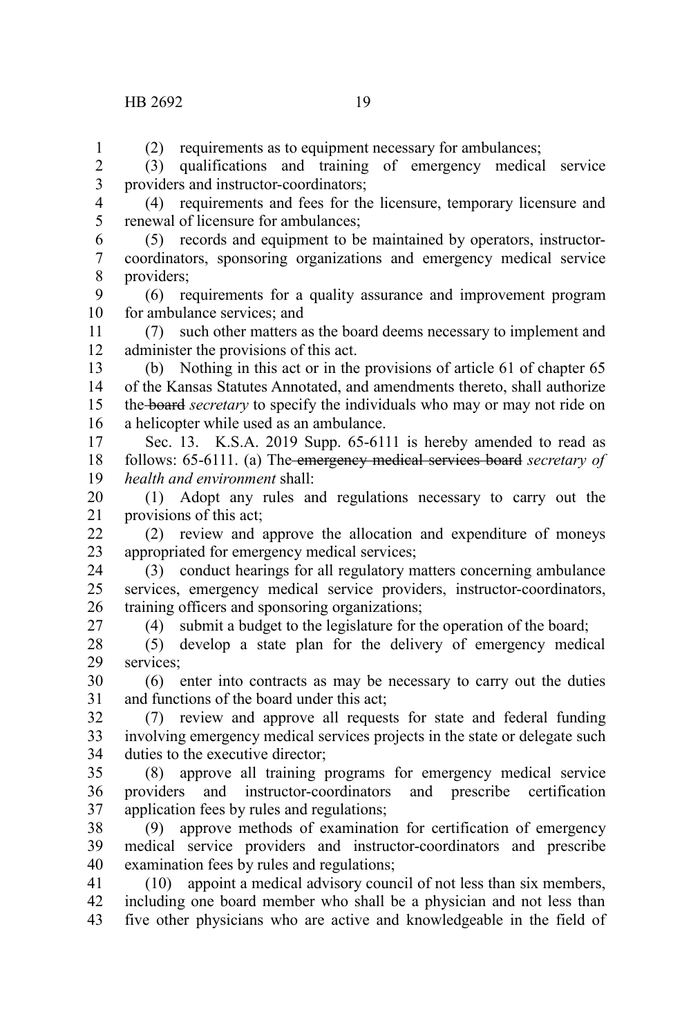(2) requirements as to equipment necessary for ambulances;

(3) qualifications and training of emergency medical service providers and instructor-coordinators;

(4) requirements and fees for the licensure, temporary licensure and renewal of licensure for ambulances;

(5) records and equipment to be maintained by operators, instructor-coordinators, sponsoring organizations and emergency medical service providers;

(6) requirements for a quality assurance and improvement program for ambulance services; and

(7) such other matters as the board deems necessary to implement and administer the provisions of this act.

(b) Nothing in this act or in the provisions of article 61 of chapter 65 of the Kansas Statutes Annotated, and amendments thereto, shall authorize the ~~board~~ *secretary* to specify the individuals who may or may not ride on a helicopter while used as an ambulance.

Sec. 13. K.S.A. 2019 Supp. 65-6111 is hereby amended to read as follows: 65-6111. (a) The ~~emergency medical services board~~ *secretary of health and environment* shall:

(1) Adopt any rules and regulations necessary to carry out the provisions of this act;

(2) review and approve the allocation and expenditure of moneys appropriated for emergency medical services;

(3) conduct hearings for all regulatory matters concerning ambulance services, emergency medical service providers, instructor-coordinators, training officers and sponsoring organizations;

(4) submit a budget to the legislature for the operation of the board;

(5) develop a state plan for the delivery of emergency medical services;

(6) enter into contracts as may be necessary to carry out the duties and functions of the board under this act;

(7) review and approve all requests for state and federal funding involving emergency medical services projects in the state or delegate such duties to the executive director;

(8) approve all training programs for emergency medical service providers and instructor-coordinators and prescribe certification application fees by rules and regulations;

(9) approve methods of examination for certification of emergency medical service providers and instructor-coordinators and prescribe examination fees by rules and regulations;

(10) appoint a medical advisory council of not less than six members, including one board member who shall be a physician and not less than five other physicians who are active and knowledgeable in the field of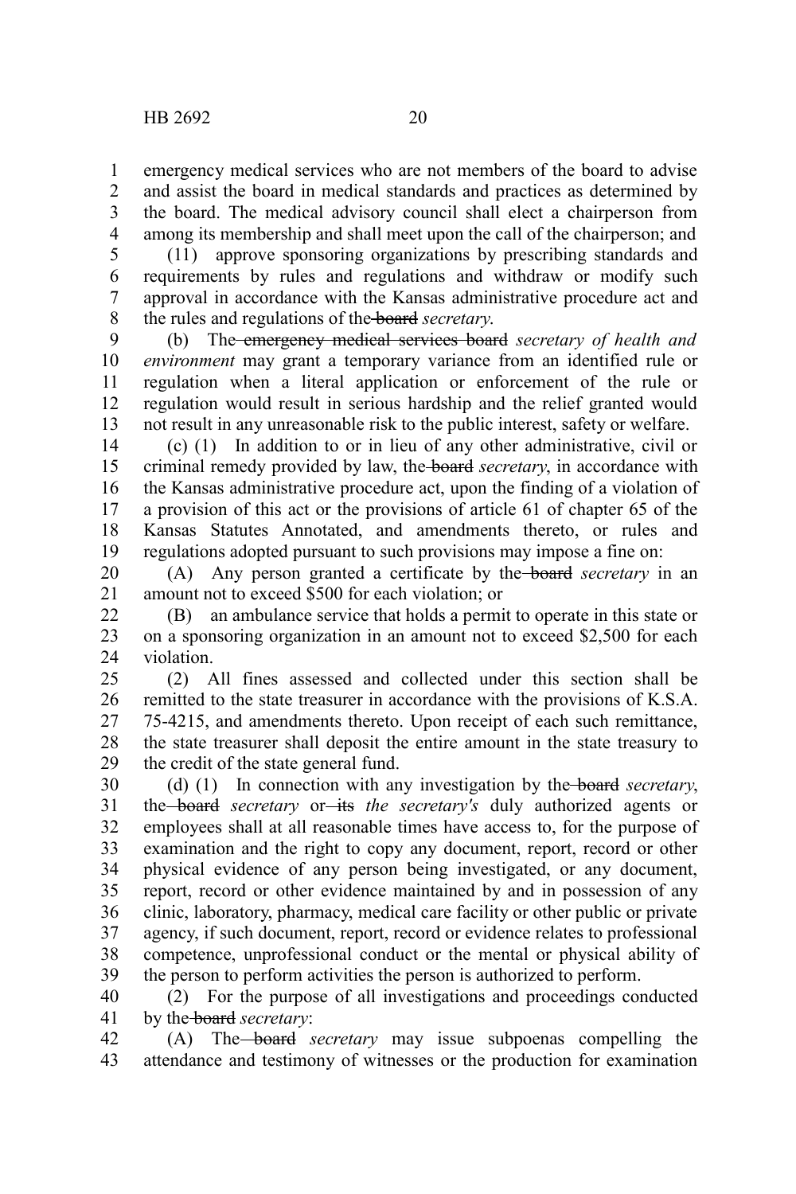emergency medical services who are not members of the board to advise and assist the board in medical standards and practices as determined by the board. The medical advisory council shall elect a chairperson from among its membership and shall meet upon the call of the chairperson; and

(11) approve sponsoring organizations by prescribing standards and requirements by rules and regulations and withdraw or modify such approval in accordance with the Kansas administrative procedure act and the rules and regulations of the ~~board~~ *secretary*.

(b) The ~~emergency medical services board~~ *secretary of health and environment* may grant a temporary variance from an identified rule or regulation when a literal application or enforcement of the rule or regulation would result in serious hardship and the relief granted would not result in any unreasonable risk to the public interest, safety or welfare.

(c) (1) In addition to or in lieu of any other administrative, civil or criminal remedy provided by law, the ~~board~~ *secretary*, in accordance with the Kansas administrative procedure act, upon the finding of a violation of a provision of this act or the provisions of article 61 of chapter 65 of the Kansas Statutes Annotated, and amendments thereto, or rules and regulations adopted pursuant to such provisions may impose a fine on:

(A) Any person granted a certificate by the ~~board~~ *secretary* in an amount not to exceed $500 for each violation; or

(B) an ambulance service that holds a permit to operate in this state or on a sponsoring organization in an amount not to exceed $2,500 for each violation.

(2) All fines assessed and collected under this section shall be remitted to the state treasurer in accordance with the provisions of K.S.A. 75-4215, and amendments thereto. Upon receipt of each such remittance, the state treasurer shall deposit the entire amount in the state treasury to the credit of the state general fund.

(d) (1) In connection with any investigation by the ~~board~~ *secretary*, the ~~board~~ *secretary* or ~~its~~ *the secretary's* duly authorized agents or employees shall at all reasonable times have access to, for the purpose of examination and the right to copy any document, report, record or other physical evidence of any person being investigated, or any document, report, record or other evidence maintained by and in possession of any clinic, laboratory, pharmacy, medical care facility or other public or private agency, if such document, report, record or evidence relates to professional competence, unprofessional conduct or the mental or physical ability of the person to perform activities the person is authorized to perform.

(2) For the purpose of all investigations and proceedings conducted by the ~~board~~ *secretary*:

(A) The ~~board~~ *secretary* may issue subpoenas compelling the attendance and testimony of witnesses or the production for examination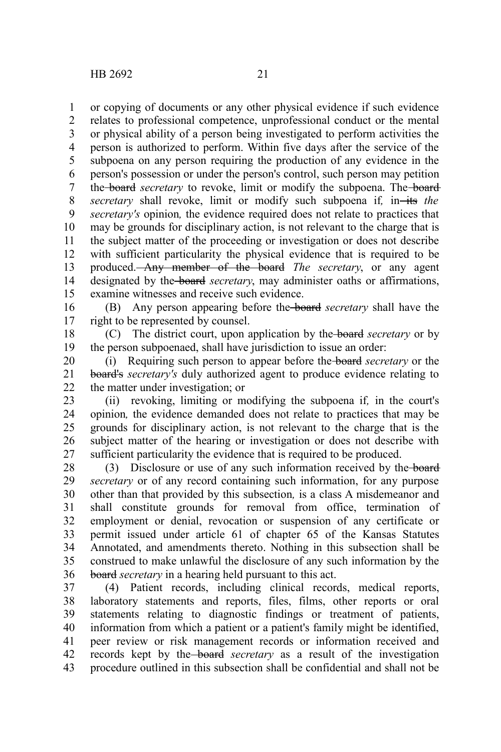or copying of documents or any other physical evidence if such evidence relates to professional competence, unprofessional conduct or the mental or physical ability of a person being investigated to perform activities the person is authorized to perform. Within five days after the service of the subpoena on any person requiring the production of any evidence in the person's possession or under the person's control, such person may petition the ~~board~~ *secretary* to revoke, limit or modify the subpoena. The ~~board~~ *secretary* shall revoke, limit or modify such subpoena if*,* in ~~its~~ *the secretary's* opinion*,* the evidence required does not relate to practices that may be grounds for disciplinary action, is not relevant to the charge that is the subject matter of the proceeding or investigation or does not describe with sufficient particularity the physical evidence that is required to be produced. ~~Any member of the board~~ *The secretary*, or any agent designated by the ~~board~~ *secretary*, may administer oaths or affirmations, examine witnesses and receive such evidence.

(B) Any person appearing before the ~~board~~ *secretary* shall have the right to be represented by counsel.

(C) The district court, upon application by the ~~board~~ *secretary* or by the person subpoenaed, shall have jurisdiction to issue an order:

(i) Requiring such person to appear before the ~~board~~ *secretary* or the ~~board's~~ *secretary's* duly authorized agent to produce evidence relating to the matter under investigation; or

(ii) revoking, limiting or modifying the subpoena if*,* in the court's opinion*,* the evidence demanded does not relate to practices that may be grounds for disciplinary action, is not relevant to the charge that is the subject matter of the hearing or investigation or does not describe with sufficient particularity the evidence that is required to be produced.

(3) Disclosure or use of any such information received by the ~~board~~ *secretary* or of any record containing such information, for any purpose other than that provided by this subsection*,* is a class A misdemeanor and shall constitute grounds for removal from office, termination of employment or denial, revocation or suspension of any certificate or permit issued under article 61 of chapter 65 of the Kansas Statutes Annotated, and amendments thereto. Nothing in this subsection shall be construed to make unlawful the disclosure of any such information by the ~~board~~ *secretary* in a hearing held pursuant to this act.

(4) Patient records, including clinical records, medical reports, laboratory statements and reports, files, films, other reports or oral statements relating to diagnostic findings or treatment of patients, information from which a patient or a patient's family might be identified, peer review or risk management records or information received and records kept by the ~~board~~ *secretary* as a result of the investigation procedure outlined in this subsection shall be confidential and shall not be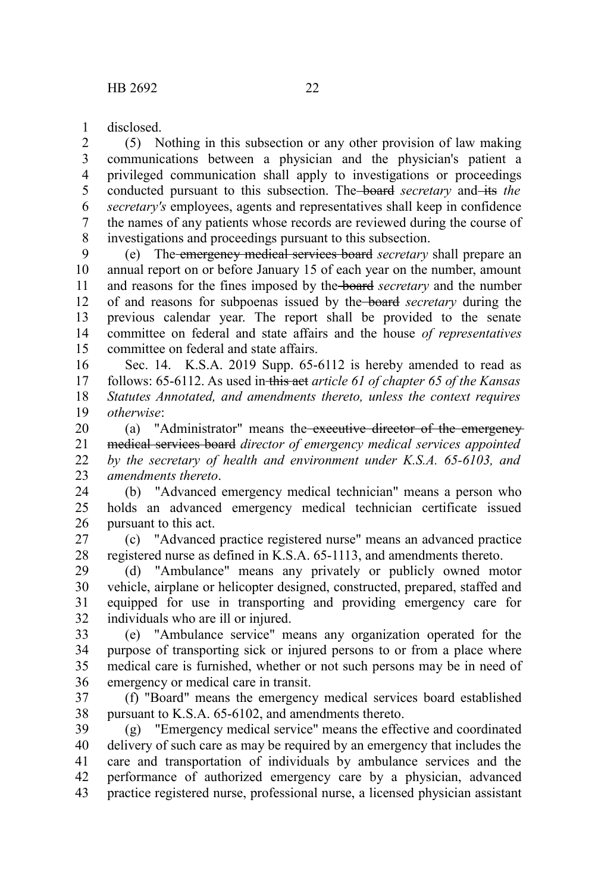disclosed.

(5) Nothing in this subsection or any other provision of law making communications between a physician and the physician's patient a privileged communication shall apply to investigations or proceedings conducted pursuant to this subsection. The ~~board~~ *secretary* and ~~its~~ *the secretary's* employees, agents and representatives shall keep in confidence the names of any patients whose records are reviewed during the course of investigations and proceedings pursuant to this subsection.

(e) The ~~emergency medical services board~~ *secretary* shall prepare an annual report on or before January 15 of each year on the number, amount and reasons for the fines imposed by the ~~board~~ *secretary* and the number of and reasons for subpoenas issued by the ~~board~~ *secretary* during the previous calendar year. The report shall be provided to the senate committee on federal and state affairs and the house *of representatives* committee on federal and state affairs.

Sec. 14. K.S.A. 2019 Supp. 65-6112 is hereby amended to read as follows: 65-6112. As used in ~~this act~~ *article 61 of chapter 65 of the Kansas Statutes Annotated, and amendments thereto, unless the context requires otherwise*:

(a) "Administrator" means the ~~executive director of the emergency medical services board~~ *director of emergency medical services appointed by the secretary of health and environment under K.S.A. 65-6103, and amendments thereto*.

(b) "Advanced emergency medical technician" means a person who holds an advanced emergency medical technician certificate issued pursuant to this act.

(c) "Advanced practice registered nurse" means an advanced practice registered nurse as defined in K.S.A. 65-1113, and amendments thereto.

(d) "Ambulance" means any privately or publicly owned motor vehicle, airplane or helicopter designed, constructed, prepared, staffed and equipped for use in transporting and providing emergency care for individuals who are ill or injured.

(e) "Ambulance service" means any organization operated for the purpose of transporting sick or injured persons to or from a place where medical care is furnished, whether or not such persons may be in need of emergency or medical care in transit.

(f) "Board" means the emergency medical services board established pursuant to K.S.A. 65-6102, and amendments thereto.

(g) "Emergency medical service" means the effective and coordinated delivery of such care as may be required by an emergency that includes the care and transportation of individuals by ambulance services and the performance of authorized emergency care by a physician, advanced practice registered nurse, professional nurse, a licensed physician assistant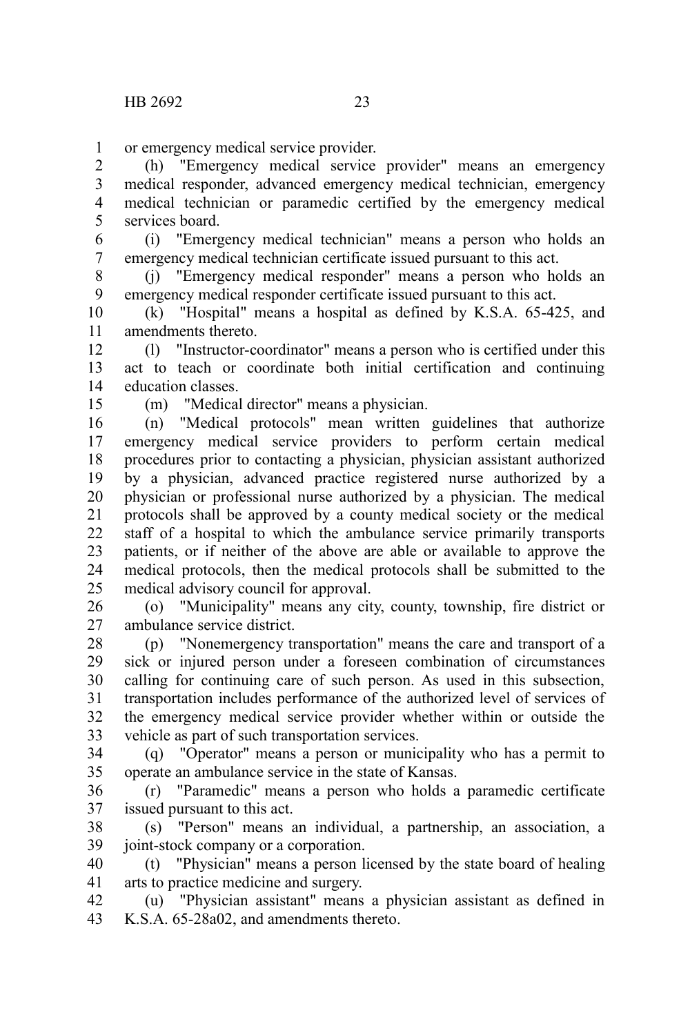or emergency medical service provider.

(h) "Emergency medical service provider" means an emergency medical responder, advanced emergency medical technician, emergency medical technician or paramedic certified by the emergency medical services board.

(i) "Emergency medical technician" means a person who holds an emergency medical technician certificate issued pursuant to this act.

(j) "Emergency medical responder" means a person who holds an emergency medical responder certificate issued pursuant to this act.

(k) "Hospital" means a hospital as defined by K.S.A. 65-425, and amendments thereto.

(l) "Instructor-coordinator" means a person who is certified under this act to teach or coordinate both initial certification and continuing education classes.

(m) "Medical director" means a physician.

(n) "Medical protocols" mean written guidelines that authorize emergency medical service providers to perform certain medical procedures prior to contacting a physician, physician assistant authorized by a physician, advanced practice registered nurse authorized by a physician or professional nurse authorized by a physician. The medical protocols shall be approved by a county medical society or the medical staff of a hospital to which the ambulance service primarily transports patients, or if neither of the above are able or available to approve the medical protocols, then the medical protocols shall be submitted to the medical advisory council for approval.

(o) "Municipality" means any city, county, township, fire district or ambulance service district.

(p) "Nonemergency transportation" means the care and transport of a sick or injured person under a foreseen combination of circumstances calling for continuing care of such person. As used in this subsection, transportation includes performance of the authorized level of services of the emergency medical service provider whether within or outside the vehicle as part of such transportation services.

(q) "Operator" means a person or municipality who has a permit to operate an ambulance service in the state of Kansas.

(r) "Paramedic" means a person who holds a paramedic certificate issued pursuant to this act.

(s) "Person" means an individual, a partnership, an association, a joint-stock company or a corporation.

(t) "Physician" means a person licensed by the state board of healing arts to practice medicine and surgery.

(u) "Physician assistant" means a physician assistant as defined in K.S.A. 65-28a02, and amendments thereto.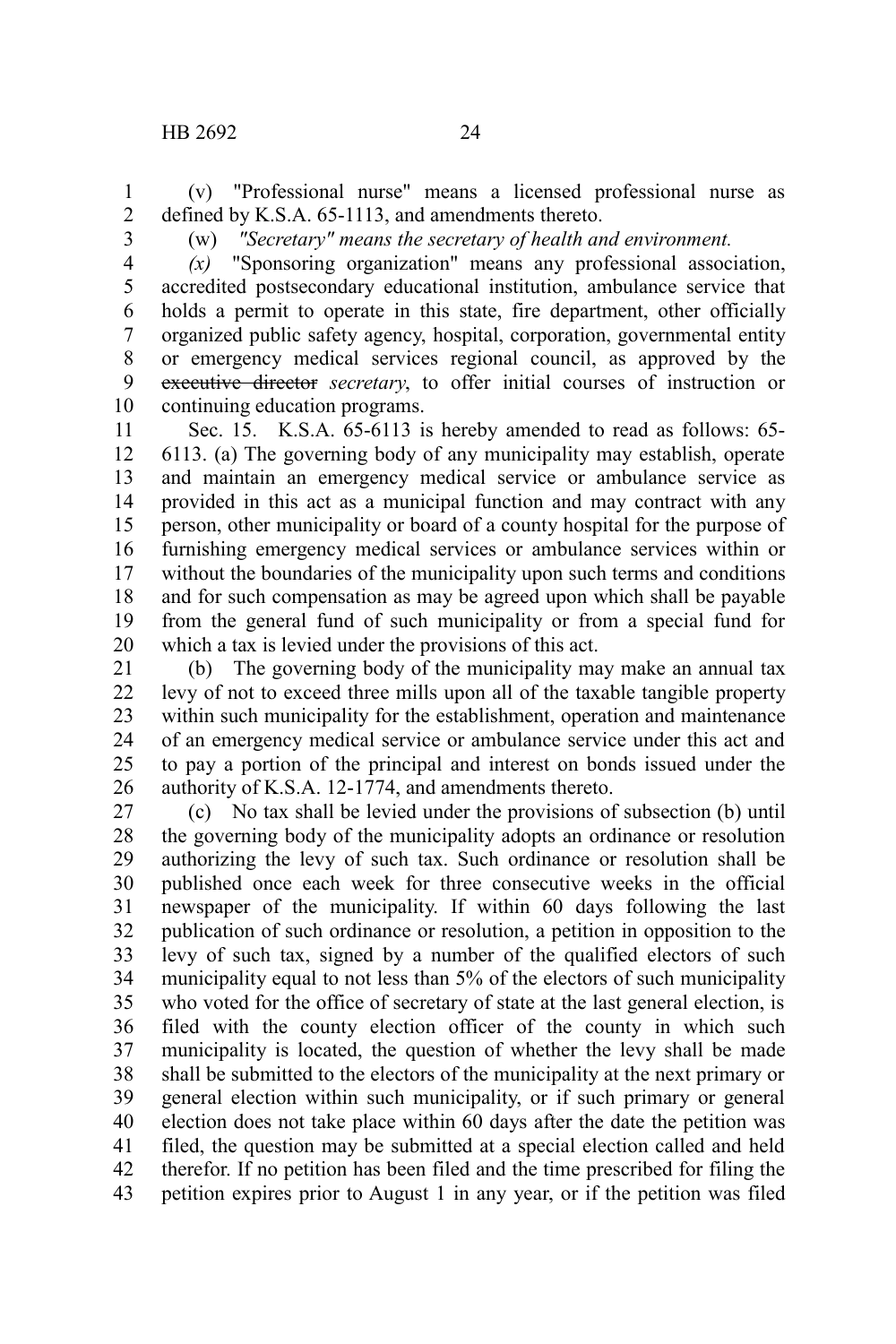(v) "Professional nurse" means a licensed professional nurse as defined by K.S.A. 65-1113, and amendments thereto.

(w) *"Secretary" means the secretary of health and environment.*

*(x)* "Sponsoring organization" means any professional association, accredited postsecondary educational institution, ambulance service that holds a permit to operate in this state, fire department, other officially organized public safety agency, hospital, corporation, governmental entity or emergency medical services regional council, as approved by the ~~executive director~~ *secretary*, to offer initial courses of instruction or continuing education programs.

Sec. 15. K.S.A. 65-6113 is hereby amended to read as follows: 65-6113. (a) The governing body of any municipality may establish, operate and maintain an emergency medical service or ambulance service as provided in this act as a municipal function and may contract with any person, other municipality or board of a county hospital for the purpose of furnishing emergency medical services or ambulance services within or without the boundaries of the municipality upon such terms and conditions and for such compensation as may be agreed upon which shall be payable from the general fund of such municipality or from a special fund for which a tax is levied under the provisions of this act.

(b) The governing body of the municipality may make an annual tax levy of not to exceed three mills upon all of the taxable tangible property within such municipality for the establishment, operation and maintenance of an emergency medical service or ambulance service under this act and to pay a portion of the principal and interest on bonds issued under the authority of K.S.A. 12-1774, and amendments thereto.

(c) No tax shall be levied under the provisions of subsection (b) until the governing body of the municipality adopts an ordinance or resolution authorizing the levy of such tax. Such ordinance or resolution shall be published once each week for three consecutive weeks in the official newspaper of the municipality. If within 60 days following the last publication of such ordinance or resolution, a petition in opposition to the levy of such tax, signed by a number of the qualified electors of such municipality equal to not less than 5% of the electors of such municipality who voted for the office of secretary of state at the last general election, is filed with the county election officer of the county in which such municipality is located, the question of whether the levy shall be made shall be submitted to the electors of the municipality at the next primary or general election within such municipality, or if such primary or general election does not take place within 60 days after the date the petition was filed, the question may be submitted at a special election called and held therefor. If no petition has been filed and the time prescribed for filing the petition expires prior to August 1 in any year, or if the petition was filed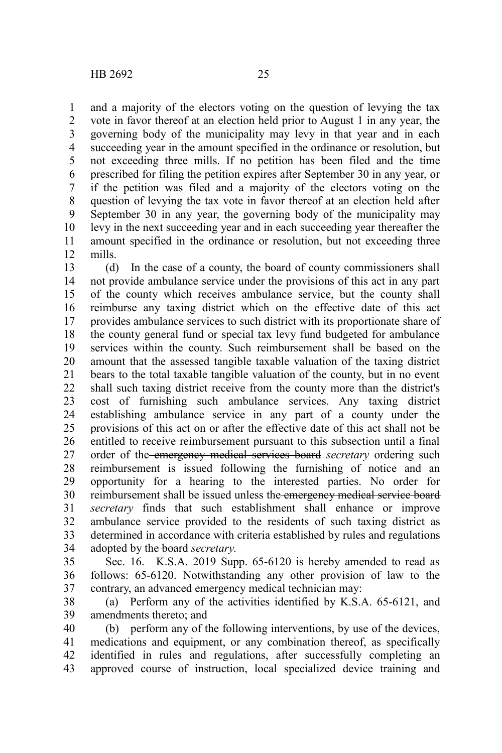and a majority of the electors voting on the question of levying the tax vote in favor thereof at an election held prior to August 1 in any year, the governing body of the municipality may levy in that year and in each succeeding year in the amount specified in the ordinance or resolution, but not exceeding three mills. If no petition has been filed and the time prescribed for filing the petition expires after September 30 in any year, or if the petition was filed and a majority of the electors voting on the question of levying the tax vote in favor thereof at an election held after September 30 in any year, the governing body of the municipality may levy in the next succeeding year and in each succeeding year thereafter the amount specified in the ordinance or resolution, but not exceeding three mills.

(d) In the case of a county, the board of county commissioners shall not provide ambulance service under the provisions of this act in any part of the county which receives ambulance service, but the county shall reimburse any taxing district which on the effective date of this act provides ambulance services to such district with its proportionate share of the county general fund or special tax levy fund budgeted for ambulance services within the county. Such reimbursement shall be based on the amount that the assessed tangible taxable valuation of the taxing district bears to the total taxable tangible valuation of the county, but in no event shall such taxing district receive from the county more than the district's cost of furnishing such ambulance services. Any taxing district establishing ambulance service in any part of a county under the provisions of this act on or after the effective date of this act shall not be entitled to receive reimbursement pursuant to this subsection until a final order of the ~~emergency medical services board~~ *secretary* ordering such reimbursement is issued following the furnishing of notice and an opportunity for a hearing to the interested parties. No order for reimbursement shall be issued unless the ~~emergency medical service board~~ *secretary* finds that such establishment shall enhance or improve ambulance service provided to the residents of such taxing district as determined in accordance with criteria established by rules and regulations adopted by the ~~board~~ *secretary.*

Sec. 16. K.S.A. 2019 Supp. 65-6120 is hereby amended to read as follows: 65-6120. Notwithstanding any other provision of law to the contrary, an advanced emergency medical technician may:

(a) Perform any of the activities identified by K.S.A. 65-6121, and amendments thereto; and

(b) perform any of the following interventions, by use of the devices, medications and equipment, or any combination thereof, as specifically identified in rules and regulations, after successfully completing an approved course of instruction, local specialized device training and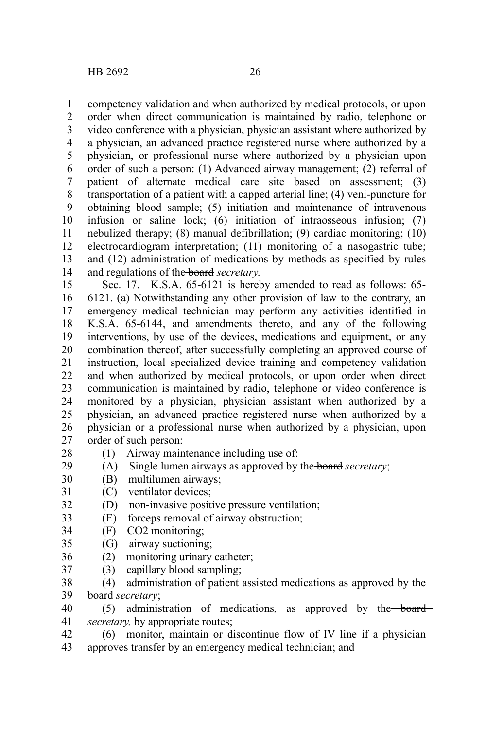competency validation and when authorized by medical protocols, or upon order when direct communication is maintained by radio, telephone or video conference with a physician, physician assistant where authorized by a physician, an advanced practice registered nurse where authorized by a physician, or professional nurse where authorized by a physician upon order of such a person: (1) Advanced airway management; (2) referral of patient of alternate medical care site based on assessment; (3) transportation of a patient with a capped arterial line; (4) veni-puncture for obtaining blood sample; (5) initiation and maintenance of intravenous infusion or saline lock; (6) initiation of intraosseous infusion; (7) nebulized therapy; (8) manual defibrillation; (9) cardiac monitoring; (10) electrocardiogram interpretation; (11) monitoring of a nasogastric tube; and (12) administration of medications by methods as specified by rules and regulations of the ~~board~~ *secretary*.

Sec. 17. K.S.A. 65-6121 is hereby amended to read as follows: 65-6121. (a) Notwithstanding any other provision of law to the contrary, an emergency medical technician may perform any activities identified in K.S.A. 65-6144, and amendments thereto, and any of the following interventions, by use of the devices, medications and equipment, or any combination thereof, after successfully completing an approved course of instruction, local specialized device training and competency validation and when authorized by medical protocols, or upon order when direct communication is maintained by radio, telephone or video conference is monitored by a physician, physician assistant when authorized by a physician, an advanced practice registered nurse when authorized by a physician or a professional nurse when authorized by a physician, upon order of such person:

(1) Airway maintenance including use of:

(A) Single lumen airways as approved by the ~~board~~ *secretary*;

(B) multilumen airways;

(C) ventilator devices;

(D) non-invasive positive pressure ventilation;

(E) forceps removal of airway obstruction;

(F) $CO_2$ monitoring;

(G) airway suctioning;

(2) monitoring urinary catheter;

(3) capillary blood sampling;

(4) administration of patient assisted medications as approved by the ~~board~~ *secretary*;

(5) administration of medications*,* as approved by the ~~board~~ *secretary,* by appropriate routes;

(6) monitor, maintain or discontinue flow of IV line if a physician approves transfer by an emergency medical technician; and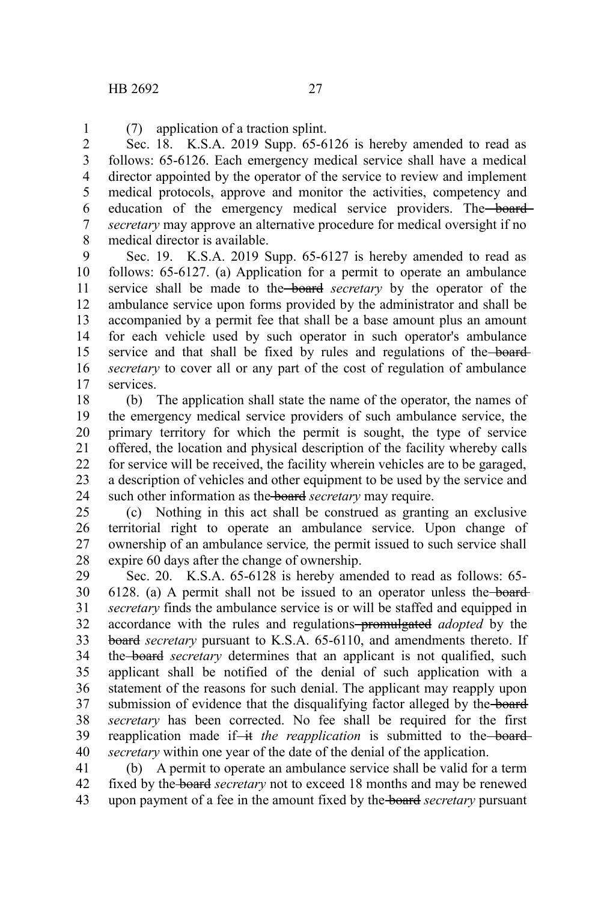(7) application of a traction splint.

Sec. 18. K.S.A. 2019 Supp. 65-6126 is hereby amended to read as follows: 65-6126. Each emergency medical service shall have a medical director appointed by the operator of the service to review and implement medical protocols, approve and monitor the activities, competency and education of the emergency medical service providers. The ~~board~~ *secretary* may approve an alternative procedure for medical oversight if no medical director is available.

Sec. 19. K.S.A. 2019 Supp. 65-6127 is hereby amended to read as follows: 65-6127. (a) Application for a permit to operate an ambulance service shall be made to the ~~board~~ *secretary* by the operator of the ambulance service upon forms provided by the administrator and shall be accompanied by a permit fee that shall be a base amount plus an amount for each vehicle used by such operator in such operator's ambulance service and that shall be fixed by rules and regulations of the ~~board~~ *secretary* to cover all or any part of the cost of regulation of ambulance services.

(b) The application shall state the name of the operator, the names of the emergency medical service providers of such ambulance service, the primary territory for which the permit is sought, the type of service offered, the location and physical description of the facility whereby calls for service will be received, the facility wherein vehicles are to be garaged, a description of vehicles and other equipment to be used by the service and such other information as the ~~board~~ *secretary* may require.

(c) Nothing in this act shall be construed as granting an exclusive territorial right to operate an ambulance service. Upon change of ownership of an ambulance service*,* the permit issued to such service shall expire 60 days after the change of ownership.

Sec. 20. K.S.A. 65-6128 is hereby amended to read as follows: 65-6128. (a) A permit shall not be issued to an operator unless the ~~board~~ *secretary* finds the ambulance service is or will be staffed and equipped in accordance with the rules and regulations ~~promulgated~~ *adopted* by the ~~board~~ *secretary* pursuant to K.S.A. 65-6110, and amendments thereto. If the ~~board~~ *secretary* determines that an applicant is not qualified, such applicant shall be notified of the denial of such application with a statement of the reasons for such denial. The applicant may reapply upon submission of evidence that the disqualifying factor alleged by the ~~board~~ *secretary* has been corrected. No fee shall be required for the first reapplication made if ~~it~~ *the reapplication* is submitted to the ~~board~~ *secretary* within one year of the date of the denial of the application.

(b) A permit to operate an ambulance service shall be valid for a term fixed by the ~~board~~ *secretary* not to exceed 18 months and may be renewed upon payment of a fee in the amount fixed by the ~~board~~ *secretary* pursuant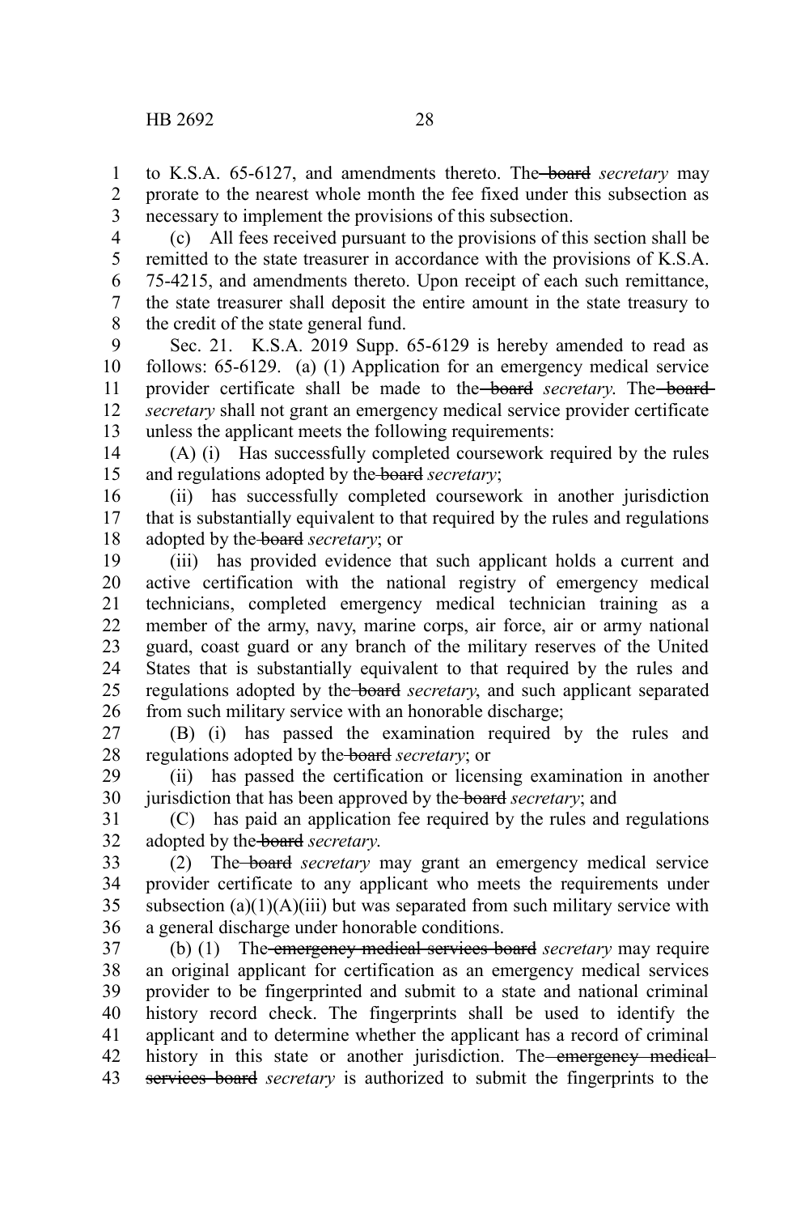to K.S.A. 65-6127, and amendments thereto. The ~~board~~ *secretary* may prorate to the nearest whole month the fee fixed under this subsection as necessary to implement the provisions of this subsection.

(c) All fees received pursuant to the provisions of this section shall be remitted to the state treasurer in accordance with the provisions of K.S.A. 75-4215, and amendments thereto. Upon receipt of each such remittance, the state treasurer shall deposit the entire amount in the state treasury to the credit of the state general fund.

Sec. 21. K.S.A. 2019 Supp. 65-6129 is hereby amended to read as follows: 65-6129. (a) (1) Application for an emergency medical service provider certificate shall be made to the ~~board~~ *secretary*. The ~~board~~ *secretary* shall not grant an emergency medical service provider certificate unless the applicant meets the following requirements:

(A) (i) Has successfully completed coursework required by the rules and regulations adopted by the ~~board~~ *secretary*;

(ii) has successfully completed coursework in another jurisdiction that is substantially equivalent to that required by the rules and regulations adopted by the ~~board~~ *secretary*; or

(iii) has provided evidence that such applicant holds a current and active certification with the national registry of emergency medical technicians, completed emergency medical technician training as a member of the army, navy, marine corps, air force, air or army national guard, coast guard or any branch of the military reserves of the United States that is substantially equivalent to that required by the rules and regulations adopted by the ~~board~~ *secretary*, and such applicant separated from such military service with an honorable discharge;

(B) (i) has passed the examination required by the rules and regulations adopted by the ~~board~~ *secretary*; or

(ii) has passed the certification or licensing examination in another jurisdiction that has been approved by the ~~board~~ *secretary*; and

(C) has paid an application fee required by the rules and regulations adopted by the ~~board~~ *secretary*.

(2) The ~~board~~ *secretary* may grant an emergency medical service provider certificate to any applicant who meets the requirements under subsection (a)(1)(A)(iii) but was separated from such military service with a general discharge under honorable conditions.

(b) (1) The ~~emergency medical services board~~ *secretary* may require an original applicant for certification as an emergency medical services provider to be fingerprinted and submit to a state and national criminal history record check. The fingerprints shall be used to identify the applicant and to determine whether the applicant has a record of criminal history in this state or another jurisdiction. The ~~emergency medical services board~~ *secretary* is authorized to submit the fingerprints to the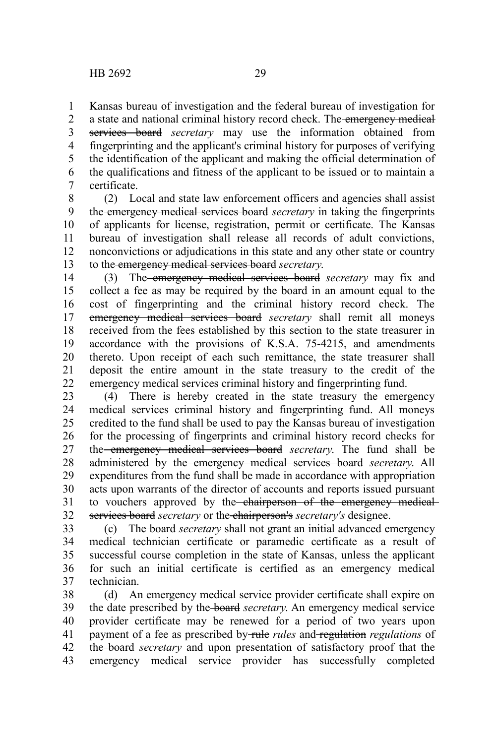Kansas bureau of investigation and the federal bureau of investigation for a state and national criminal history record check. The ~~emergency medical services board~~ *secretary* may use the information obtained from fingerprinting and the applicant's criminal history for purposes of verifying the identification of the applicant and making the official determination of the qualifications and fitness of the applicant to be issued or to maintain a certificate.

(2) Local and state law enforcement officers and agencies shall assist the ~~emergency medical services board~~ *secretary* in taking the fingerprints of applicants for license, registration, permit or certificate. The Kansas bureau of investigation shall release all records of adult convictions, nonconvictions or adjudications in this state and any other state or country to the ~~emergency medical services board~~ *secretary*.

(3) The ~~emergency medical services board~~ *secretary* may fix and collect a fee as may be required by the board in an amount equal to the cost of fingerprinting and the criminal history record check. The ~~emergency medical services board~~ *secretary* shall remit all moneys received from the fees established by this section to the state treasurer in accordance with the provisions of K.S.A. 75-4215, and amendments thereto. Upon receipt of each such remittance, the state treasurer shall deposit the entire amount in the state treasury to the credit of the emergency medical services criminal history and fingerprinting fund.

(4) There is hereby created in the state treasury the emergency medical services criminal history and fingerprinting fund. All moneys credited to the fund shall be used to pay the Kansas bureau of investigation for the processing of fingerprints and criminal history record checks for the ~~emergency medical services board~~ *secretary*. The fund shall be administered by the ~~emergency medical services board~~ *secretary*. All expenditures from the fund shall be made in accordance with appropriation acts upon warrants of the director of accounts and reports issued pursuant to vouchers approved by the ~~chairperson of the emergency medical services board~~ *secretary* or the ~~chairperson's~~ *secretary's* designee.

(c) The ~~board~~ *secretary* shall not grant an initial advanced emergency medical technician certificate or paramedic certificate as a result of successful course completion in the state of Kansas, unless the applicant for such an initial certificate is certified as an emergency medical technician.

(d) An emergency medical service provider certificate shall expire on the date prescribed by the ~~board~~ *secretary*. An emergency medical service provider certificate may be renewed for a period of two years upon payment of a fee as prescribed by ~~rule~~ *rules* and ~~regulation~~ *regulations* of the ~~board~~ *secretary* and upon presentation of satisfactory proof that the emergency medical service provider has successfully completed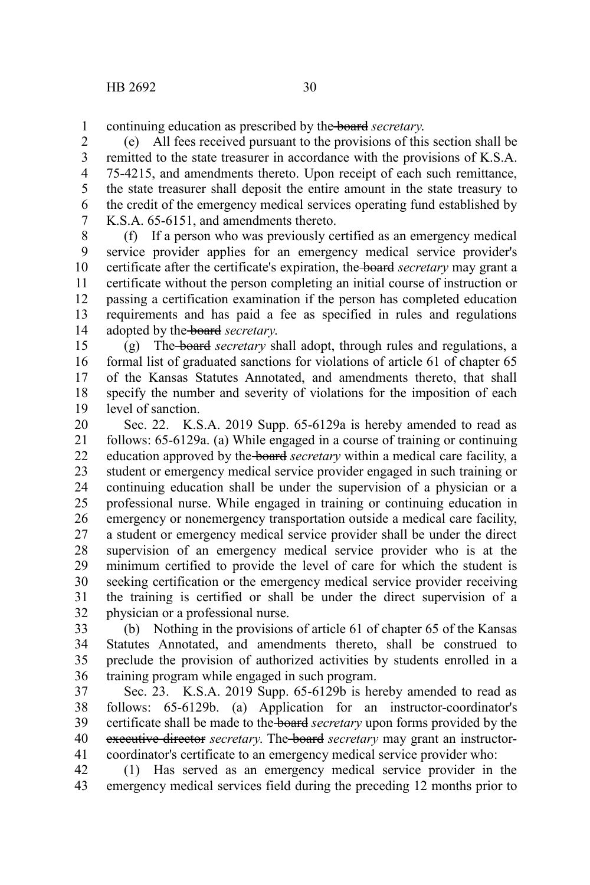continuing education as prescribed by the ~~board~~ *secretary*.

(e) All fees received pursuant to the provisions of this section shall be remitted to the state treasurer in accordance with the provisions of K.S.A. 75-4215, and amendments thereto. Upon receipt of each such remittance, the state treasurer shall deposit the entire amount in the state treasury to the credit of the emergency medical services operating fund established by K.S.A. 65-6151, and amendments thereto.

(f) If a person who was previously certified as an emergency medical service provider applies for an emergency medical service provider's certificate after the certificate's expiration, the ~~board~~ *secretary* may grant a certificate without the person completing an initial course of instruction or passing a certification examination if the person has completed education requirements and has paid a fee as specified in rules and regulations adopted by the ~~board~~ *secretary*.

(g) The ~~board~~ *secretary* shall adopt, through rules and regulations, a formal list of graduated sanctions for violations of article 61 of chapter 65 of the Kansas Statutes Annotated, and amendments thereto, that shall specify the number and severity of violations for the imposition of each level of sanction.

Sec. 22. K.S.A. 2019 Supp. 65-6129a is hereby amended to read as follows: 65-6129a. (a) While engaged in a course of training or continuing education approved by the ~~board~~ *secretary* within a medical care facility, a student or emergency medical service provider engaged in such training or continuing education shall be under the supervision of a physician or a professional nurse. While engaged in training or continuing education in emergency or nonemergency transportation outside a medical care facility, a student or emergency medical service provider shall be under the direct supervision of an emergency medical service provider who is at the minimum certified to provide the level of care for which the student is seeking certification or the emergency medical service provider receiving the training is certified or shall be under the direct supervision of a physician or a professional nurse.

(b) Nothing in the provisions of article 61 of chapter 65 of the Kansas Statutes Annotated, and amendments thereto, shall be construed to preclude the provision of authorized activities by students enrolled in a training program while engaged in such program.

Sec. 23. K.S.A. 2019 Supp. 65-6129b is hereby amended to read as follows: 65-6129b. (a) Application for an instructor-coordinator's certificate shall be made to the ~~board~~ *secretary* upon forms provided by the ~~executive director~~ *secretary*. The ~~board~~ *secretary* may grant an instructor-coordinator's certificate to an emergency medical service provider who:

(1) Has served as an emergency medical service provider in the emergency medical services field during the preceding 12 months prior to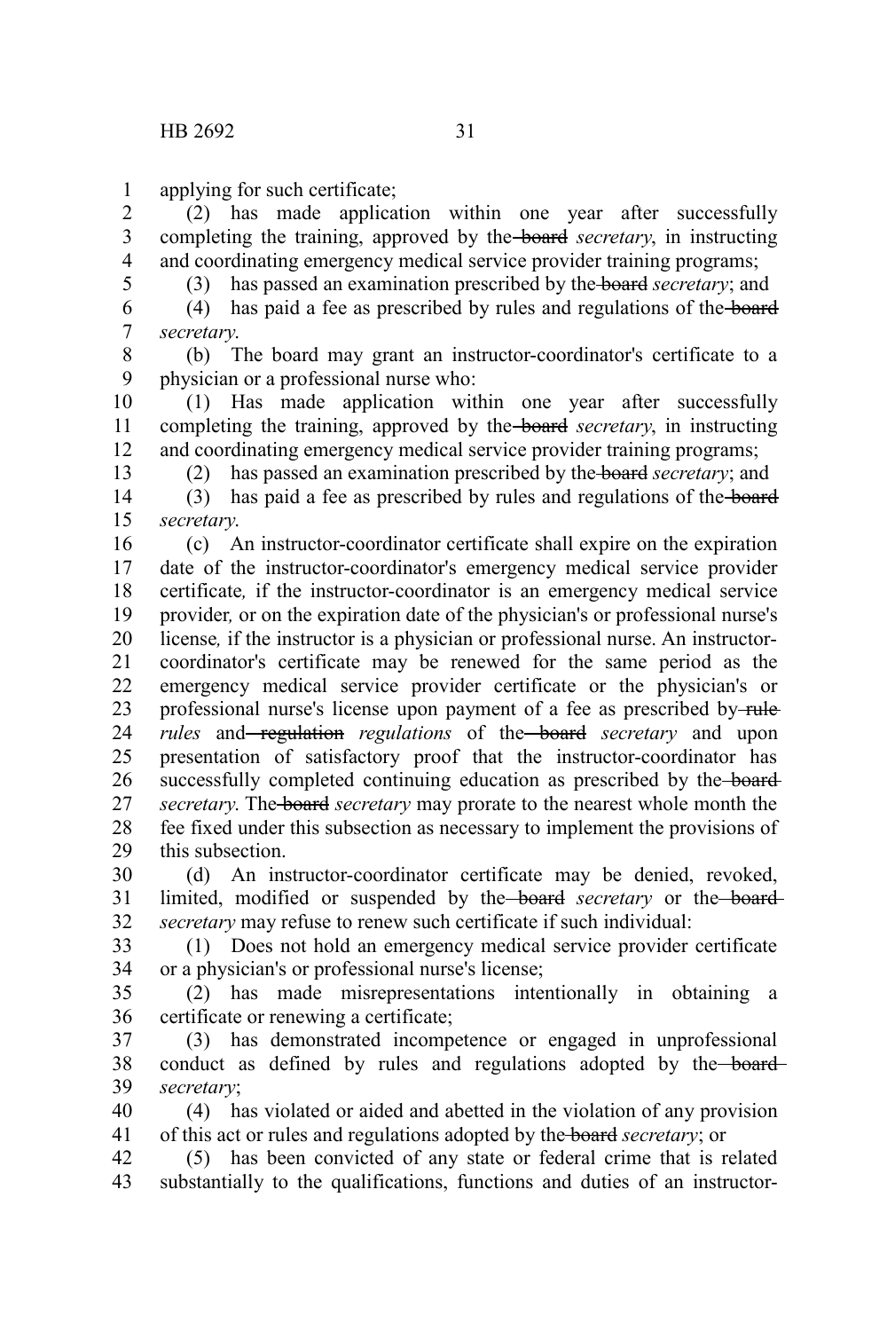applying for such certificate;

(2) has made application within one year after successfully completing the training, approved by the ~~board~~ *secretary*, in instructing and coordinating emergency medical service provider training programs;

(3) has passed an examination prescribed by the ~~board~~ *secretary*; and

(4) has paid a fee as prescribed by rules and regulations of the ~~board~~ *secretary*.

(b) The board may grant an instructor-coordinator's certificate to a physician or a professional nurse who:

(1) Has made application within one year after successfully completing the training, approved by the ~~board~~ *secretary*, in instructing and coordinating emergency medical service provider training programs;

(2) has passed an examination prescribed by the ~~board~~ *secretary*; and

(3) has paid a fee as prescribed by rules and regulations of the ~~board~~ *secretary*.

(c) An instructor-coordinator certificate shall expire on the expiration date of the instructor-coordinator's emergency medical service provider certificate*,* if the instructor-coordinator is an emergency medical service provider*,* or on the expiration date of the physician's or professional nurse's license*,* if the instructor is a physician or professional nurse. An instructor-coordinator's certificate may be renewed for the same period as the emergency medical service provider certificate or the physician's or professional nurse's license upon payment of a fee as prescribed by ~~rule~~ *rules* and ~~regulation~~ *regulations* of the ~~board~~ *secretary* and upon presentation of satisfactory proof that the instructor-coordinator has successfully completed continuing education as prescribed by the ~~board~~ *secretary*. The ~~board~~ *secretary* may prorate to the nearest whole month the fee fixed under this subsection as necessary to implement the provisions of this subsection.

(d) An instructor-coordinator certificate may be denied, revoked, limited, modified or suspended by the ~~board~~ *secretary* or the ~~board~~ *secretary* may refuse to renew such certificate if such individual:

(1) Does not hold an emergency medical service provider certificate or a physician's or professional nurse's license;

(2) has made misrepresentations intentionally in obtaining a certificate or renewing a certificate;

(3) has demonstrated incompetence or engaged in unprofessional conduct as defined by rules and regulations adopted by the ~~board~~ *secretary*;

(4) has violated or aided and abetted in the violation of any provision of this act or rules and regulations adopted by the ~~board~~ *secretary*; or

(5) has been convicted of any state or federal crime that is related substantially to the qualifications, functions and duties of an instructor-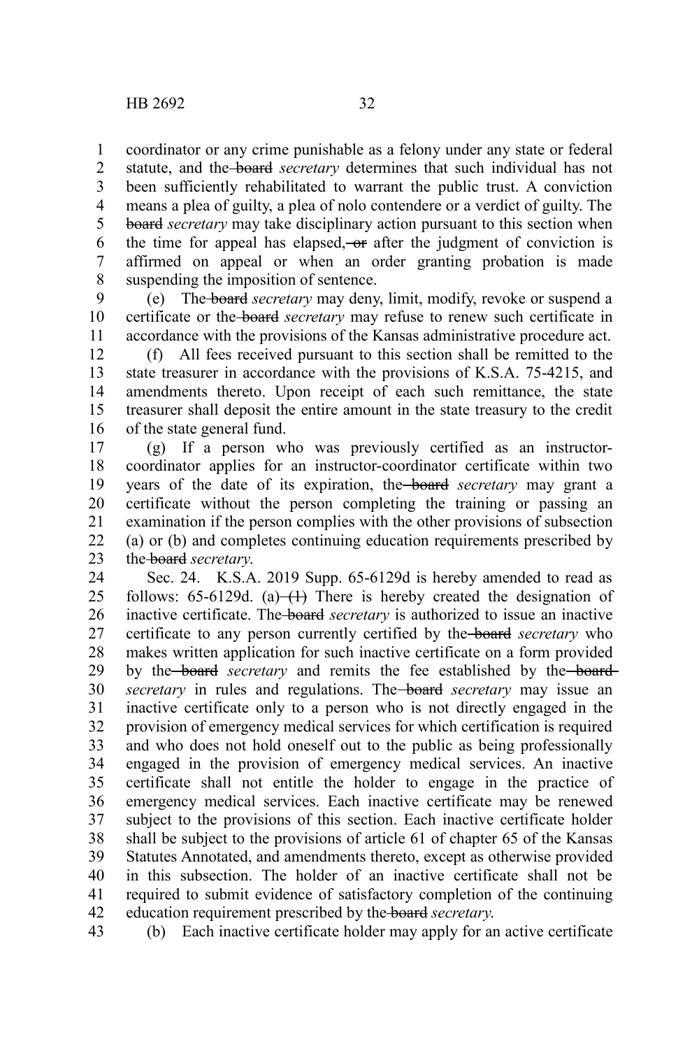coordinator or any crime punishable as a felony under any state or federal statute, and the ~~board~~ *secretary* determines that such individual has not been sufficiently rehabilitated to warrant the public trust. A conviction means a plea of guilty, a plea of nolo contendere or a verdict of guilty. The ~~board~~ *secretary* may take disciplinary action pursuant to this section when the time for appeal has elapsed~~, or~~ after the judgment of conviction is affirmed on appeal or when an order granting probation is made suspending the imposition of sentence.

(e) The ~~board~~ *secretary* may deny, limit, modify, revoke or suspend a certificate or the ~~board~~ *secretary* may refuse to renew such certificate in accordance with the provisions of the Kansas administrative procedure act.

(f) All fees received pursuant to this section shall be remitted to the state treasurer in accordance with the provisions of K.S.A. 75-4215, and amendments thereto. Upon receipt of each such remittance, the state treasurer shall deposit the entire amount in the state treasury to the credit of the state general fund.

(g) If a person who was previously certified as an instructor-coordinator applies for an instructor-coordinator certificate within two years of the date of its expiration, the ~~board~~ *secretary* may grant a certificate without the person completing the training or passing an examination if the person complies with the other provisions of subsection (a) or (b) and completes continuing education requirements prescribed by the ~~board~~ *secretary*.

Sec. 24. K.S.A. 2019 Supp. 65-6129d is hereby amended to read as follows: 65-6129d. (a) ~~(1)~~ There is hereby created the designation of inactive certificate. The ~~board~~ *secretary* is authorized to issue an inactive certificate to any person currently certified by the ~~board~~ *secretary* who makes written application for such inactive certificate on a form provided by the ~~board~~ *secretary* and remits the fee established by the ~~board~~ *secretary* in rules and regulations. The ~~board~~ *secretary* may issue an inactive certificate only to a person who is not directly engaged in the provision of emergency medical services for which certification is required and who does not hold oneself out to the public as being professionally engaged in the provision of emergency medical services. An inactive certificate shall not entitle the holder to engage in the practice of emergency medical services. Each inactive certificate may be renewed subject to the provisions of this section. Each inactive certificate holder shall be subject to the provisions of article 61 of chapter 65 of the Kansas Statutes Annotated, and amendments thereto, except as otherwise provided in this subsection. The holder of an inactive certificate shall not be required to submit evidence of satisfactory completion of the continuing education requirement prescribed by the ~~board~~ *secretary*.

(b) Each inactive certificate holder may apply for an active certificate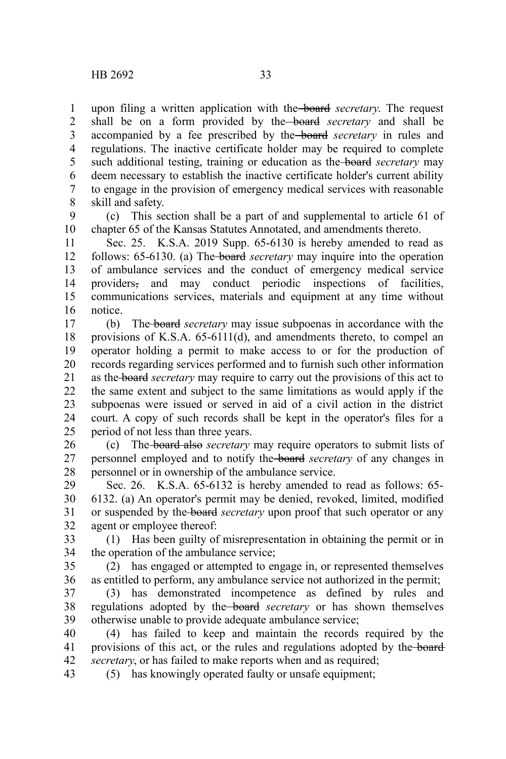upon filing a written application with the ~~board~~ *secretary*. The request shall be on a form provided by the ~~board~~ *secretary* and shall be accompanied by a fee prescribed by the ~~board~~ *secretary* in rules and regulations. The inactive certificate holder may be required to complete such additional testing, training or education as the ~~board~~ *secretary* may deem necessary to establish the inactive certificate holder's current ability to engage in the provision of emergency medical services with reasonable skill and safety.

(c) This section shall be a part of and supplemental to article 61 of chapter 65 of the Kansas Statutes Annotated, and amendments thereto.

Sec. 25. K.S.A. 2019 Supp. 65-6130 is hereby amended to read as follows: 65-6130. (a) The ~~board~~ *secretary* may inquire into the operation of ambulance services and the conduct of emergency medical service providers~~,~~ and may conduct periodic inspections of facilities, communications services, materials and equipment at any time without notice.

(b) The ~~board~~ *secretary* may issue subpoenas in accordance with the provisions of K.S.A. 65-6111(d), and amendments thereto, to compel an operator holding a permit to make access to or for the production of records regarding services performed and to furnish such other information as the ~~board~~ *secretary* may require to carry out the provisions of this act to the same extent and subject to the same limitations as would apply if the subpoenas were issued or served in aid of a civil action in the district court. A copy of such records shall be kept in the operator's files for a period of not less than three years.

(c) The ~~board also~~ *secretary* may require operators to submit lists of personnel employed and to notify the ~~board~~ *secretary* of any changes in personnel or in ownership of the ambulance service.

Sec. 26. K.S.A. 65-6132 is hereby amended to read as follows: 65-6132. (a) An operator's permit may be denied, revoked, limited, modified or suspended by the ~~board~~ *secretary* upon proof that such operator or any agent or employee thereof:

(1) Has been guilty of misrepresentation in obtaining the permit or in the operation of the ambulance service;

(2) has engaged or attempted to engage in, or represented themselves as entitled to perform, any ambulance service not authorized in the permit;

(3) has demonstrated incompetence as defined by rules and regulations adopted by the ~~board~~ *secretary* or has shown themselves otherwise unable to provide adequate ambulance service;

(4) has failed to keep and maintain the records required by the provisions of this act, or the rules and regulations adopted by the ~~board~~ *secretary*, or has failed to make reports when and as required;

(5) has knowingly operated faulty or unsafe equipment;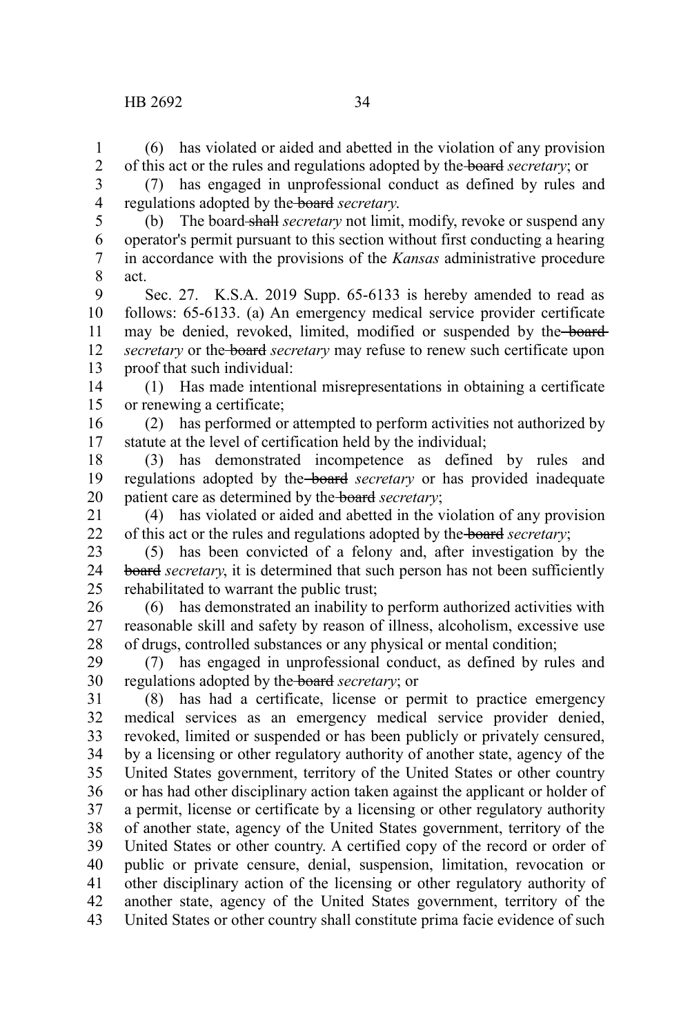(6) has violated or aided and abetted in the violation of any provision of this act or the rules and regulations adopted by the ~~board~~ *secretary*; or

(7) has engaged in unprofessional conduct as defined by rules and regulations adopted by the ~~board~~ *secretary*.

(b) The board ~~shall~~ *secretary* not limit, modify, revoke or suspend any operator's permit pursuant to this section without first conducting a hearing in accordance with the provisions of the *Kansas* administrative procedure act.

Sec. 27. K.S.A. 2019 Supp. 65-6133 is hereby amended to read as follows: 65-6133. (a) An emergency medical service provider certificate may be denied, revoked, limited, modified or suspended by the ~~board~~ *secretary* or the ~~board~~ *secretary* may refuse to renew such certificate upon proof that such individual:

(1) Has made intentional misrepresentations in obtaining a certificate or renewing a certificate;

(2) has performed or attempted to perform activities not authorized by statute at the level of certification held by the individual;

(3) has demonstrated incompetence as defined by rules and regulations adopted by the ~~board~~ *secretary* or has provided inadequate patient care as determined by the ~~board~~ *secretary*;

(4) has violated or aided and abetted in the violation of any provision of this act or the rules and regulations adopted by the ~~board~~ *secretary*;

(5) has been convicted of a felony and, after investigation by the ~~board~~ *secretary*, it is determined that such person has not been sufficiently rehabilitated to warrant the public trust;

(6) has demonstrated an inability to perform authorized activities with reasonable skill and safety by reason of illness, alcoholism, excessive use of drugs, controlled substances or any physical or mental condition;

(7) has engaged in unprofessional conduct, as defined by rules and regulations adopted by the ~~board~~ *secretary*; or

(8) has had a certificate, license or permit to practice emergency medical services as an emergency medical service provider denied, revoked, limited or suspended or has been publicly or privately censured, by a licensing or other regulatory authority of another state, agency of the United States government, territory of the United States or other country or has had other disciplinary action taken against the applicant or holder of a permit, license or certificate by a licensing or other regulatory authority of another state, agency of the United States government, territory of the United States or other country. A certified copy of the record or order of public or private censure, denial, suspension, limitation, revocation or other disciplinary action of the licensing or other regulatory authority of another state, agency of the United States government, territory of the United States or other country shall constitute prima facie evidence of such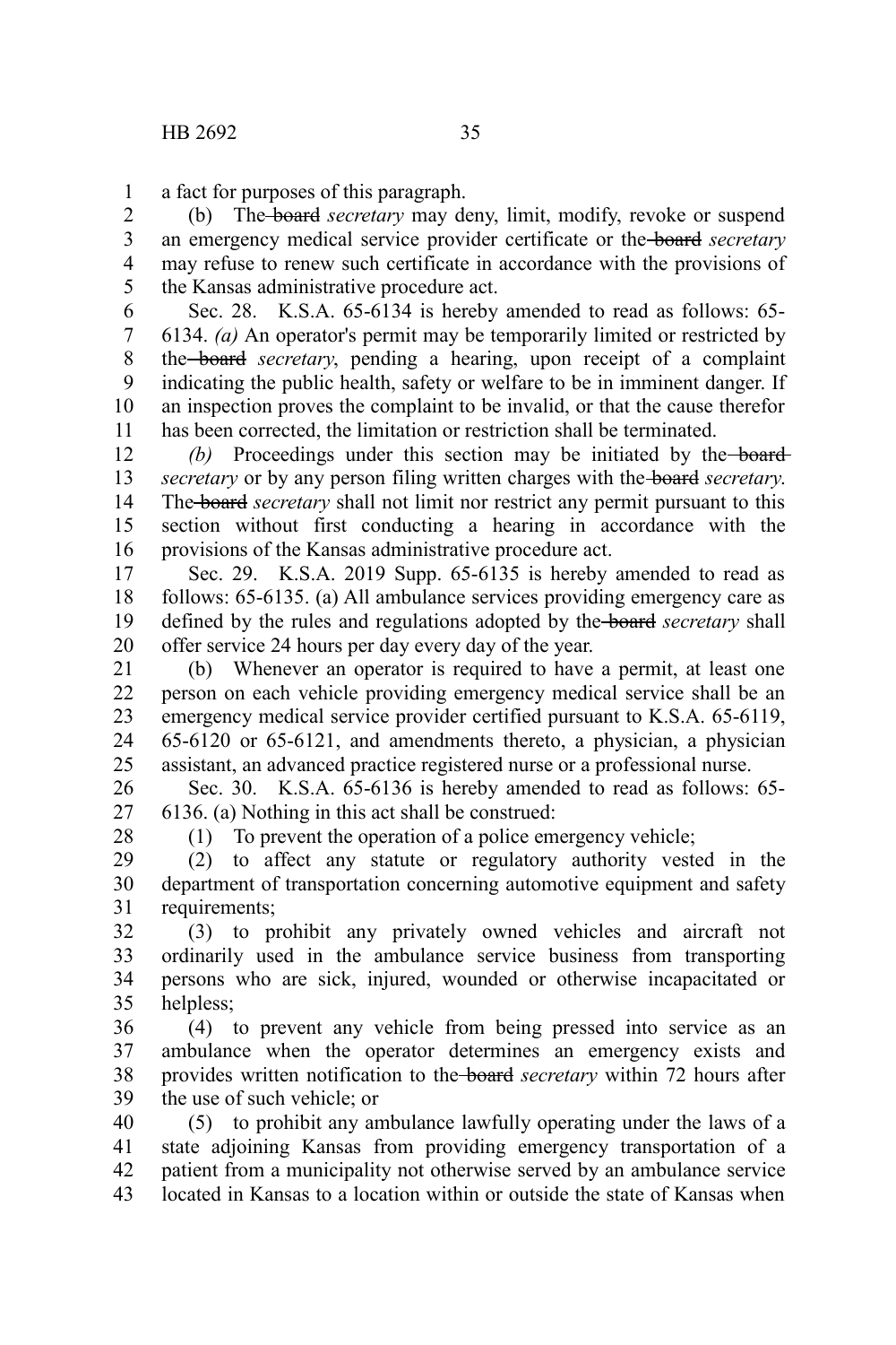a fact for purposes of this paragraph.

(b) The ~~board~~ *secretary* may deny, limit, modify, revoke or suspend an emergency medical service provider certificate or the ~~board~~ *secretary* may refuse to renew such certificate in accordance with the provisions of the Kansas administrative procedure act.

Sec. 28. K.S.A. 65-6134 is hereby amended to read as follows: 65-6134. *(a)* An operator's permit may be temporarily limited or restricted by the ~~board~~ *secretary*, pending a hearing, upon receipt of a complaint indicating the public health, safety or welfare to be in imminent danger. If an inspection proves the complaint to be invalid, or that the cause therefor has been corrected, the limitation or restriction shall be terminated.

*(b)* Proceedings under this section may be initiated by the ~~board~~ *secretary* or by any person filing written charges with the ~~board~~ *secretary*. The ~~board~~ *secretary* shall not limit nor restrict any permit pursuant to this section without first conducting a hearing in accordance with the provisions of the Kansas administrative procedure act.

Sec. 29. K.S.A. 2019 Supp. 65-6135 is hereby amended to read as follows: 65-6135. (a) All ambulance services providing emergency care as defined by the rules and regulations adopted by the ~~board~~ *secretary* shall offer service 24 hours per day every day of the year.

(b) Whenever an operator is required to have a permit, at least one person on each vehicle providing emergency medical service shall be an emergency medical service provider certified pursuant to K.S.A. 65-6119, 65-6120 or 65-6121, and amendments thereto, a physician, a physician assistant, an advanced practice registered nurse or a professional nurse.

Sec. 30. K.S.A. 65-6136 is hereby amended to read as follows: 65-6136. (a) Nothing in this act shall be construed:

(1) To prevent the operation of a police emergency vehicle;

(2) to affect any statute or regulatory authority vested in the department of transportation concerning automotive equipment and safety requirements;

(3) to prohibit any privately owned vehicles and aircraft not ordinarily used in the ambulance service business from transporting persons who are sick, injured, wounded or otherwise incapacitated or helpless;

(4) to prevent any vehicle from being pressed into service as an ambulance when the operator determines an emergency exists and provides written notification to the ~~board~~ *secretary* within 72 hours after the use of such vehicle; or

(5) to prohibit any ambulance lawfully operating under the laws of a state adjoining Kansas from providing emergency transportation of a patient from a municipality not otherwise served by an ambulance service located in Kansas to a location within or outside the state of Kansas when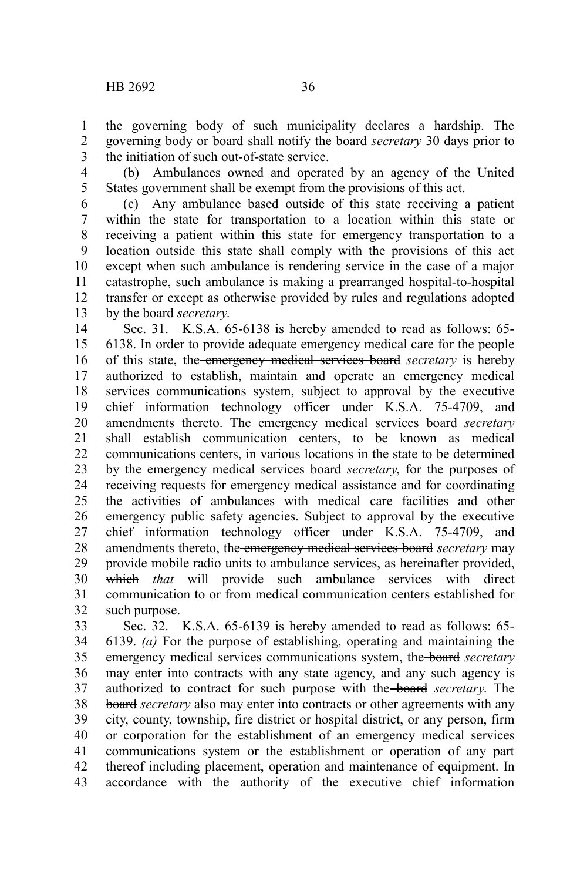the governing body of such municipality declares a hardship. The governing body or board shall notify the ~~board~~ *secretary* 30 days prior to the initiation of such out-of-state service.

(b) Ambulances owned and operated by an agency of the United States government shall be exempt from the provisions of this act.

(c) Any ambulance based outside of this state receiving a patient within the state for transportation to a location within this state or receiving a patient within this state for emergency transportation to a location outside this state shall comply with the provisions of this act except when such ambulance is rendering service in the case of a major catastrophe, such ambulance is making a prearranged hospital-to-hospital transfer or except as otherwise provided by rules and regulations adopted by the ~~board~~ *secretary*.

Sec. 31. K.S.A. 65-6138 is hereby amended to read as follows: 65-6138. In order to provide adequate emergency medical care for the people of this state, the ~~emergency medical services board~~ *secretary* is hereby authorized to establish, maintain and operate an emergency medical services communications system, subject to approval by the executive chief information technology officer under K.S.A. 75-4709, and amendments thereto. The ~~emergency medical services board~~ *secretary* shall establish communication centers, to be known as medical communications centers, in various locations in the state to be determined by the ~~emergency medical services board~~ *secretary*, for the purposes of receiving requests for emergency medical assistance and for coordinating the activities of ambulances with medical care facilities and other emergency public safety agencies. Subject to approval by the executive chief information technology officer under K.S.A. 75-4709, and amendments thereto, the ~~emergency medical services board~~ *secretary* may provide mobile radio units to ambulance services, as hereinafter provided, ~~which~~ *that* will provide such ambulance services with direct communication to or from medical communication centers established for such purpose.

Sec. 32. K.S.A. 65-6139 is hereby amended to read as follows: 65-6139. *(a)* For the purpose of establishing, operating and maintaining the emergency medical services communications system, the ~~board~~ *secretary* may enter into contracts with any state agency, and any such agency is authorized to contract for such purpose with the ~~board~~ *secretary*. The ~~board~~ *secretary* also may enter into contracts or other agreements with any city, county, township, fire district or hospital district, or any person, firm or corporation for the establishment of an emergency medical services communications system or the establishment or operation of any part thereof including placement, operation and maintenance of equipment. In accordance with the authority of the executive chief information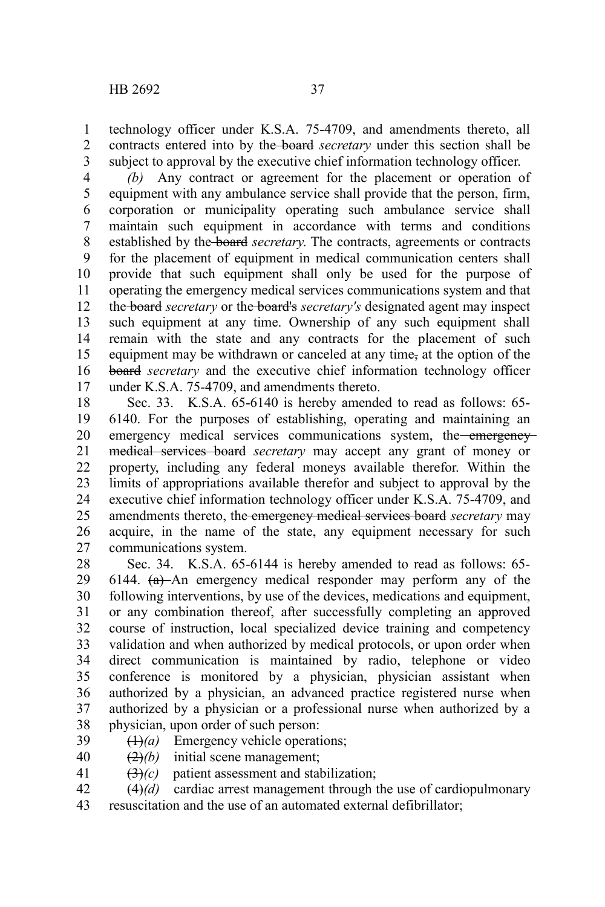technology officer under K.S.A. 75-4709, and amendments thereto, all contracts entered into by the ~~board~~ *secretary* under this section shall be subject to approval by the executive chief information technology officer.

*(b)* Any contract or agreement for the placement or operation of equipment with any ambulance service shall provide that the person, firm, corporation or municipality operating such ambulance service shall maintain such equipment in accordance with terms and conditions established by the ~~board~~ *secretary*. The contracts, agreements or contracts for the placement of equipment in medical communication centers shall provide that such equipment shall only be used for the purpose of operating the emergency medical services communications system and that the ~~board~~ *secretary* or the ~~board's~~ *secretary's* designated agent may inspect such equipment at any time. Ownership of any such equipment shall remain with the state and any contracts for the placement of such equipment may be withdrawn or canceled at any time~~,~~ at the option of the ~~board~~ *secretary* and the executive chief information technology officer under K.S.A. 75-4709, and amendments thereto.

Sec. 33. K.S.A. 65-6140 is hereby amended to read as follows: 65-6140. For the purposes of establishing, operating and maintaining an emergency medical services communications system, the ~~emergency medical services board~~ *secretary* may accept any grant of money or property, including any federal moneys available therefor. Within the limits of appropriations available therefor and subject to approval by the executive chief information technology officer under K.S.A. 75-4709, and amendments thereto, the ~~emergency medical services board~~ *secretary* may acquire, in the name of the state, any equipment necessary for such communications system.

Sec. 34. K.S.A. 65-6144 is hereby amended to read as follows: 65-6144. ~~(a)~~ An emergency medical responder may perform any of the following interventions, by use of the devices, medications and equipment, or any combination thereof, after successfully completing an approved course of instruction, local specialized device training and competency validation and when authorized by medical protocols, or upon order when direct communication is maintained by radio, telephone or video conference is monitored by a physician, physician assistant when authorized by a physician, an advanced practice registered nurse when authorized by a physician or a professional nurse when authorized by a physician, upon order of such person:

~~(1)~~*(a)* Emergency vehicle operations;

~~(2)~~*(b)* initial scene management;

~~(3)~~*(c)* patient assessment and stabilization;

~~(4)~~*(d)* cardiac arrest management through the use of cardiopulmonary resuscitation and the use of an automated external defibrillator;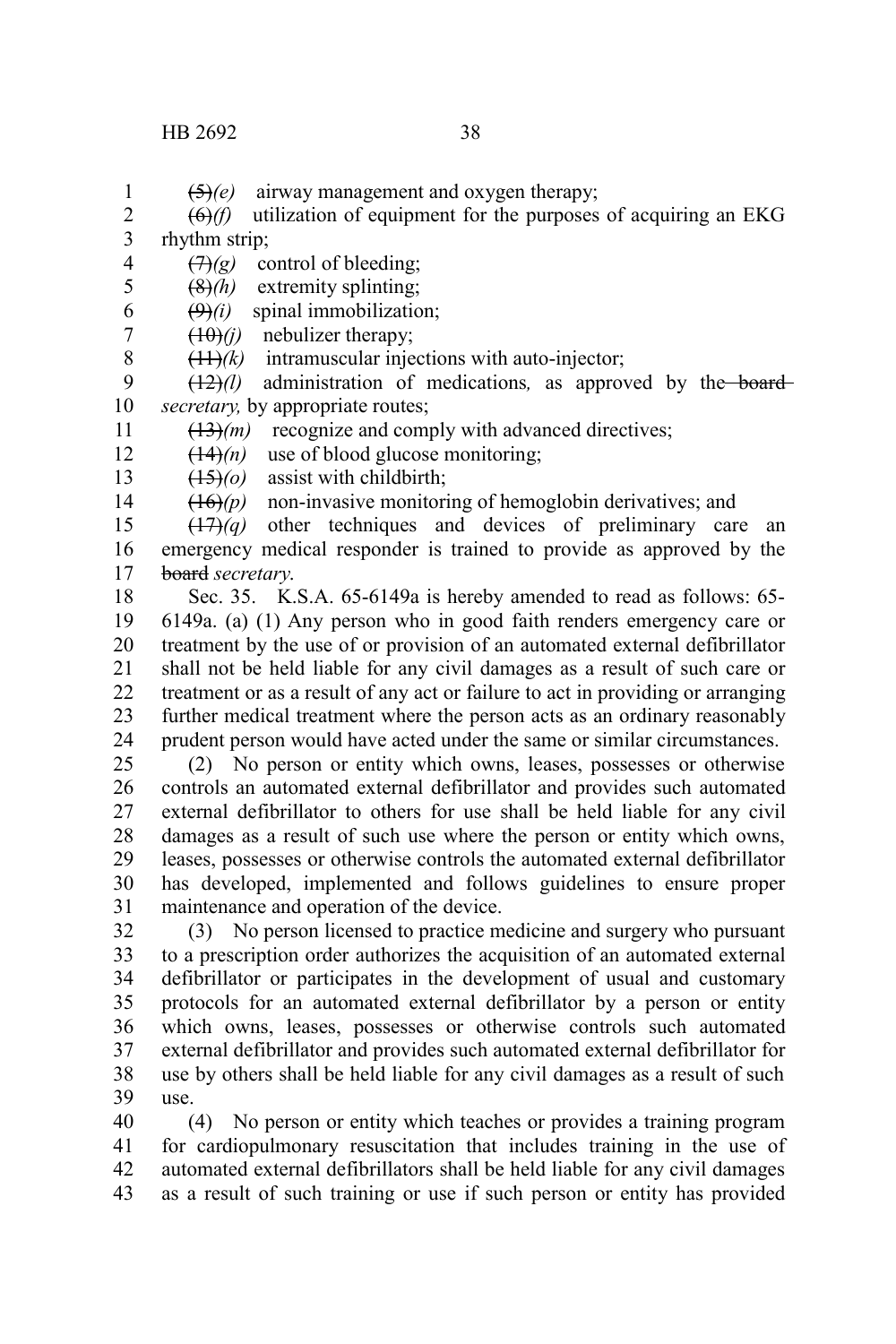~~(5)~~*(e)* airway management and oxygen therapy;

~~(6)~~*(f)* utilization of equipment for the purposes of acquiring an EKG rhythm strip;

~~(7)~~*(g)* control of bleeding;

~~(8)~~*(h)* extremity splinting;

~~(9)~~*(i)* spinal immobilization;

~~(10)~~*(j)* nebulizer therapy;

~~(11)~~*(k)* intramuscular injections with auto-injector;

~~(12)~~*(l)* administration of medications*,* as approved by the~~ board~~ *secretary,* by appropriate routes;

~~(13)~~*(m)* recognize and comply with advanced directives;

~~(14)~~*(n)* use of blood glucose monitoring;

~~(15)~~*(o)* assist with childbirth;

~~(16)~~*(p)* non-invasive monitoring of hemoglobin derivatives; and

~~(17)~~*(q)* other techniques and devices of preliminary care an emergency medical responder is trained to provide as approved by the ~~board~~ *secretary*.

Sec. 35. K.S.A. 65-6149a is hereby amended to read as follows: 65-6149a. (a) (1) Any person who in good faith renders emergency care or treatment by the use of or provision of an automated external defibrillator shall not be held liable for any civil damages as a result of such care or treatment or as a result of any act or failure to act in providing or arranging further medical treatment where the person acts as an ordinary reasonably prudent person would have acted under the same or similar circumstances.

(2) No person or entity which owns, leases, possesses or otherwise controls an automated external defibrillator and provides such automated external defibrillator to others for use shall be held liable for any civil damages as a result of such use where the person or entity which owns, leases, possesses or otherwise controls the automated external defibrillator has developed, implemented and follows guidelines to ensure proper maintenance and operation of the device.

(3) No person licensed to practice medicine and surgery who pursuant to a prescription order authorizes the acquisition of an automated external defibrillator or participates in the development of usual and customary protocols for an automated external defibrillator by a person or entity which owns, leases, possesses or otherwise controls such automated external defibrillator and provides such automated external defibrillator for use by others shall be held liable for any civil damages as a result of such use.

(4) No person or entity which teaches or provides a training program for cardiopulmonary resuscitation that includes training in the use of automated external defibrillators shall be held liable for any civil damages as a result of such training or use if such person or entity has provided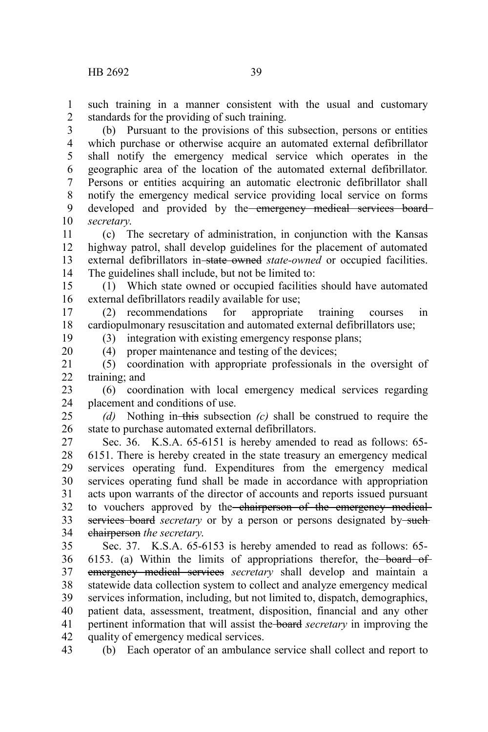such training in a manner consistent with the usual and customary standards for the providing of such training.

(b) Pursuant to the provisions of this subsection, persons or entities which purchase or otherwise acquire an automated external defibrillator shall notify the emergency medical service which operates in the geographic area of the location of the automated external defibrillator. Persons or entities acquiring an automatic electronic defibrillator shall notify the emergency medical service providing local service on forms developed and provided by the ~~emergency medical services board~~ *secretary*.

(c) The secretary of administration, in conjunction with the Kansas highway patrol, shall develop guidelines for the placement of automated external defibrillators in ~~state owned~~ *state-owned* or occupied facilities. The guidelines shall include, but not be limited to:

(1) Which state owned or occupied facilities should have automated external defibrillators readily available for use;

(2) recommendations for appropriate training courses in cardiopulmonary resuscitation and automated external defibrillators use;

(3) integration with existing emergency response plans;

(4) proper maintenance and testing of the devices;

(5) coordination with appropriate professionals in the oversight of training; and

(6) coordination with local emergency medical services regarding placement and conditions of use.

*(d)* Nothing in ~~this~~ subsection *(c)* shall be construed to require the state to purchase automated external defibrillators.

Sec. 36. K.S.A. 65-6151 is hereby amended to read as follows: 65-6151. There is hereby created in the state treasury an emergency medical services operating fund. Expenditures from the emergency medical services operating fund shall be made in accordance with appropriation acts upon warrants of the director of accounts and reports issued pursuant to vouchers approved by the ~~chairperson of the emergency medical services board~~ *secretary* or by a person or persons designated by ~~such chairperson~~ *the secretary*.

Sec. 37. K.S.A. 65-6153 is hereby amended to read as follows: 65-6153. (a) Within the limits of appropriations therefor, the ~~board of emergency medical services~~ *secretary* shall develop and maintain a statewide data collection system to collect and analyze emergency medical services information, including, but not limited to, dispatch, demographics, patient data, assessment, treatment, disposition, financial and any other pertinent information that will assist the ~~board~~ *secretary* in improving the quality of emergency medical services.

(b) Each operator of an ambulance service shall collect and report to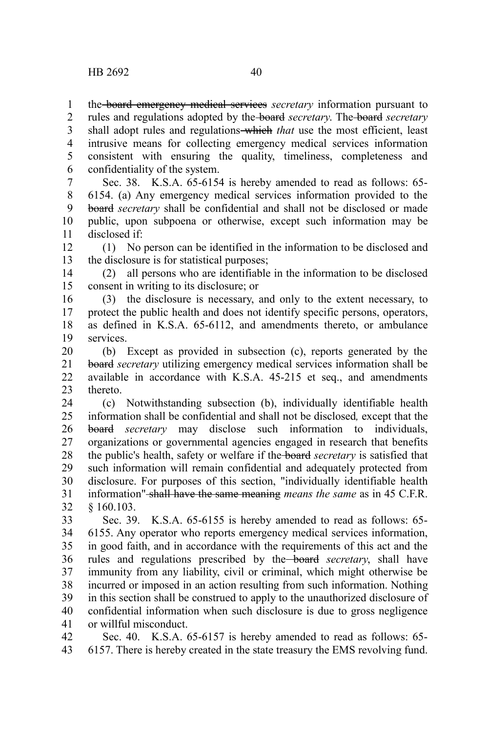the ~~board emergency medical services~~ *secretary* information pursuant to rules and regulations adopted by the ~~board~~ *secretary*. The ~~board~~ *secretary* shall adopt rules and regulations ~~which~~ *that* use the most efficient, least intrusive means for collecting emergency medical services information consistent with ensuring the quality, timeliness, completeness and confidentiality of the system.

Sec. 38. K.S.A. 65-6154 is hereby amended to read as follows: 65-6154. (a) Any emergency medical services information provided to the ~~board~~ *secretary* shall be confidential and shall not be disclosed or made public, upon subpoena or otherwise, except such information may be disclosed if:

(1) No person can be identified in the information to be disclosed and the disclosure is for statistical purposes;

(2) all persons who are identifiable in the information to be disclosed consent in writing to its disclosure; or

(3) the disclosure is necessary, and only to the extent necessary, to protect the public health and does not identify specific persons, operators, as defined in K.S.A. 65-6112, and amendments thereto, or ambulance services.

(b) Except as provided in subsection (c), reports generated by the ~~board~~ *secretary* utilizing emergency medical services information shall be available in accordance with K.S.A. 45-215 et seq., and amendments thereto.

(c) Notwithstanding subsection (b), individually identifiable health information shall be confidential and shall not be disclosed*,* except that the ~~board~~ *secretary* may disclose such information to individuals, organizations or governmental agencies engaged in research that benefits the public's health, safety or welfare if the ~~board~~ *secretary* is satisfied that such information will remain confidential and adequately protected from disclosure. For purposes of this section, "individually identifiable health information" ~~shall have the same meaning~~ *means the same* as in 45 C.F.R. § 160.103.

Sec. 39. K.S.A. 65-6155 is hereby amended to read as follows: 65-6155. Any operator who reports emergency medical services information, in good faith, and in accordance with the requirements of this act and the rules and regulations prescribed by the ~~board~~ *secretary*, shall have immunity from any liability, civil or criminal, which might otherwise be incurred or imposed in an action resulting from such information. Nothing in this section shall be construed to apply to the unauthorized disclosure of confidential information when such disclosure is due to gross negligence or willful misconduct.

Sec. 40. K.S.A. 65-6157 is hereby amended to read as follows: 65-6157. There is hereby created in the state treasury the EMS revolving fund.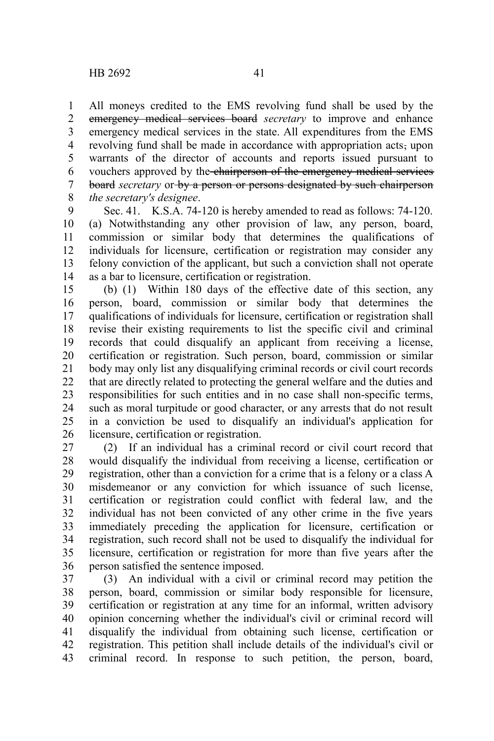All moneys credited to the EMS revolving fund shall be used by the ~~emergency medical services board~~ *secretary* to improve and enhance emergency medical services in the state. All expenditures from the EMS revolving fund shall be made in accordance with appropriation acts~~,~~ upon warrants of the director of accounts and reports issued pursuant to vouchers approved by the~~ chairperson of the emergency medical services board~~ *secretary* or ~~by a person or persons designated by such chairperson~~ *the secretary's designee*.

Sec. 41. K.S.A. 74-120 is hereby amended to read as follows: 74-120. (a) Notwithstanding any other provision of law, any person, board, commission or similar body that determines the qualifications of individuals for licensure, certification or registration may consider any felony conviction of the applicant, but such a conviction shall not operate as a bar to licensure, certification or registration.

(b) (1) Within 180 days of the effective date of this section, any person, board, commission or similar body that determines the qualifications of individuals for licensure, certification or registration shall revise their existing requirements to list the specific civil and criminal records that could disqualify an applicant from receiving a license, certification or registration. Such person, board, commission or similar body may only list any disqualifying criminal records or civil court records that are directly related to protecting the general welfare and the duties and responsibilities for such entities and in no case shall non-specific terms, such as moral turpitude or good character, or any arrests that do not result in a conviction be used to disqualify an individual's application for licensure, certification or registration.

(2) If an individual has a criminal record or civil court record that would disqualify the individual from receiving a license, certification or registration, other than a conviction for a crime that is a felony or a class A misdemeanor or any conviction for which issuance of such license, certification or registration could conflict with federal law, and the individual has not been convicted of any other crime in the five years immediately preceding the application for licensure, certification or registration, such record shall not be used to disqualify the individual for licensure, certification or registration for more than five years after the person satisfied the sentence imposed.

(3) An individual with a civil or criminal record may petition the person, board, commission or similar body responsible for licensure, certification or registration at any time for an informal, written advisory opinion concerning whether the individual's civil or criminal record will disqualify the individual from obtaining such license, certification or registration. This petition shall include details of the individual's civil or criminal record. In response to such petition, the person, board,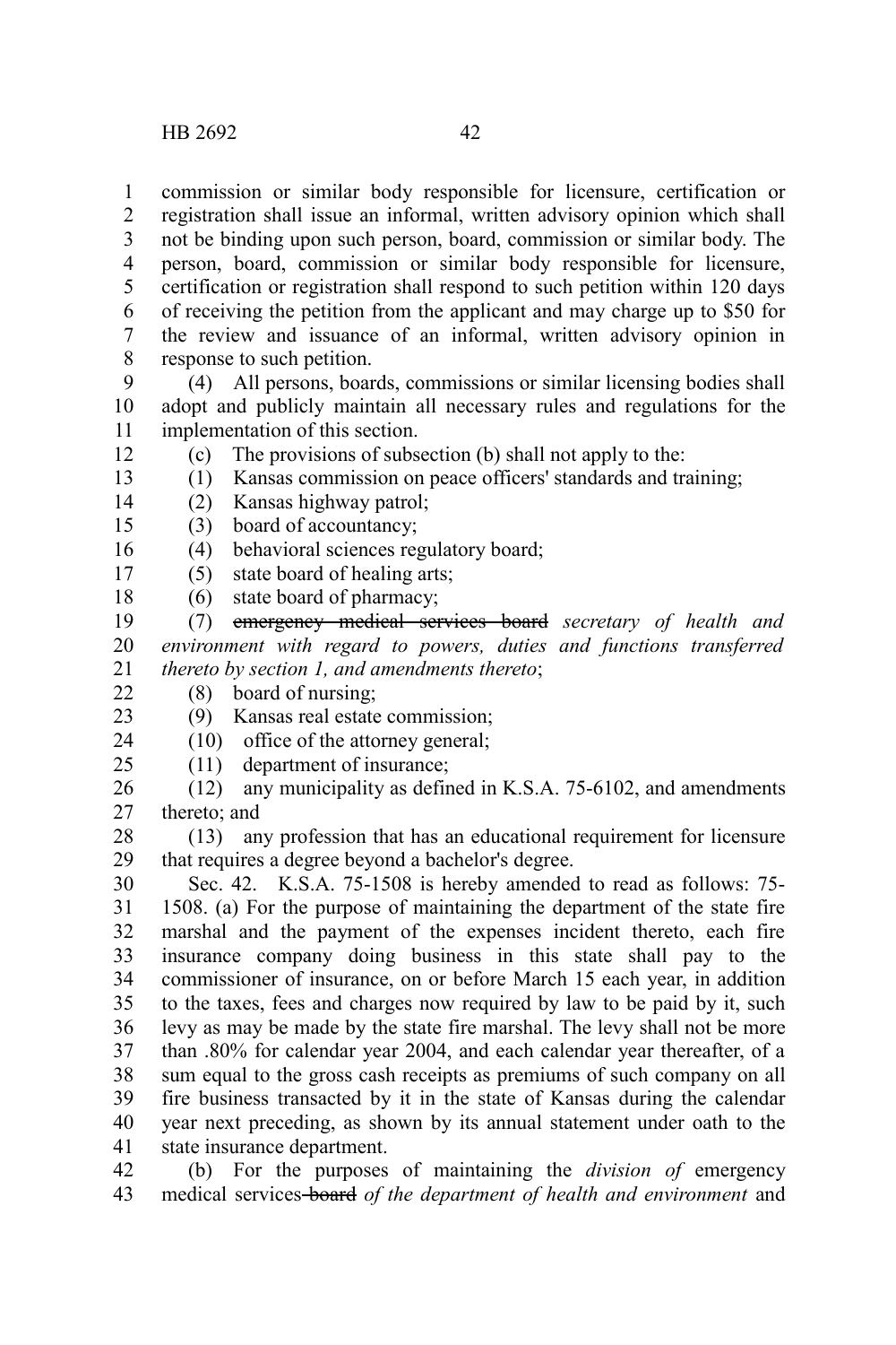commission or similar body responsible for licensure, certification or registration shall issue an informal, written advisory opinion which shall not be binding upon such person, board, commission or similar body. The person, board, commission or similar body responsible for licensure, certification or registration shall respond to such petition within 120 days of receiving the petition from the applicant and may charge up to $50 for the review and issuance of an informal, written advisory opinion in response to such petition.

(4) All persons, boards, commissions or similar licensing bodies shall adopt and publicly maintain all necessary rules and regulations for the implementation of this section.

(c) The provisions of subsection (b) shall not apply to the:

(1) Kansas commission on peace officers' standards and training;

(2) Kansas highway patrol;

(3) board of accountancy;

(4) behavioral sciences regulatory board;

(5) state board of healing arts;

(6) state board of pharmacy;

(7) ~~emergency medical services board~~ *secretary of health and environment with regard to powers, duties and functions transferred thereto by section 1, and amendments thereto*;

(8) board of nursing;

(9) Kansas real estate commission;

(10) office of the attorney general;

(11) department of insurance;

(12) any municipality as defined in K.S.A. 75-6102, and amendments thereto; and

(13) any profession that has an educational requirement for licensure that requires a degree beyond a bachelor's degree.

Sec. 42. K.S.A. 75-1508 is hereby amended to read as follows: 75-1508. (a) For the purpose of maintaining the department of the state fire marshal and the payment of the expenses incident thereto, each fire insurance company doing business in this state shall pay to the commissioner of insurance, on or before March 15 each year, in addition to the taxes, fees and charges now required by law to be paid by it, such levy as may be made by the state fire marshal. The levy shall not be more than .80% for calendar year 2004, and each calendar year thereafter, of a sum equal to the gross cash receipts as premiums of such company on all fire business transacted by it in the state of Kansas during the calendar year next preceding, as shown by its annual statement under oath to the state insurance department.

(b) For the purposes of maintaining the *division of* emergency medical services ~~board~~ *of the department of health and environment* and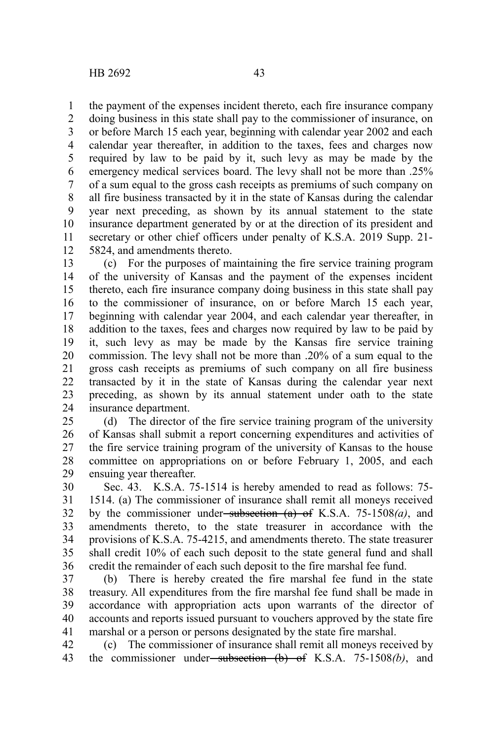the payment of the expenses incident thereto, each fire insurance company doing business in this state shall pay to the commissioner of insurance, on or before March 15 each year, beginning with calendar year 2002 and each calendar year thereafter, in addition to the taxes, fees and charges now required by law to be paid by it, such levy as may be made by the emergency medical services board. The levy shall not be more than .25% of a sum equal to the gross cash receipts as premiums of such company on all fire business transacted by it in the state of Kansas during the calendar year next preceding, as shown by its annual statement to the state insurance department generated by or at the direction of its president and secretary or other chief officers under penalty of K.S.A. 2019 Supp. 21-5824, and amendments thereto.

(c) For the purposes of maintaining the fire service training program of the university of Kansas and the payment of the expenses incident thereto, each fire insurance company doing business in this state shall pay to the commissioner of insurance, on or before March 15 each year, beginning with calendar year 2004, and each calendar year thereafter, in addition to the taxes, fees and charges now required by law to be paid by it, such levy as may be made by the Kansas fire service training commission. The levy shall not be more than .20% of a sum equal to the gross cash receipts as premiums of such company on all fire business transacted by it in the state of Kansas during the calendar year next preceding, as shown by its annual statement under oath to the state insurance department.

(d) The director of the fire service training program of the university of Kansas shall submit a report concerning expenditures and activities of the fire service training program of the university of Kansas to the house committee on appropriations on or before February 1, 2005, and each ensuing year thereafter.

Sec. 43. K.S.A. 75-1514 is hereby amended to read as follows: 75-1514. (a) The commissioner of insurance shall remit all moneys received by the commissioner under ~~subsection (a) of~~ K.S.A. 75-1508*(a)*, and amendments thereto, to the state treasurer in accordance with the provisions of K.S.A. 75-4215, and amendments thereto. The state treasurer shall credit 10% of each such deposit to the state general fund and shall credit the remainder of each such deposit to the fire marshal fee fund.

(b) There is hereby created the fire marshal fee fund in the state treasury. All expenditures from the fire marshal fee fund shall be made in accordance with appropriation acts upon warrants of the director of accounts and reports issued pursuant to vouchers approved by the state fire marshal or a person or persons designated by the state fire marshal.

(c) The commissioner of insurance shall remit all moneys received by the commissioner under ~~subsection (b) of~~ K.S.A. 75-1508*(b)*, and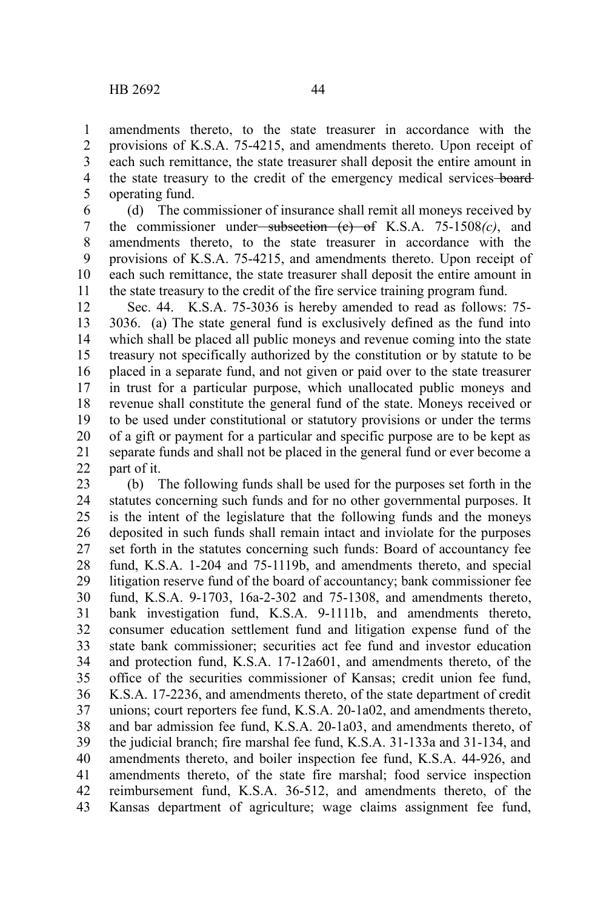amendments thereto, to the state treasurer in accordance with the provisions of K.S.A. 75-4215, and amendments thereto. Upon receipt of each such remittance, the state treasurer shall deposit the entire amount in the state treasury to the credit of the emergency medical services ~~board~~ operating fund.

(d) The commissioner of insurance shall remit all moneys received by the commissioner under ~~subsection (c) of~~ K.S.A. 75-1508*(c)*, and amendments thereto, to the state treasurer in accordance with the provisions of K.S.A. 75-4215, and amendments thereto. Upon receipt of each such remittance, the state treasurer shall deposit the entire amount in the state treasury to the credit of the fire service training program fund.

Sec. 44. K.S.A. 75-3036 is hereby amended to read as follows: 75-3036. (a) The state general fund is exclusively defined as the fund into which shall be placed all public moneys and revenue coming into the state treasury not specifically authorized by the constitution or by statute to be placed in a separate fund, and not given or paid over to the state treasurer in trust for a particular purpose, which unallocated public moneys and revenue shall constitute the general fund of the state. Moneys received or to be used under constitutional or statutory provisions or under the terms of a gift or payment for a particular and specific purpose are to be kept as separate funds and shall not be placed in the general fund or ever become a part of it.

(b) The following funds shall be used for the purposes set forth in the statutes concerning such funds and for no other governmental purposes. It is the intent of the legislature that the following funds and the moneys deposited in such funds shall remain intact and inviolate for the purposes set forth in the statutes concerning such funds: Board of accountancy fee fund, K.S.A. 1-204 and 75-1119b, and amendments thereto, and special litigation reserve fund of the board of accountancy; bank commissioner fee fund, K.S.A. 9-1703, 16a-2-302 and 75-1308, and amendments thereto, bank investigation fund, K.S.A. 9-1111b, and amendments thereto, consumer education settlement fund and litigation expense fund of the state bank commissioner; securities act fee fund and investor education and protection fund, K.S.A. 17-12a601, and amendments thereto, of the office of the securities commissioner of Kansas; credit union fee fund, K.S.A. 17-2236, and amendments thereto, of the state department of credit unions; court reporters fee fund, K.S.A. 20-1a02, and amendments thereto, and bar admission fee fund, K.S.A. 20-1a03, and amendments thereto, of the judicial branch; fire marshal fee fund, K.S.A. 31-133a and 31-134, and amendments thereto, and boiler inspection fee fund, K.S.A. 44-926, and amendments thereto, of the state fire marshal; food service inspection reimbursement fund, K.S.A. 36-512, and amendments thereto, of the Kansas department of agriculture; wage claims assignment fee fund,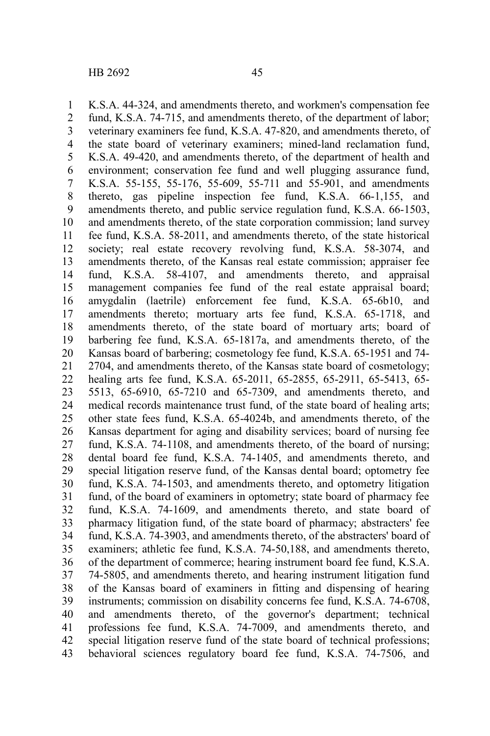K.S.A. 44-324, and amendments thereto, and workmen's compensation fee fund, K.S.A. 74-715, and amendments thereto, of the department of labor; veterinary examiners fee fund, K.S.A. 47-820, and amendments thereto, of the state board of veterinary examiners; mined-land reclamation fund, K.S.A. 49-420, and amendments thereto, of the department of health and environment; conservation fee fund and well plugging assurance fund, K.S.A. 55-155, 55-176, 55-609, 55-711 and 55-901, and amendments thereto, gas pipeline inspection fee fund, K.S.A. 66-1,155, and amendments thereto, and public service regulation fund, K.S.A. 66-1503, and amendments thereto, of the state corporation commission; land survey fee fund, K.S.A. 58-2011, and amendments thereto, of the state historical society; real estate recovery revolving fund, K.S.A. 58-3074, and amendments thereto, of the Kansas real estate commission; appraiser fee fund, K.S.A. 58-4107, and amendments thereto, and appraisal management companies fee fund of the real estate appraisal board; amygdalin (laetrile) enforcement fee fund, K.S.A. 65-6b10, and amendments thereto; mortuary arts fee fund, K.S.A. 65-1718, and amendments thereto, of the state board of mortuary arts; board of barbering fee fund, K.S.A. 65-1817a, and amendments thereto, of the Kansas board of barbering; cosmetology fee fund, K.S.A. 65-1951 and 74-2704, and amendments thereto, of the Kansas state board of cosmetology; healing arts fee fund, K.S.A. 65-2011, 65-2855, 65-2911, 65-5413, 65-5513, 65-6910, 65-7210 and 65-7309, and amendments thereto, and medical records maintenance trust fund, of the state board of healing arts; other state fees fund, K.S.A. 65-4024b, and amendments thereto, of the Kansas department for aging and disability services; board of nursing fee fund, K.S.A. 74-1108, and amendments thereto, of the board of nursing; dental board fee fund, K.S.A. 74-1405, and amendments thereto, and special litigation reserve fund, of the Kansas dental board; optometry fee fund, K.S.A. 74-1503, and amendments thereto, and optometry litigation fund, of the board of examiners in optometry; state board of pharmacy fee fund, K.S.A. 74-1609, and amendments thereto, and state board of pharmacy litigation fund, of the state board of pharmacy; abstracters' fee fund, K.S.A. 74-3903, and amendments thereto, of the abstracters' board of examiners; athletic fee fund, K.S.A. 74-50,188, and amendments thereto, of the department of commerce; hearing instrument board fee fund, K.S.A. 74-5805, and amendments thereto, and hearing instrument litigation fund of the Kansas board of examiners in fitting and dispensing of hearing instruments; commission on disability concerns fee fund, K.S.A. 74-6708, and amendments thereto, of the governor's department; technical professions fee fund, K.S.A. 74-7009, and amendments thereto, and special litigation reserve fund of the state board of technical professions; behavioral sciences regulatory board fee fund, K.S.A. 74-7506, and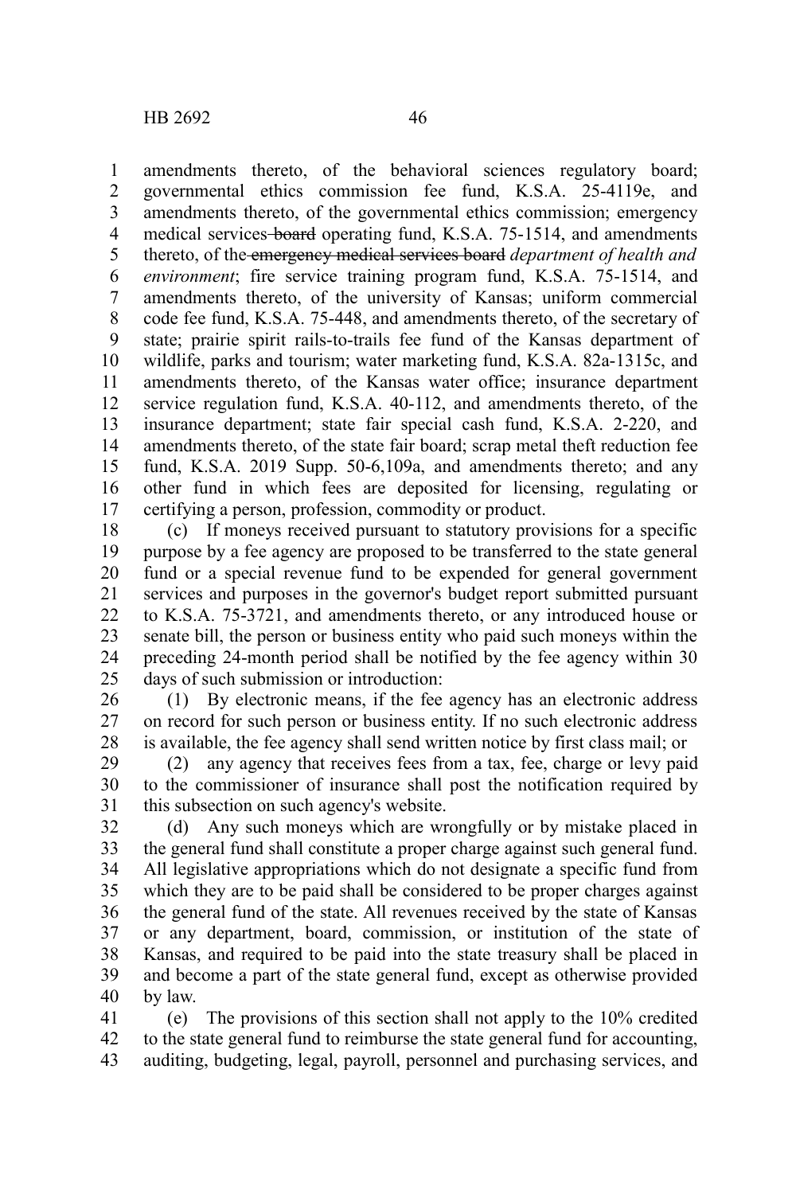amendments thereto, of the behavioral sciences regulatory board; governmental ethics commission fee fund, K.S.A. 25-4119e, and amendments thereto, of the governmental ethics commission; emergency medical services ~~board~~ operating fund, K.S.A. 75-1514, and amendments thereto, of the ~~emergency medical services board~~ *department of health and environment*; fire service training program fund, K.S.A. 75-1514, and amendments thereto, of the university of Kansas; uniform commercial code fee fund, K.S.A. 75-448, and amendments thereto, of the secretary of state; prairie spirit rails-to-trails fee fund of the Kansas department of wildlife, parks and tourism; water marketing fund, K.S.A. 82a-1315c, and amendments thereto, of the Kansas water office; insurance department service regulation fund, K.S.A. 40-112, and amendments thereto, of the insurance department; state fair special cash fund, K.S.A. 2-220, and amendments thereto, of the state fair board; scrap metal theft reduction fee fund, K.S.A. 2019 Supp. 50-6,109a, and amendments thereto; and any other fund in which fees are deposited for licensing, regulating or certifying a person, profession, commodity or product.

(c) If moneys received pursuant to statutory provisions for a specific purpose by a fee agency are proposed to be transferred to the state general fund or a special revenue fund to be expended for general government services and purposes in the governor's budget report submitted pursuant to K.S.A. 75-3721, and amendments thereto, or any introduced house or senate bill, the person or business entity who paid such moneys within the preceding 24-month period shall be notified by the fee agency within 30 days of such submission or introduction:

(1) By electronic means, if the fee agency has an electronic address on record for such person or business entity. If no such electronic address is available, the fee agency shall send written notice by first class mail; or

(2) any agency that receives fees from a tax, fee, charge or levy paid to the commissioner of insurance shall post the notification required by this subsection on such agency's website.

(d) Any such moneys which are wrongfully or by mistake placed in the general fund shall constitute a proper charge against such general fund. All legislative appropriations which do not designate a specific fund from which they are to be paid shall be considered to be proper charges against the general fund of the state. All revenues received by the state of Kansas or any department, board, commission, or institution of the state of Kansas, and required to be paid into the state treasury shall be placed in and become a part of the state general fund, except as otherwise provided by law.

(e) The provisions of this section shall not apply to the 10% credited to the state general fund to reimburse the state general fund for accounting, auditing, budgeting, legal, payroll, personnel and purchasing services, and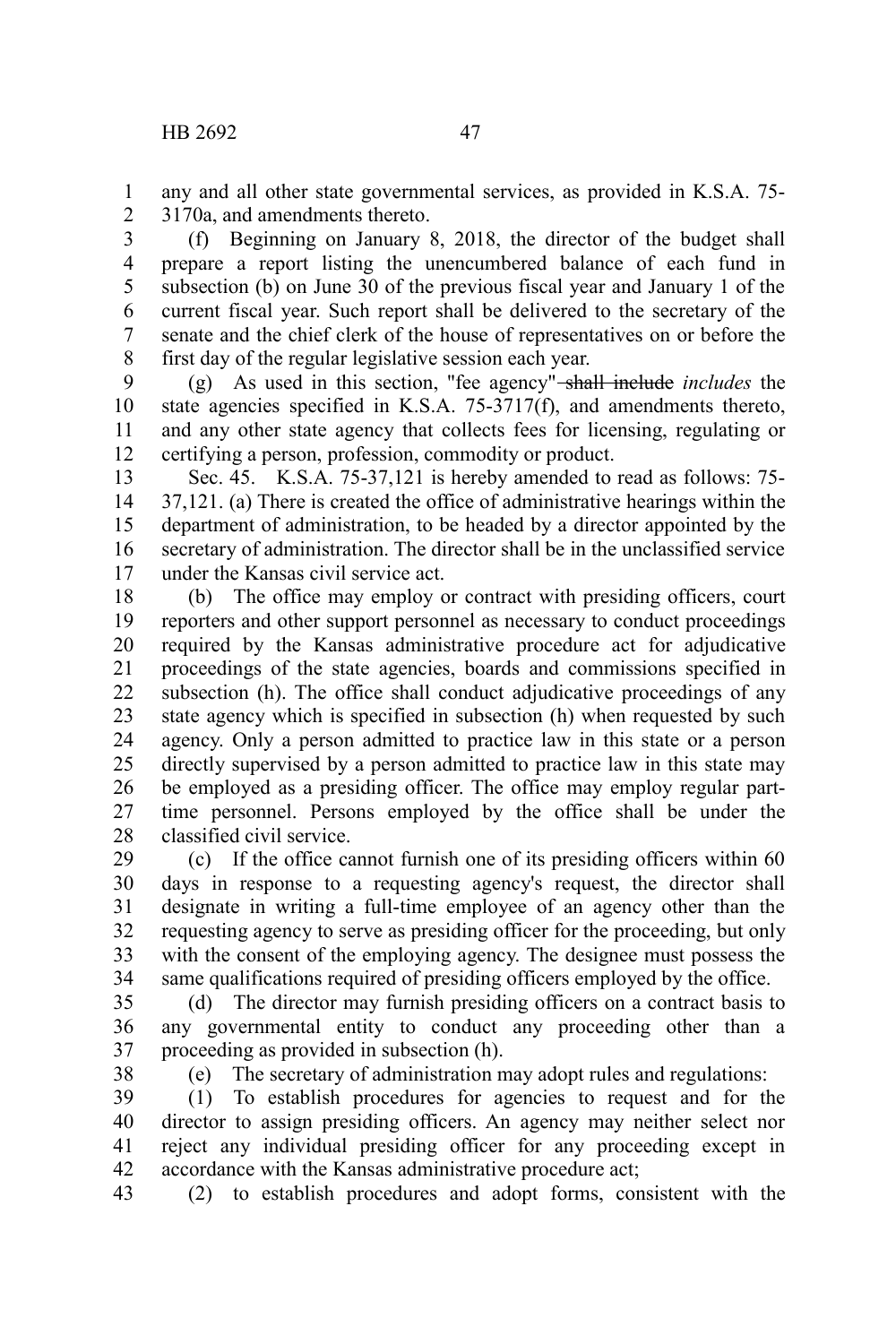any and all other state governmental services, as provided in K.S.A. 75-3170a, and amendments thereto.

(f) Beginning on January 8, 2018, the director of the budget shall prepare a report listing the unencumbered balance of each fund in subsection (b) on June 30 of the previous fiscal year and January 1 of the current fiscal year. Such report shall be delivered to the secretary of the senate and the chief clerk of the house of representatives on or before the first day of the regular legislative session each year.

(g) As used in this section, "fee agency" ~~shall include~~ *includes* the state agencies specified in K.S.A. 75-3717(f), and amendments thereto, and any other state agency that collects fees for licensing, regulating or certifying a person, profession, commodity or product.

Sec. 45. K.S.A. 75-37,121 is hereby amended to read as follows: 75-37,121. (a) There is created the office of administrative hearings within the department of administration, to be headed by a director appointed by the secretary of administration. The director shall be in the unclassified service under the Kansas civil service act.

(b) The office may employ or contract with presiding officers, court reporters and other support personnel as necessary to conduct proceedings required by the Kansas administrative procedure act for adjudicative proceedings of the state agencies, boards and commissions specified in subsection (h). The office shall conduct adjudicative proceedings of any state agency which is specified in subsection (h) when requested by such agency. Only a person admitted to practice law in this state or a person directly supervised by a person admitted to practice law in this state may be employed as a presiding officer. The office may employ regular part-time personnel. Persons employed by the office shall be under the classified civil service.

(c) If the office cannot furnish one of its presiding officers within 60 days in response to a requesting agency's request, the director shall designate in writing a full-time employee of an agency other than the requesting agency to serve as presiding officer for the proceeding, but only with the consent of the employing agency. The designee must possess the same qualifications required of presiding officers employed by the office.

(d) The director may furnish presiding officers on a contract basis to any governmental entity to conduct any proceeding other than a proceeding as provided in subsection (h).

(e) The secretary of administration may adopt rules and regulations:

(1) To establish procedures for agencies to request and for the director to assign presiding officers. An agency may neither select nor reject any individual presiding officer for any proceeding except in accordance with the Kansas administrative procedure act;

(2) to establish procedures and adopt forms, consistent with the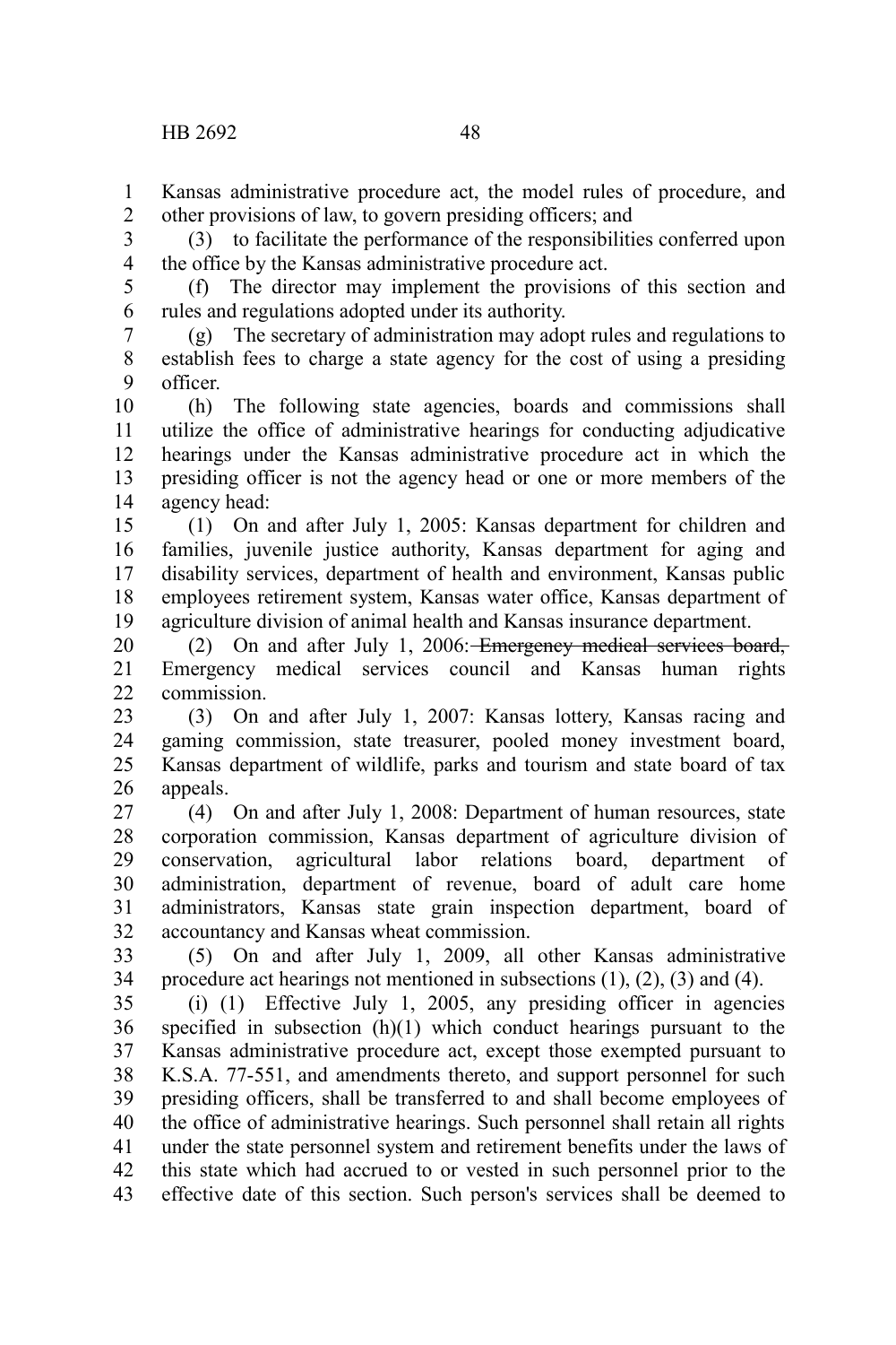Kansas administrative procedure act, the model rules of procedure, and other provisions of law, to govern presiding officers; and

(3) to facilitate the performance of the responsibilities conferred upon the office by the Kansas administrative procedure act.

(f) The director may implement the provisions of this section and rules and regulations adopted under its authority.

(g) The secretary of administration may adopt rules and regulations to establish fees to charge a state agency for the cost of using a presiding officer.

(h) The following state agencies, boards and commissions shall utilize the office of administrative hearings for conducting adjudicative hearings under the Kansas administrative procedure act in which the presiding officer is not the agency head or one or more members of the agency head:

(1) On and after July 1, 2005: Kansas department for children and families, juvenile justice authority, Kansas department for aging and disability services, department of health and environment, Kansas public employees retirement system, Kansas water office, Kansas department of agriculture division of animal health and Kansas insurance department.

(2) On and after July 1, 2006: ~~Emergency medical services board,~~ Emergency medical services council and Kansas human rights commission.

(3) On and after July 1, 2007: Kansas lottery, Kansas racing and gaming commission, state treasurer, pooled money investment board, Kansas department of wildlife, parks and tourism and state board of tax appeals.

(4) On and after July 1, 2008: Department of human resources, state corporation commission, Kansas department of agriculture division of conservation, agricultural labor relations board, department of administration, department of revenue, board of adult care home administrators, Kansas state grain inspection department, board of accountancy and Kansas wheat commission.

(5) On and after July 1, 2009, all other Kansas administrative procedure act hearings not mentioned in subsections (1), (2), (3) and (4).

(i) (1) Effective July 1, 2005, any presiding officer in agencies specified in subsection (h)(1) which conduct hearings pursuant to the Kansas administrative procedure act, except those exempted pursuant to K.S.A. 77-551, and amendments thereto, and support personnel for such presiding officers, shall be transferred to and shall become employees of the office of administrative hearings. Such personnel shall retain all rights under the state personnel system and retirement benefits under the laws of this state which had accrued to or vested in such personnel prior to the effective date of this section. Such person's services shall be deemed to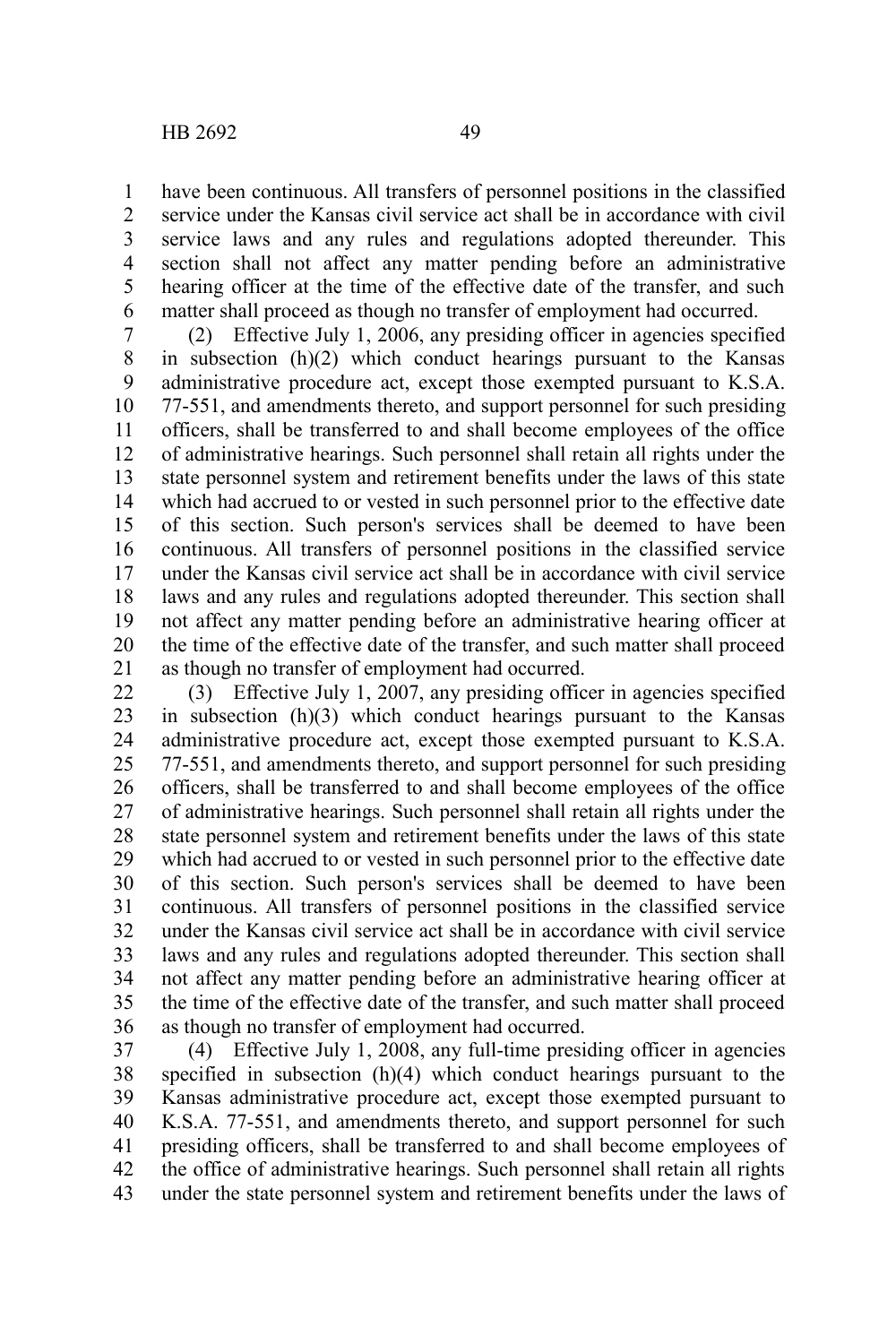have been continuous. All transfers of personnel positions in the classified service under the Kansas civil service act shall be in accordance with civil service laws and any rules and regulations adopted thereunder. This section shall not affect any matter pending before an administrative hearing officer at the time of the effective date of the transfer, and such matter shall proceed as though no transfer of employment had occurred.

(2) Effective July 1, 2006, any presiding officer in agencies specified in subsection (h)(2) which conduct hearings pursuant to the Kansas administrative procedure act, except those exempted pursuant to K.S.A. 77-551, and amendments thereto, and support personnel for such presiding officers, shall be transferred to and shall become employees of the office of administrative hearings. Such personnel shall retain all rights under the state personnel system and retirement benefits under the laws of this state which had accrued to or vested in such personnel prior to the effective date of this section. Such person's services shall be deemed to have been continuous. All transfers of personnel positions in the classified service under the Kansas civil service act shall be in accordance with civil service laws and any rules and regulations adopted thereunder. This section shall not affect any matter pending before an administrative hearing officer at the time of the effective date of the transfer, and such matter shall proceed as though no transfer of employment had occurred.

(3) Effective July 1, 2007, any presiding officer in agencies specified in subsection (h)(3) which conduct hearings pursuant to the Kansas administrative procedure act, except those exempted pursuant to K.S.A. 77-551, and amendments thereto, and support personnel for such presiding officers, shall be transferred to and shall become employees of the office of administrative hearings. Such personnel shall retain all rights under the state personnel system and retirement benefits under the laws of this state which had accrued to or vested in such personnel prior to the effective date of this section. Such person's services shall be deemed to have been continuous. All transfers of personnel positions in the classified service under the Kansas civil service act shall be in accordance with civil service laws and any rules and regulations adopted thereunder. This section shall not affect any matter pending before an administrative hearing officer at the time of the effective date of the transfer, and such matter shall proceed as though no transfer of employment had occurred.

(4) Effective July 1, 2008, any full-time presiding officer in agencies specified in subsection (h)(4) which conduct hearings pursuant to the Kansas administrative procedure act, except those exempted pursuant to K.S.A. 77-551, and amendments thereto, and support personnel for such presiding officers, shall be transferred to and shall become employees of the office of administrative hearings. Such personnel shall retain all rights under the state personnel system and retirement benefits under the laws of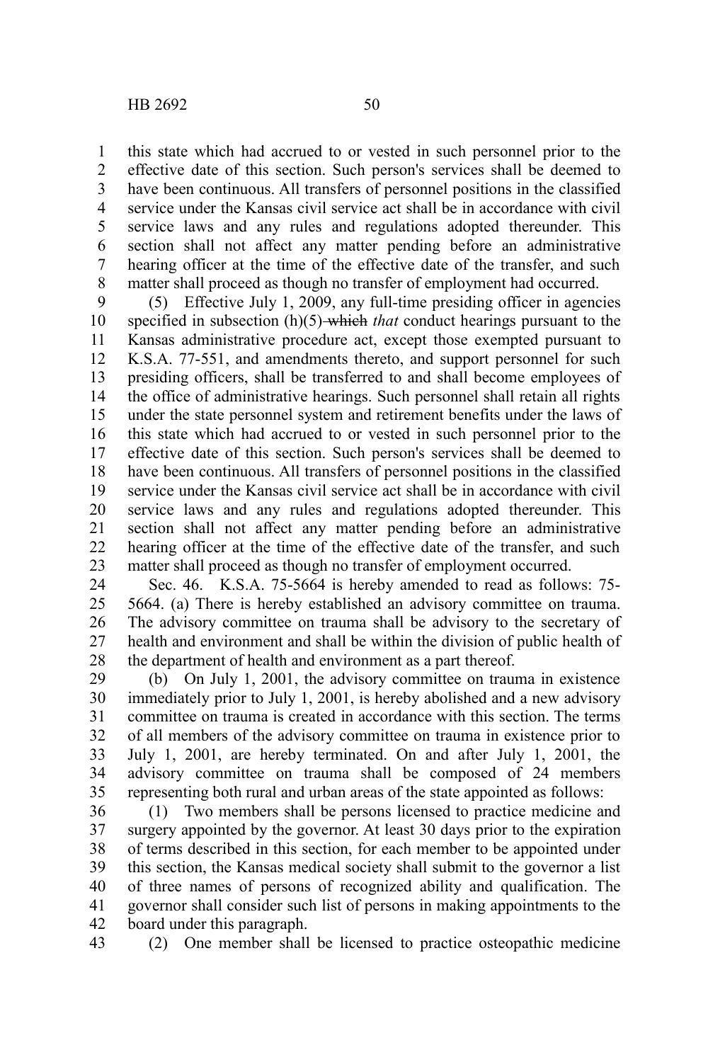this state which had accrued to or vested in such personnel prior to the effective date of this section. Such person's services shall be deemed to have been continuous. All transfers of personnel positions in the classified service under the Kansas civil service act shall be in accordance with civil service laws and any rules and regulations adopted thereunder. This section shall not affect any matter pending before an administrative hearing officer at the time of the effective date of the transfer, and such matter shall proceed as though no transfer of employment had occurred.

(5) Effective July 1, 2009, any full-time presiding officer in agencies specified in subsection (h)(5) ~~which~~ *that* conduct hearings pursuant to the Kansas administrative procedure act, except those exempted pursuant to K.S.A. 77-551, and amendments thereto, and support personnel for such presiding officers, shall be transferred to and shall become employees of the office of administrative hearings. Such personnel shall retain all rights under the state personnel system and retirement benefits under the laws of this state which had accrued to or vested in such personnel prior to the effective date of this section. Such person's services shall be deemed to have been continuous. All transfers of personnel positions in the classified service under the Kansas civil service act shall be in accordance with civil service laws and any rules and regulations adopted thereunder. This section shall not affect any matter pending before an administrative hearing officer at the time of the effective date of the transfer, and such matter shall proceed as though no transfer of employment occurred.

Sec. 46. K.S.A. 75-5664 is hereby amended to read as follows: 75-5664. (a) There is hereby established an advisory committee on trauma. The advisory committee on trauma shall be advisory to the secretary of health and environment and shall be within the division of public health of the department of health and environment as a part thereof.

(b) On July 1, 2001, the advisory committee on trauma in existence immediately prior to July 1, 2001, is hereby abolished and a new advisory committee on trauma is created in accordance with this section. The terms of all members of the advisory committee on trauma in existence prior to July 1, 2001, are hereby terminated. On and after July 1, 2001, the advisory committee on trauma shall be composed of 24 members representing both rural and urban areas of the state appointed as follows:

(1) Two members shall be persons licensed to practice medicine and surgery appointed by the governor. At least 30 days prior to the expiration of terms described in this section, for each member to be appointed under this section, the Kansas medical society shall submit to the governor a list of three names of persons of recognized ability and qualification. The governor shall consider such list of persons in making appointments to the board under this paragraph.

(2) One member shall be licensed to practice osteopathic medicine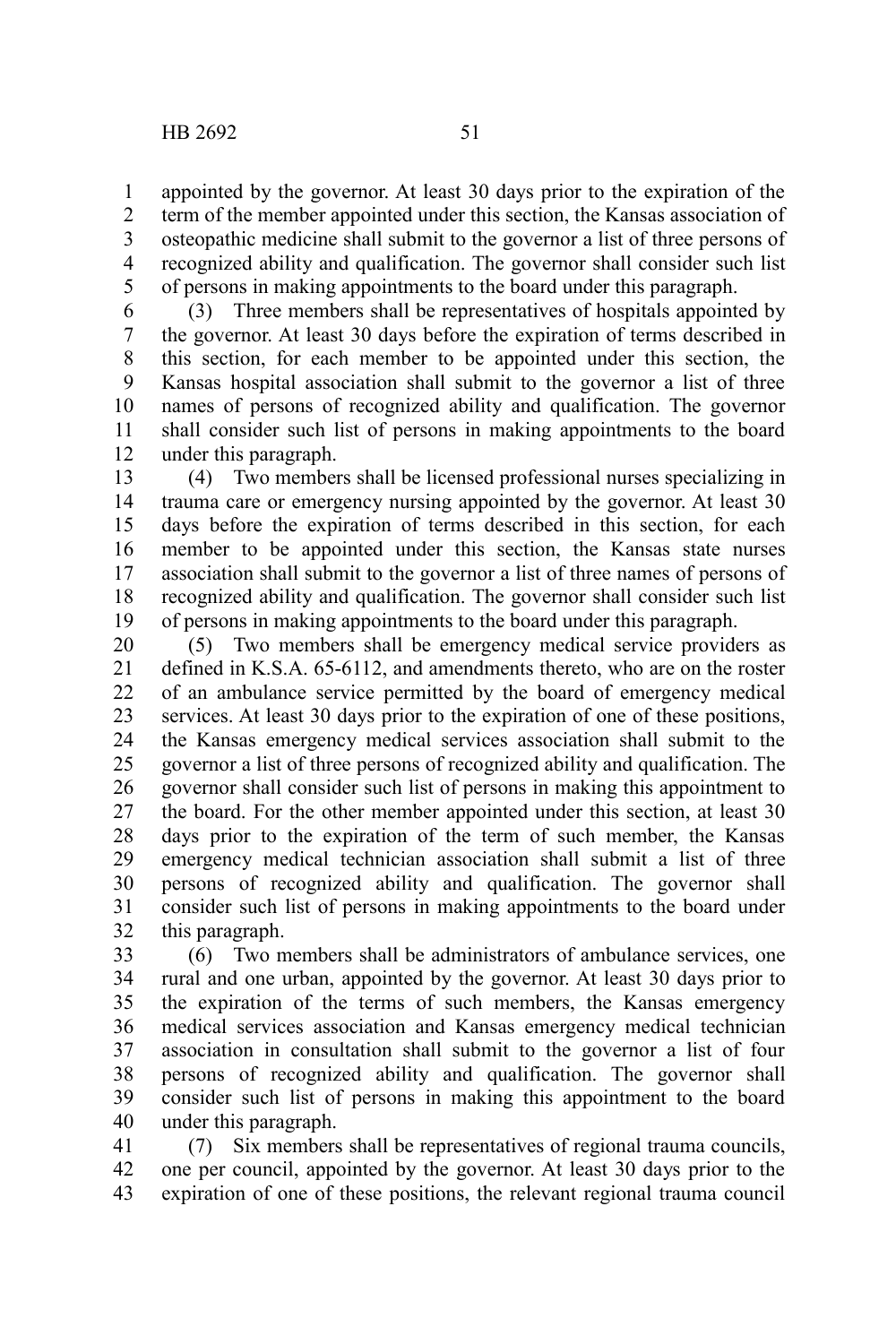appointed by the governor. At least 30 days prior to the expiration of the term of the member appointed under this section, the Kansas association of osteopathic medicine shall submit to the governor a list of three persons of recognized ability and qualification. The governor shall consider such list of persons in making appointments to the board under this paragraph.

(3) Three members shall be representatives of hospitals appointed by the governor. At least 30 days before the expiration of terms described in this section, for each member to be appointed under this section, the Kansas hospital association shall submit to the governor a list of three names of persons of recognized ability and qualification. The governor shall consider such list of persons in making appointments to the board under this paragraph.

(4) Two members shall be licensed professional nurses specializing in trauma care or emergency nursing appointed by the governor. At least 30 days before the expiration of terms described in this section, for each member to be appointed under this section, the Kansas state nurses association shall submit to the governor a list of three names of persons of recognized ability and qualification. The governor shall consider such list of persons in making appointments to the board under this paragraph.

(5) Two members shall be emergency medical service providers as defined in K.S.A. 65-6112, and amendments thereto, who are on the roster of an ambulance service permitted by the board of emergency medical services. At least 30 days prior to the expiration of one of these positions, the Kansas emergency medical services association shall submit to the governor a list of three persons of recognized ability and qualification. The governor shall consider such list of persons in making this appointment to the board. For the other member appointed under this section, at least 30 days prior to the expiration of the term of such member, the Kansas emergency medical technician association shall submit a list of three persons of recognized ability and qualification. The governor shall consider such list of persons in making appointments to the board under this paragraph.

(6) Two members shall be administrators of ambulance services, one rural and one urban, appointed by the governor. At least 30 days prior to the expiration of the terms of such members, the Kansas emergency medical services association and Kansas emergency medical technician association in consultation shall submit to the governor a list of four persons of recognized ability and qualification. The governor shall consider such list of persons in making this appointment to the board under this paragraph.

(7) Six members shall be representatives of regional trauma councils, one per council, appointed by the governor. At least 30 days prior to the expiration of one of these positions, the relevant regional trauma council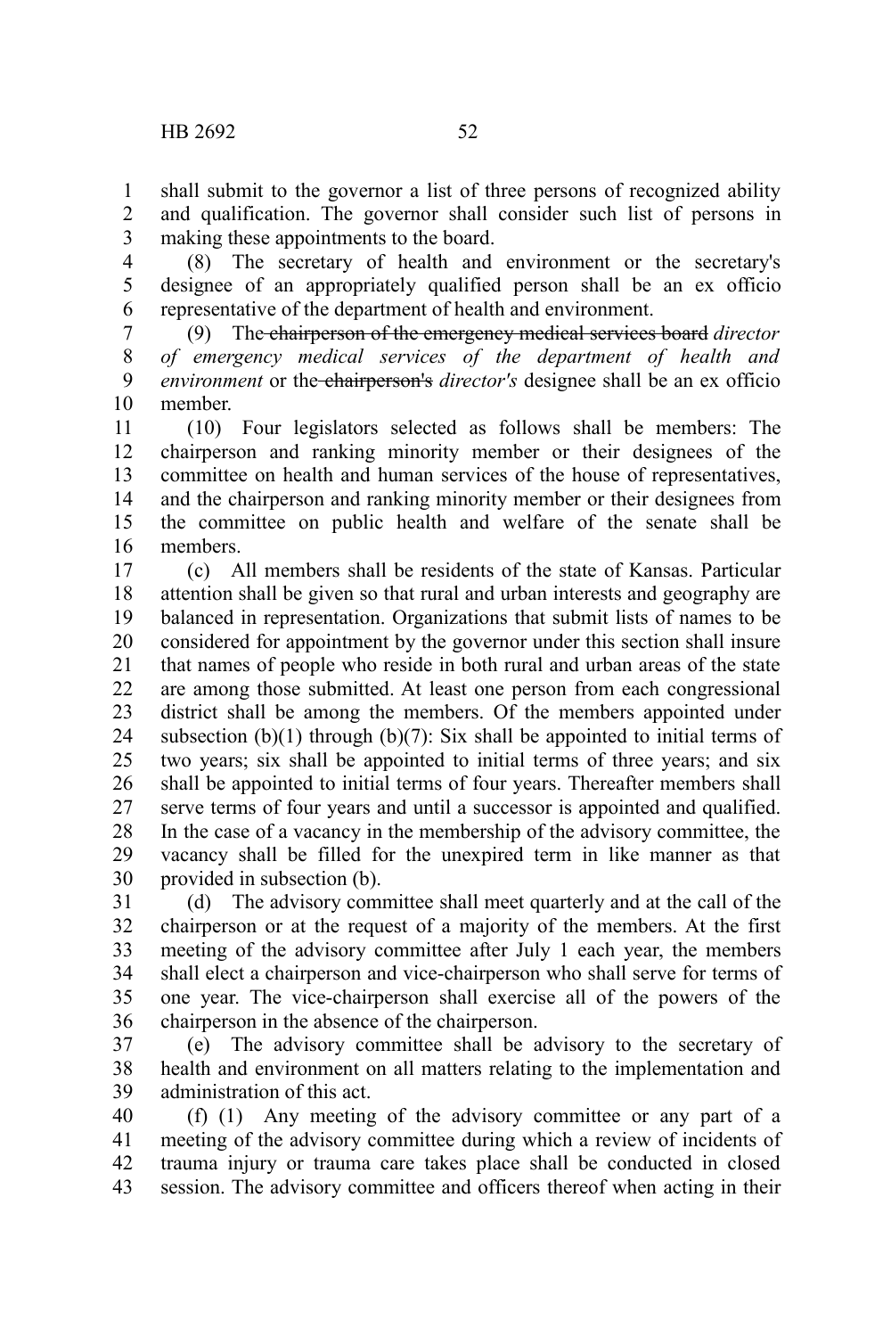shall submit to the governor a list of three persons of recognized ability and qualification. The governor shall consider such list of persons in making these appointments to the board.

(8) The secretary of health and environment or the secretary's designee of an appropriately qualified person shall be an ex officio representative of the department of health and environment.

(9) The ~~chairperson of the emergency medical services board~~ *director of emergency medical services of the department of health and environment* or the ~~chairperson's~~ *director's* designee shall be an ex officio member.

(10) Four legislators selected as follows shall be members: The chairperson and ranking minority member or their designees of the committee on health and human services of the house of representatives, and the chairperson and ranking minority member or their designees from the committee on public health and welfare of the senate shall be members.

(c) All members shall be residents of the state of Kansas. Particular attention shall be given so that rural and urban interests and geography are balanced in representation. Organizations that submit lists of names to be considered for appointment by the governor under this section shall insure that names of people who reside in both rural and urban areas of the state are among those submitted. At least one person from each congressional district shall be among the members. Of the members appointed under subsection (b)(1) through (b)(7): Six shall be appointed to initial terms of two years; six shall be appointed to initial terms of three years; and six shall be appointed to initial terms of four years. Thereafter members shall serve terms of four years and until a successor is appointed and qualified. In the case of a vacancy in the membership of the advisory committee, the vacancy shall be filled for the unexpired term in like manner as that provided in subsection (b).

(d) The advisory committee shall meet quarterly and at the call of the chairperson or at the request of a majority of the members. At the first meeting of the advisory committee after July 1 each year, the members shall elect a chairperson and vice-chairperson who shall serve for terms of one year. The vice-chairperson shall exercise all of the powers of the chairperson in the absence of the chairperson.

(e) The advisory committee shall be advisory to the secretary of health and environment on all matters relating to the implementation and administration of this act.

(f) (1) Any meeting of the advisory committee or any part of a meeting of the advisory committee during which a review of incidents of trauma injury or trauma care takes place shall be conducted in closed session. The advisory committee and officers thereof when acting in their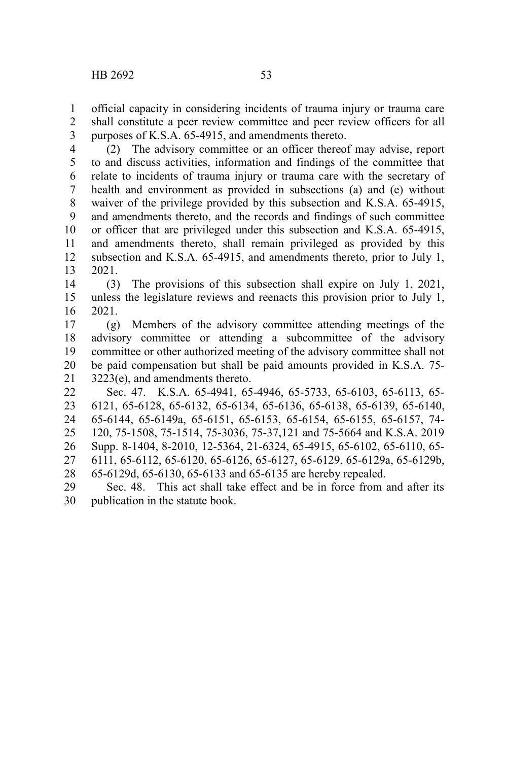official capacity in considering incidents of trauma injury or trauma care shall constitute a peer review committee and peer review officers for all purposes of K.S.A. 65-4915, and amendments thereto.

(2) The advisory committee or an officer thereof may advise, report to and discuss activities, information and findings of the committee that relate to incidents of trauma injury or trauma care with the secretary of health and environment as provided in subsections (a) and (e) without waiver of the privilege provided by this subsection and K.S.A. 65-4915, and amendments thereto, and the records and findings of such committee or officer that are privileged under this subsection and K.S.A. 65-4915, and amendments thereto, shall remain privileged as provided by this subsection and K.S.A. 65-4915, and amendments thereto, prior to July 1, 2021.

(3) The provisions of this subsection shall expire on July 1, 2021, unless the legislature reviews and reenacts this provision prior to July 1, 2021.

(g) Members of the advisory committee attending meetings of the advisory committee or attending a subcommittee of the advisory committee or other authorized meeting of the advisory committee shall not be paid compensation but shall be paid amounts provided in K.S.A. 75-3223(e), and amendments thereto.

Sec. 47. K.S.A. 65-4941, 65-4946, 65-5733, 65-6103, 65-6113, 65-6121, 65-6128, 65-6132, 65-6134, 65-6136, 65-6138, 65-6139, 65-6140, 65-6144, 65-6149a, 65-6151, 65-6153, 65-6154, 65-6155, 65-6157, 74-120, 75-1508, 75-1514, 75-3036, 75-37,121 and 75-5664 and K.S.A. 2019 Supp. 8-1404, 8-2010, 12-5364, 21-6324, 65-4915, 65-6102, 65-6110, 65-6111, 65-6112, 65-6120, 65-6126, 65-6127, 65-6129, 65-6129a, 65-6129b, 65-6129d, 65-6130, 65-6133 and 65-6135 are hereby repealed.

Sec. 48. This act shall take effect and be in force from and after its publication in the statute book.